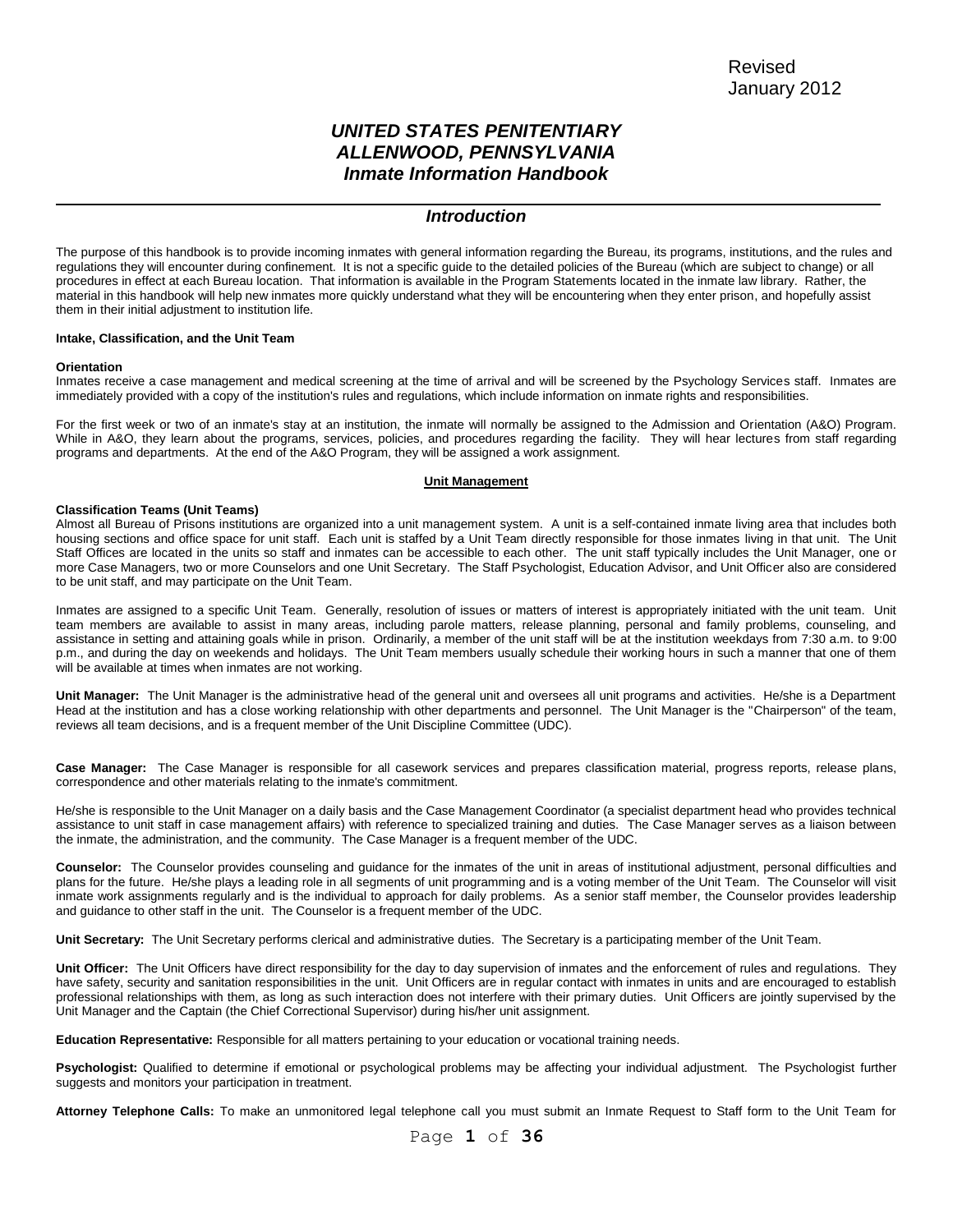Revised
January 2012

# *UNITED STATES PENITENTIARY ALLENWOOD, PENNSYLVANIA Inmate Information Handbook*

## *Introduction*

The purpose of this handbook is to provide incoming inmates with general information regarding the Bureau, its programs, institutions, and the rules and regulations they will encounter during confinement. It is not a specific guide to the detailed policies of the Bureau (which are subject to change) or all procedures in effect at each Bureau location. That information is available in the Program Statements located in the inmate law library. Rather, the material in this handbook will help new inmates more quickly understand what they will be encountering when they enter prison, and hopefully assist them in their initial adjustment to institution life.

**Intake, Classification, and the Unit Team**

**Orientation**
Inmates receive a case management and medical screening at the time of arrival and will be screened by the Psychology Services staff. Inmates are immediately provided with a copy of the institution's rules and regulations, which include information on inmate rights and responsibilities.

For the first week or two of an inmate's stay at an institution, the inmate will normally be assigned to the Admission and Orientation (A&O) Program. While in A&O, they learn about the programs, services, policies, and procedures regarding the facility. They will hear lectures from staff regarding programs and departments. At the end of the A&O Program, they will be assigned a work assignment.

**Unit Management**

**Classification Teams (Unit Teams)**
Almost all Bureau of Prisons institutions are organized into a unit management system. A unit is a self-contained inmate living area that includes both housing sections and office space for unit staff. Each unit is staffed by a Unit Team directly responsible for those inmates living in that unit. The Unit Staff Offices are located in the units so staff and inmates can be accessible to each other. The unit staff typically includes the Unit Manager, one or more Case Managers, two or more Counselors and one Unit Secretary. The Staff Psychologist, Education Advisor, and Unit Officer also are considered to be unit staff, and may participate on the Unit Team.

Inmates are assigned to a specific Unit Team. Generally, resolution of issues or matters of interest is appropriately initiated with the unit team. Unit team members are available to assist in many areas, including parole matters, release planning, personal and family problems, counseling, and assistance in setting and attaining goals while in prison. Ordinarily, a member of the unit staff will be at the institution weekdays from 7:30 a.m. to 9:00 p.m., and during the day on weekends and holidays. The Unit Team members usually schedule their working hours in such a manner that one of them will be available at times when inmates are not working.

**Unit Manager:** The Unit Manager is the administrative head of the general unit and oversees all unit programs and activities. He/she is a Department Head at the institution and has a close working relationship with other departments and personnel. The Unit Manager is the "Chairperson" of the team, reviews all team decisions, and is a frequent member of the Unit Discipline Committee (UDC).

**Case Manager:** The Case Manager is responsible for all casework services and prepares classification material, progress reports, release plans, correspondence and other materials relating to the inmate's commitment.

He/she is responsible to the Unit Manager on a daily basis and the Case Management Coordinator (a specialist department head who provides technical assistance to unit staff in case management affairs) with reference to specialized training and duties. The Case Manager serves as a liaison between the inmate, the administration, and the community. The Case Manager is a frequent member of the UDC.

**Counselor:** The Counselor provides counseling and guidance for the inmates of the unit in areas of institutional adjustment, personal difficulties and plans for the future. He/she plays a leading role in all segments of unit programming and is a voting member of the Unit Team. The Counselor will visit inmate work assignments regularly and is the individual to approach for daily problems. As a senior staff member, the Counselor provides leadership and guidance to other staff in the unit. The Counselor is a frequent member of the UDC.

**Unit Secretary:** The Unit Secretary performs clerical and administrative duties. The Secretary is a participating member of the Unit Team.

**Unit Officer:** The Unit Officers have direct responsibility for the day to day supervision of inmates and the enforcement of rules and regulations. They have safety, security and sanitation responsibilities in the unit. Unit Officers are in regular contact with inmates in units and are encouraged to establish professional relationships with them, as long as such interaction does not interfere with their primary duties. Unit Officers are jointly supervised by the Unit Manager and the Captain (the Chief Correctional Supervisor) during his/her unit assignment.

**Education Representative:** Responsible for all matters pertaining to your education or vocational training needs.

**Psychologist:** Qualified to determine if emotional or psychological problems may be affecting your individual adjustment. The Psychologist further suggests and monitors your participation in treatment.

**Attorney Telephone Calls:** To make an unmonitored legal telephone call you must submit an Inmate Request to Staff form to the Unit Team for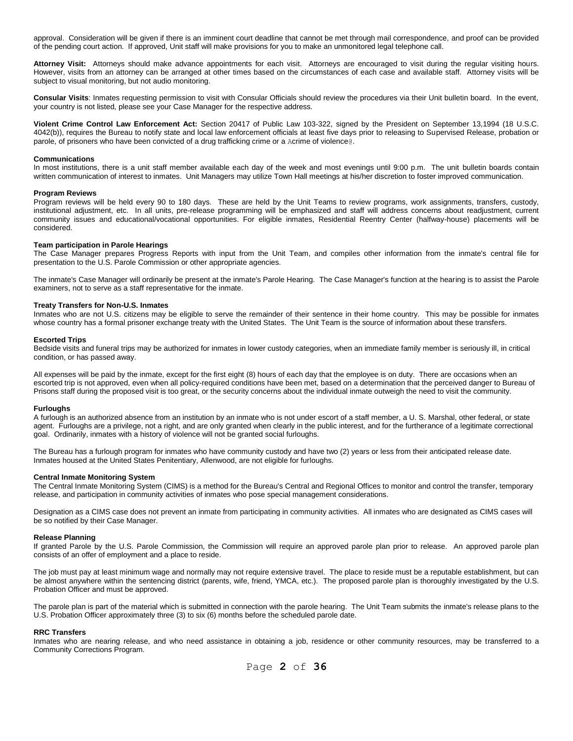approval. Consideration will be given if there is an imminent court deadline that cannot be met through mail correspondence, and proof can be provided of the pending court action. If approved, Unit staff will make provisions for you to make an unmonitored legal telephone call.

**Attorney Visit:** Attorneys should make advance appointments for each visit. Attorneys are encouraged to visit during the regular visiting hours. However, visits from an attorney can be arranged at other times based on the circumstances of each case and available staff. Attorney visits will be subject to visual monitoring, but not audio monitoring.

**Consular Visits**: Inmates requesting permission to visit with Consular Officials should review the procedures via their Unit bulletin board. In the event, your country is not listed, please see your Case Manager for the respective address.

**Violent Crime Control Law Enforcement Act:** Section 20417 of Public Law 103-322, signed by the President on September 13,1994 (18 U.S.C. 4042(b)), requires the Bureau to notify state and local law enforcement officials at least five days prior to releasing to Supervised Release, probation or parole, of prisoners who have been convicted of a drug trafficking crime or a Acrime of violence@.

**Communications**

In most institutions, there is a unit staff member available each day of the week and most evenings until 9:00 p.m. The unit bulletin boards contain written communication of interest to inmates. Unit Managers may utilize Town Hall meetings at his/her discretion to foster improved communication.

**Program Reviews**

Program reviews will be held every 90 to 180 days. These are held by the Unit Teams to review programs, work assignments, transfers, custody, institutional adjustment, etc. In all units, pre-release programming will be emphasized and staff will address concerns about readjustment, current community issues and educational/vocational opportunities. For eligible inmates, Residential Reentry Center (halfway-house) placements will be considered.

**Team participation in Parole Hearings**

The Case Manager prepares Progress Reports with input from the Unit Team, and compiles other information from the inmate's central file for presentation to the U.S. Parole Commission or other appropriate agencies.

The inmate's Case Manager will ordinarily be present at the inmate's Parole Hearing. The Case Manager's function at the hearing is to assist the Parole examiners, not to serve as a staff representative for the inmate.

**Treaty Transfers for Non-U.S. Inmates**

Inmates who are not U.S. citizens may be eligible to serve the remainder of their sentence in their home country. This may be possible for inmates whose country has a formal prisoner exchange treaty with the United States. The Unit Team is the source of information about these transfers.

**Escorted Trips**

Bedside visits and funeral trips may be authorized for inmates in lower custody categories, when an immediate family member is seriously ill, in critical condition, or has passed away.

All expenses will be paid by the inmate, except for the first eight (8) hours of each day that the employee is on duty. There are occasions when an escorted trip is not approved, even when all policy-required conditions have been met, based on a determination that the perceived danger to Bureau of Prisons staff during the proposed visit is too great, or the security concerns about the individual inmate outweigh the need to visit the community.

**Furloughs**

A furlough is an authorized absence from an institution by an inmate who is not under escort of a staff member, a U. S. Marshal, other federal, or state agent. Furloughs are a privilege, not a right, and are only granted when clearly in the public interest, and for the furtherance of a legitimate correctional goal. Ordinarily, inmates with a history of violence will not be granted social furloughs.

The Bureau has a furlough program for inmates who have community custody and have two (2) years or less from their anticipated release date. Inmates housed at the United States Penitentiary, Allenwood, are not eligible for furloughs.

**Central Inmate Monitoring System**

The Central Inmate Monitoring System (CIMS) is a method for the Bureau's Central and Regional Offices to monitor and control the transfer, temporary release, and participation in community activities of inmates who pose special management considerations.

Designation as a CIMS case does not prevent an inmate from participating in community activities. All inmates who are designated as CIMS cases will be so notified by their Case Manager.

**Release Planning**

If granted Parole by the U.S. Parole Commission, the Commission will require an approved parole plan prior to release. An approved parole plan consists of an offer of employment and a place to reside.

The job must pay at least minimum wage and normally may not require extensive travel. The place to reside must be a reputable establishment, but can be almost anywhere within the sentencing district (parents, wife, friend, YMCA, etc.). The proposed parole plan is thoroughly investigated by the U.S. Probation Officer and must be approved.

The parole plan is part of the material which is submitted in connection with the parole hearing. The Unit Team submits the inmate's release plans to the U.S. Probation Officer approximately three (3) to six (6) months before the scheduled parole date.

**RRC Transfers**

Inmates who are nearing release, and who need assistance in obtaining a job, residence or other community resources, may be transferred to a Community Corrections Program.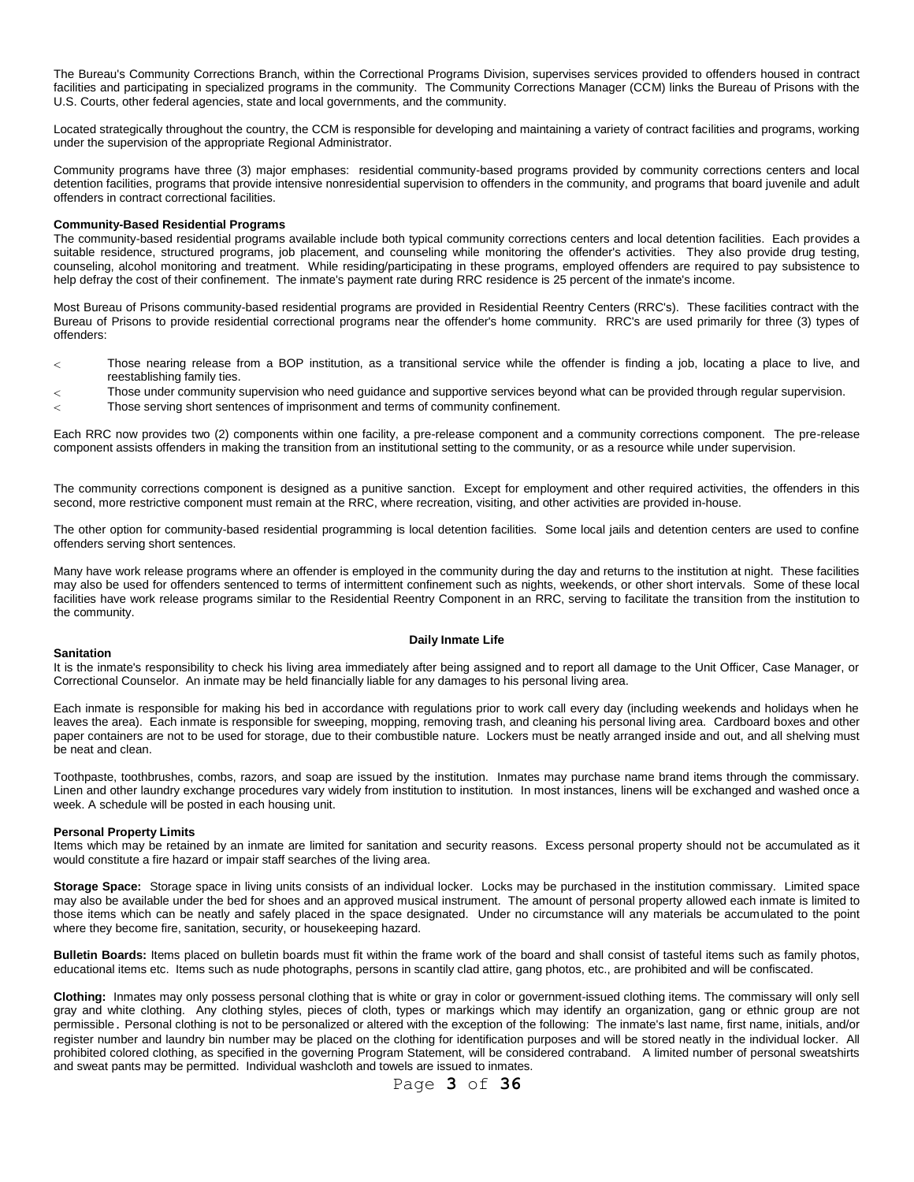The Bureau's Community Corrections Branch, within the Correctional Programs Division, supervises services provided to offenders housed in contract facilities and participating in specialized programs in the community. The Community Corrections Manager (CCM) links the Bureau of Prisons with the U.S. Courts, other federal agencies, state and local governments, and the community.

Located strategically throughout the country, the CCM is responsible for developing and maintaining a variety of contract facilities and programs, working under the supervision of the appropriate Regional Administrator.

Community programs have three (3) major emphases: residential community-based programs provided by community corrections centers and local detention facilities, programs that provide intensive nonresidential supervision to offenders in the community, and programs that board juvenile and adult offenders in contract correctional facilities.

**Community-Based Residential Programs**
The community-based residential programs available include both typical community corrections centers and local detention facilities. Each provides a suitable residence, structured programs, job placement, and counseling while monitoring the offender's activities. They also provide drug testing, counseling, alcohol monitoring and treatment. While residing/participating in these programs, employed offenders are required to pay subsistence to help defray the cost of their confinement. The inmate's payment rate during RRC residence is 25 percent of the inmate's income.

Most Bureau of Prisons community-based residential programs are provided in Residential Reentry Centers (RRC's). These facilities contract with the Bureau of Prisons to provide residential correctional programs near the offender's home community. RRC's are used primarily for three (3) types of offenders:

- Those nearing release from a BOP institution, as a transitional service while the offender is finding a job, locating a place to live, and reestablishing family ties.
- Those under community supervision who need guidance and supportive services beyond what can be provided through regular supervision.
- Those serving short sentences of imprisonment and terms of community confinement.

Each RRC now provides two (2) components within one facility, a pre-release component and a community corrections component. The pre-release component assists offenders in making the transition from an institutional setting to the community, or as a resource while under supervision.

The community corrections component is designed as a punitive sanction. Except for employment and other required activities, the offenders in this second, more restrictive component must remain at the RRC, where recreation, visiting, and other activities are provided in-house.

The other option for community-based residential programming is local detention facilities. Some local jails and detention centers are used to confine offenders serving short sentences.

Many have work release programs where an offender is employed in the community during the day and returns to the institution at night. These facilities may also be used for offenders sentenced to terms of intermittent confinement such as nights, weekends, or other short intervals. Some of these local facilities have work release programs similar to the Residential Reentry Component in an RRC, serving to facilitate the transition from the institution to the community.

## Daily Inmate Life

**Sanitation**
It is the inmate's responsibility to check his living area immediately after being assigned and to report all damage to the Unit Officer, Case Manager, or Correctional Counselor. An inmate may be held financially liable for any damages to his personal living area.

Each inmate is responsible for making his bed in accordance with regulations prior to work call every day (including weekends and holidays when he leaves the area). Each inmate is responsible for sweeping, mopping, removing trash, and cleaning his personal living area. Cardboard boxes and other paper containers are not to be used for storage, due to their combustible nature. Lockers must be neatly arranged inside and out, and all shelving must be neat and clean.

Toothpaste, toothbrushes, combs, razors, and soap are issued by the institution. Inmates may purchase name brand items through the commissary. Linen and other laundry exchange procedures vary widely from institution to institution. In most instances, linens will be exchanged and washed once a week. A schedule will be posted in each housing unit.

**Personal Property Limits**
Items which may be retained by an inmate are limited for sanitation and security reasons. Excess personal property should not be accumulated as it would constitute a fire hazard or impair staff searches of the living area.

**Storage Space:** Storage space in living units consists of an individual locker. Locks may be purchased in the institution commissary. Limited space may also be available under the bed for shoes and an approved musical instrument. The amount of personal property allowed each inmate is limited to those items which can be neatly and safely placed in the space designated. Under no circumstance will any materials be accumulated to the point where they become fire, sanitation, security, or housekeeping hazard.

**Bulletin Boards:** Items placed on bulletin boards must fit within the frame work of the board and shall consist of tasteful items such as family photos, educational items etc. Items such as nude photographs, persons in scantily clad attire, gang photos, etc., are prohibited and will be confiscated.

**Clothing:** Inmates may only possess personal clothing that is white or gray in color or government-issued clothing items. The commissary will only sell gray and white clothing. Any clothing styles, pieces of cloth, types or markings which may identify an organization, gang or ethnic group are not permissible. Personal clothing is not to be personalized or altered with the exception of the following: The inmate's last name, first name, initials, and/or register number and laundry bin number may be placed on the clothing for identification purposes and will be stored neatly in the individual locker. All prohibited colored clothing, as specified in the governing Program Statement, will be considered contraband. A limited number of personal sweatshirts and sweat pants may be permitted. Individual washcloth and towels are issued to inmates.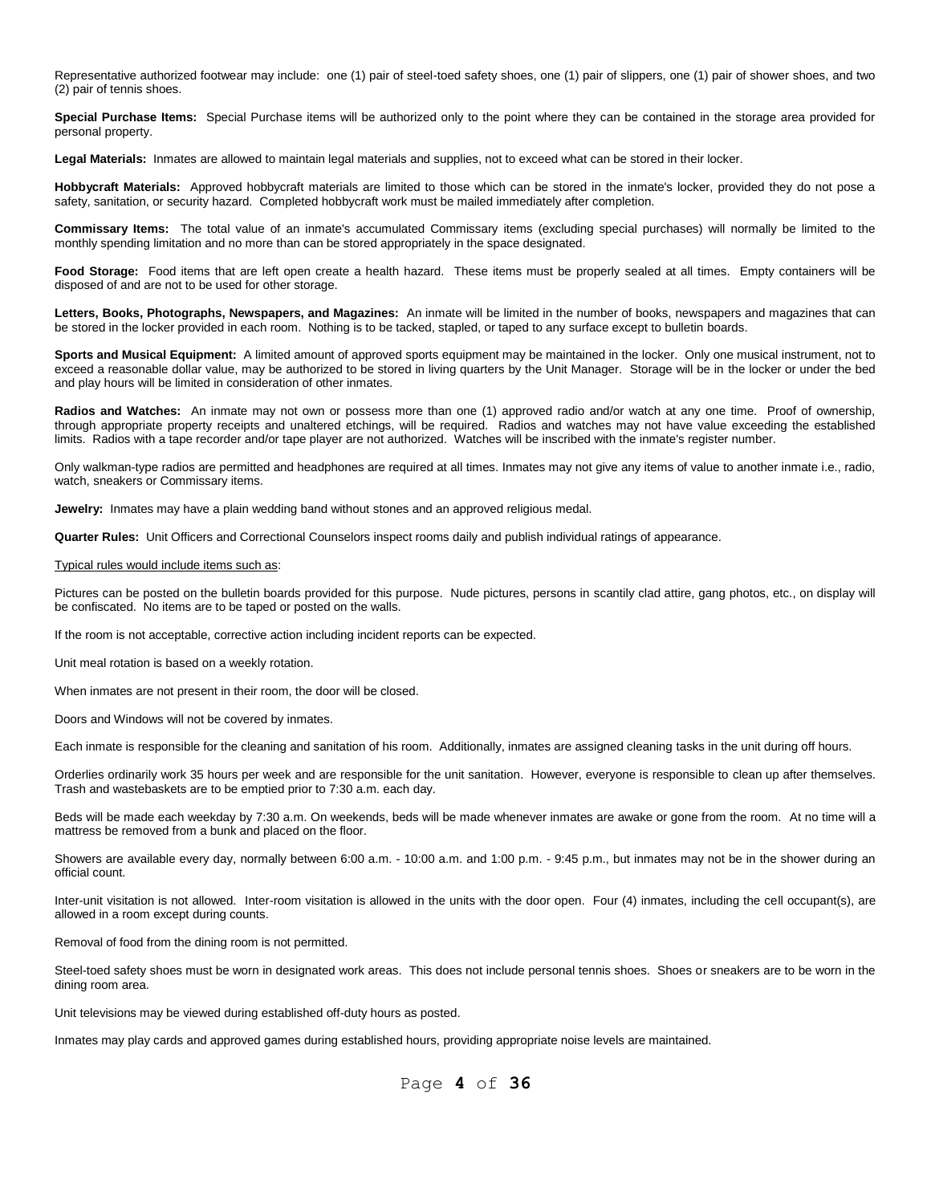Representative authorized footwear may include: one (1) pair of steel-toed safety shoes, one (1) pair of slippers, one (1) pair of shower shoes, and two (2) pair of tennis shoes.

**Special Purchase Items:** Special Purchase items will be authorized only to the point where they can be contained in the storage area provided for personal property.

**Legal Materials:** Inmates are allowed to maintain legal materials and supplies, not to exceed what can be stored in their locker.

**Hobbycraft Materials:** Approved hobbycraft materials are limited to those which can be stored in the inmate's locker, provided they do not pose a safety, sanitation, or security hazard. Completed hobbycraft work must be mailed immediately after completion.

**Commissary Items:** The total value of an inmate's accumulated Commissary items (excluding special purchases) will normally be limited to the monthly spending limitation and no more than can be stored appropriately in the space designated.

**Food Storage:** Food items that are left open create a health hazard. These items must be properly sealed at all times. Empty containers will be disposed of and are not to be used for other storage.

**Letters, Books, Photographs, Newspapers, and Magazines:** An inmate will be limited in the number of books, newspapers and magazines that can be stored in the locker provided in each room. Nothing is to be tacked, stapled, or taped to any surface except to bulletin boards.

**Sports and Musical Equipment:** A limited amount of approved sports equipment may be maintained in the locker. Only one musical instrument, not to exceed a reasonable dollar value, may be authorized to be stored in living quarters by the Unit Manager. Storage will be in the locker or under the bed and play hours will be limited in consideration of other inmates.

**Radios and Watches:** An inmate may not own or possess more than one (1) approved radio and/or watch at any one time. Proof of ownership, through appropriate property receipts and unaltered etchings, will be required. Radios and watches may not have value exceeding the established limits. Radios with a tape recorder and/or tape player are not authorized. Watches will be inscribed with the inmate's register number.

Only walkman-type radios are permitted and headphones are required at all times. Inmates may not give any items of value to another inmate i.e., radio, watch, sneakers or Commissary items.

**Jewelry:** Inmates may have a plain wedding band without stones and an approved religious medal.

**Quarter Rules:** Unit Officers and Correctional Counselors inspect rooms daily and publish individual ratings of appearance.

Typical rules would include items such as:

Pictures can be posted on the bulletin boards provided for this purpose. Nude pictures, persons in scantily clad attire, gang photos, etc., on display will be confiscated. No items are to be taped or posted on the walls.

If the room is not acceptable, corrective action including incident reports can be expected.

Unit meal rotation is based on a weekly rotation.

When inmates are not present in their room, the door will be closed.

Doors and Windows will not be covered by inmates.

Each inmate is responsible for the cleaning and sanitation of his room. Additionally, inmates are assigned cleaning tasks in the unit during off hours.

Orderlies ordinarily work 35 hours per week and are responsible for the unit sanitation. However, everyone is responsible to clean up after themselves. Trash and wastebaskets are to be emptied prior to 7:30 a.m. each day.

Beds will be made each weekday by 7:30 a.m. On weekends, beds will be made whenever inmates are awake or gone from the room. At no time will a mattress be removed from a bunk and placed on the floor.

Showers are available every day, normally between 6:00 a.m. - 10:00 a.m. and 1:00 p.m. - 9:45 p.m., but inmates may not be in the shower during an official count.

Inter-unit visitation is not allowed. Inter-room visitation is allowed in the units with the door open. Four (4) inmates, including the cell occupant(s), are allowed in a room except during counts.

Removal of food from the dining room is not permitted.

Steel-toed safety shoes must be worn in designated work areas. This does not include personal tennis shoes. Shoes or sneakers are to be worn in the dining room area.

Unit televisions may be viewed during established off-duty hours as posted.

Inmates may play cards and approved games during established hours, providing appropriate noise levels are maintained.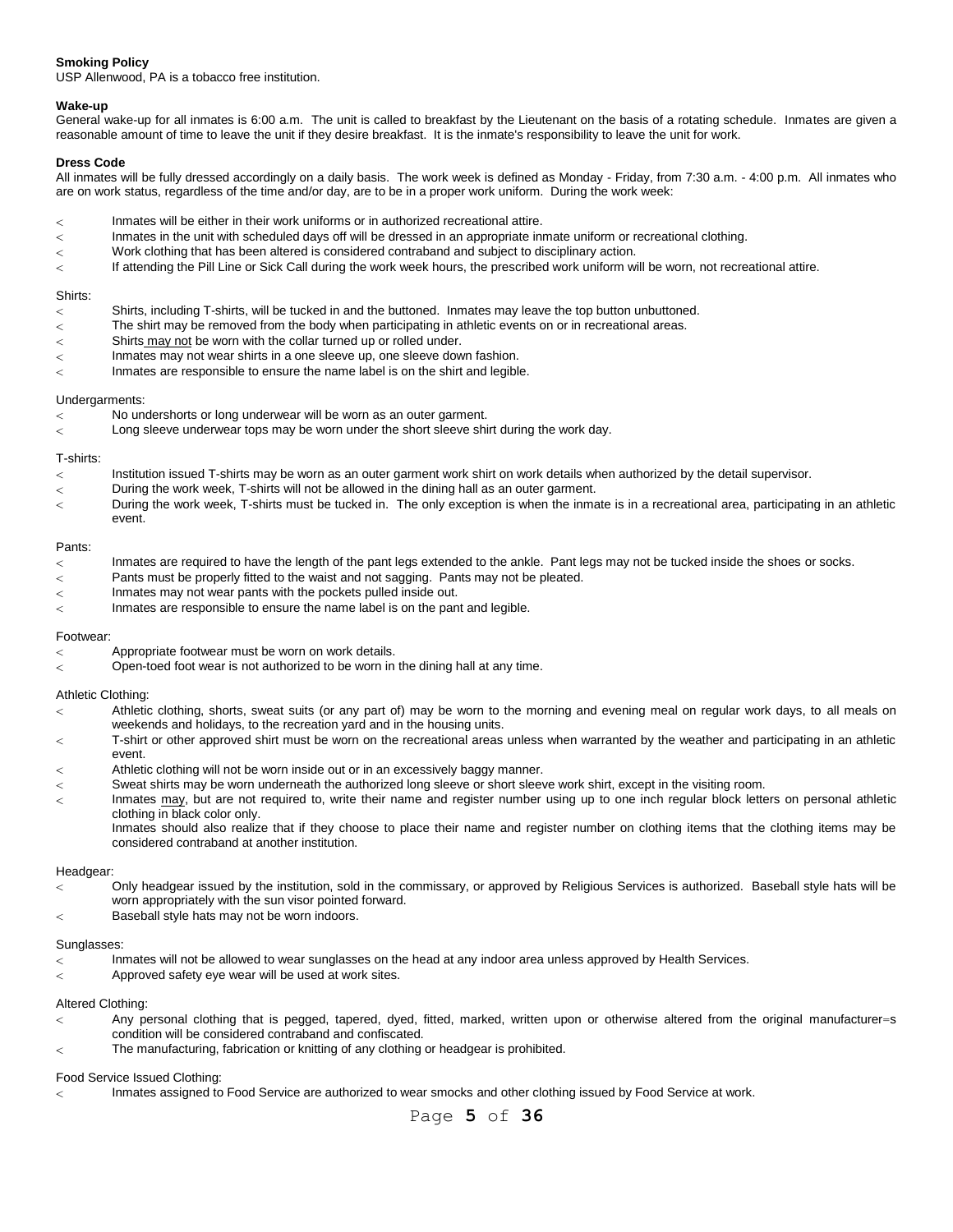**Smoking Policy**

USP Allenwood, PA is a tobacco free institution.

**Wake-up**

General wake-up for all inmates is 6:00 a.m. The unit is called to breakfast by the Lieutenant on the basis of a rotating schedule. Inmates are given a reasonable amount of time to leave the unit if they desire breakfast. It is the inmate's responsibility to leave the unit for work.

**Dress Code**

All inmates will be fully dressed accordingly on a daily basis. The work week is defined as Monday - Friday, from 7:30 a.m. - 4:00 p.m. All inmates who are on work status, regardless of the time and/or day, are to be in a proper work uniform. During the work week:

- Inmates will be either in their work uniforms or in authorized recreational attire.
- Inmates in the unit with scheduled days off will be dressed in an appropriate inmate uniform or recreational clothing.
- Work clothing that has been altered is considered contraband and subject to disciplinary action.
- If attending the Pill Line or Sick Call during the work week hours, the prescribed work uniform will be worn, not recreational attire.

Shirts:

- Shirts, including T-shirts, will be tucked in and the buttoned. Inmates may leave the top button unbuttoned.
- The shirt may be removed from the body when participating in athletic events on or in recreational areas.
- Shirts may not be worn with the collar turned up or rolled under.
- Inmates may not wear shirts in a one sleeve up, one sleeve down fashion.
- Inmates are responsible to ensure the name label is on the shirt and legible.

Undergarments:

- No undershorts or long underwear will be worn as an outer garment.
- Long sleeve underwear tops may be worn under the short sleeve shirt during the work day.

T-shirts:

- Institution issued T-shirts may be worn as an outer garment work shirt on work details when authorized by the detail supervisor.
- During the work week, T-shirts will not be allowed in the dining hall as an outer garment.
- During the work week, T-shirts must be tucked in. The only exception is when the inmate is in a recreational area, participating in an athletic event.

Pants:

- Inmates are required to have the length of the pant legs extended to the ankle. Pant legs may not be tucked inside the shoes or socks.
- Pants must be properly fitted to the waist and not sagging. Pants may not be pleated.
- Inmates may not wear pants with the pockets pulled inside out.
- Inmates are responsible to ensure the name label is on the pant and legible.

Footwear:

- Appropriate footwear must be worn on work details.
- Open-toed foot wear is not authorized to be worn in the dining hall at any time.

Athletic Clothing:

- Athletic clothing, shorts, sweat suits (or any part of) may be worn to the morning and evening meal on regular work days, to all meals on weekends and holidays, to the recreation yard and in the housing units.
- T-shirt or other approved shirt must be worn on the recreational areas unless when warranted by the weather and participating in an athletic event.
- Athletic clothing will not be worn inside out or in an excessively baggy manner.
- Sweat shirts may be worn underneath the authorized long sleeve or short sleeve work shirt, except in the visiting room.
- Inmates may, but are not required to, write their name and register number using up to one inch regular block letters on personal athletic clothing in black color only.

  Inmates should also realize that if they choose to place their name and register number on clothing items that the clothing items may be considered contraband at another institution.

Headgear:

- Only headgear issued by the institution, sold in the commissary, or approved by Religious Services is authorized. Baseball style hats will be worn appropriately with the sun visor pointed forward.
- Baseball style hats may not be worn indoors.

Sunglasses:

- Inmates will not be allowed to wear sunglasses on the head at any indoor area unless approved by Health Services.
- Approved safety eye wear will be used at work sites.

Altered Clothing:

- Any personal clothing that is pegged, tapered, dyed, fitted, marked, written upon or otherwise altered from the original manufacturer=s condition will be considered contraband and confiscated.
- The manufacturing, fabrication or knitting of any clothing or headgear is prohibited.

Food Service Issued Clothing:

- Inmates assigned to Food Service are authorized to wear smocks and other clothing issued by Food Service at work.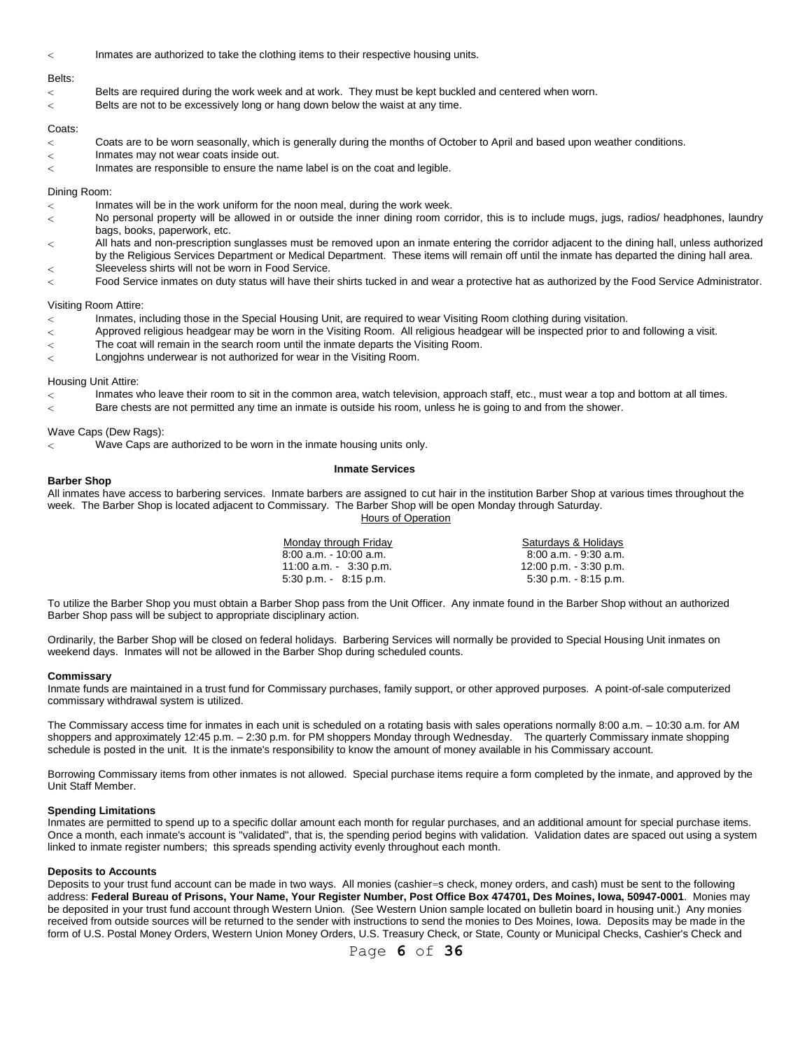- Inmates are authorized to take the clothing items to their respective housing units.

Belts:

- Belts are required during the work week and at work. They must be kept buckled and centered when worn.
- Belts are not to be excessively long or hang down below the waist at any time.

Coats:

- Coats are to be worn seasonally, which is generally during the months of October to April and based upon weather conditions.
- Inmates may not wear coats inside out.
- Inmates are responsible to ensure the name label is on the coat and legible.

Dining Room:

- Inmates will be in the work uniform for the noon meal, during the work week.
- No personal property will be allowed in or outside the inner dining room corridor, this is to include mugs, jugs, radios/ headphones, laundry bags, books, paperwork, etc.
- All hats and non-prescription sunglasses must be removed upon an inmate entering the corridor adjacent to the dining hall, unless authorized by the Religious Services Department or Medical Department. These items will remain off until the inmate has departed the dining hall area.
- Sleeveless shirts will not be worn in Food Service.
- Food Service inmates on duty status will have their shirts tucked in and wear a protective hat as authorized by the Food Service Administrator.

Visiting Room Attire:

- Inmates, including those in the Special Housing Unit, are required to wear Visiting Room clothing during visitation.
- Approved religious headgear may be worn in the Visiting Room. All religious headgear will be inspected prior to and following a visit.
- The coat will remain in the search room until the inmate departs the Visiting Room.
- Longjohns underwear is not authorized for wear in the Visiting Room.

Housing Unit Attire:

- Inmates who leave their room to sit in the common area, watch television, approach staff, etc., must wear a top and bottom at all times.
- Bare chests are not permitted any time an inmate is outside his room, unless he is going to and from the shower.

Wave Caps (Dew Rags):

- Wave Caps are authorized to be worn in the inmate housing units only.

## Inmate Services

### Barber Shop

All inmates have access to barbering services. Inmate barbers are assigned to cut hair in the institution Barber Shop at various times throughout the week. The Barber Shop is located adjacent to Commissary. The Barber Shop will be open Monday through Saturday.

Hours of Operation

| Monday through Friday | Saturdays & Holidays |
| --- | --- |
| 8:00 a.m. - 10:00 a.m. | 8:00 a.m. - 9:30 a.m. |
| 11:00 a.m. - 3:30 p.m. | 12:00 p.m. - 3:30 p.m. |
| 5:30 p.m. - 8:15 p.m. | 5:30 p.m. - 8:15 p.m. |

To utilize the Barber Shop you must obtain a Barber Shop pass from the Unit Officer. Any inmate found in the Barber Shop without an authorized Barber Shop pass will be subject to appropriate disciplinary action.

Ordinarily, the Barber Shop will be closed on federal holidays. Barbering Services will normally be provided to Special Housing Unit inmates on weekend days. Inmates will not be allowed in the Barber Shop during scheduled counts.

### Commissary

Inmate funds are maintained in a trust fund for Commissary purchases, family support, or other approved purposes. A point-of-sale computerized commissary withdrawal system is utilized.

The Commissary access time for inmates in each unit is scheduled on a rotating basis with sales operations normally 8:00 a.m. – 10:30 a.m. for AM shoppers and approximately 12:45 p.m. – 2:30 p.m. for PM shoppers Monday through Wednesday. The quarterly Commissary inmate shopping schedule is posted in the unit. It is the inmate's responsibility to know the amount of money available in his Commissary account.

Borrowing Commissary items from other inmates is not allowed. Special purchase items require a form completed by the inmate, and approved by the Unit Staff Member.

### Spending Limitations

Inmates are permitted to spend up to a specific dollar amount each month for regular purchases, and an additional amount for special purchase items. Once a month, each inmate's account is "validated", that is, the spending period begins with validation. Validation dates are spaced out using a system linked to inmate register numbers; this spreads spending activity evenly throughout each month.

### Deposits to Accounts

Deposits to your trust fund account can be made in two ways. All monies (cashier=s check, money orders, and cash) must be sent to the following address: **Federal Bureau of Prisons, Your Name, Your Register Number, Post Office Box 474701, Des Moines, Iowa, 50947-0001**. Monies may be deposited in your trust fund account through Western Union. (See Western Union sample located on bulletin board in housing unit.) Any monies received from outside sources will be returned to the sender with instructions to send the monies to Des Moines, Iowa. Deposits may be made in the form of U.S. Postal Money Orders, Western Union Money Orders, U.S. Treasury Check, or State, County or Municipal Checks, Cashier's Check and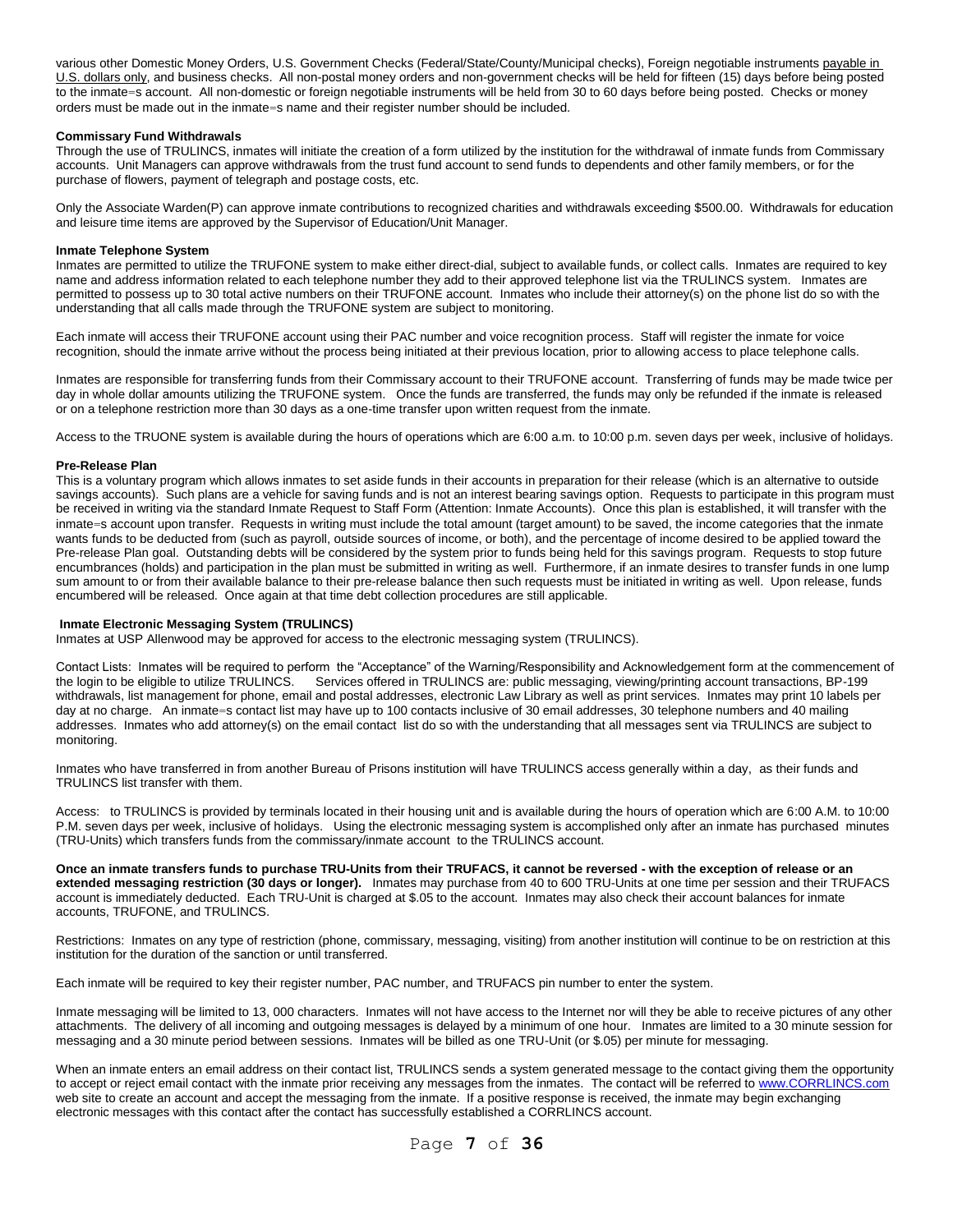various other Domestic Money Orders, U.S. Government Checks (Federal/State/County/Municipal checks), Foreign negotiable instruments payable in U.S. dollars only, and business checks. All non-postal money orders and non-government checks will be held for fifteen (15) days before being posted to the inmate=s account. All non-domestic or foreign negotiable instruments will be held from 30 to 60 days before being posted. Checks or money orders must be made out in the inmate=s name and their register number should be included.

**Commissary Fund Withdrawals**

Through the use of TRULINCS, inmates will initiate the creation of a form utilized by the institution for the withdrawal of inmate funds from Commissary accounts. Unit Managers can approve withdrawals from the trust fund account to send funds to dependents and other family members, or for the purchase of flowers, payment of telegraph and postage costs, etc.

Only the Associate Warden(P) can approve inmate contributions to recognized charities and withdrawals exceeding $500.00. Withdrawals for education and leisure time items are approved by the Supervisor of Education/Unit Manager.

**Inmate Telephone System**

Inmates are permitted to utilize the TRUFONE system to make either direct-dial, subject to available funds, or collect calls. Inmates are required to key name and address information related to each telephone number they add to their approved telephone list via the TRULINCS system. Inmates are permitted to possess up to 30 total active numbers on their TRUFONE account. Inmates who include their attorney(s) on the phone list do so with the understanding that all calls made through the TRUFONE system are subject to monitoring.

Each inmate will access their TRUFONE account using their PAC number and voice recognition process. Staff will register the inmate for voice recognition, should the inmate arrive without the process being initiated at their previous location, prior to allowing access to place telephone calls.

Inmates are responsible for transferring funds from their Commissary account to their TRUFONE account. Transferring of funds may be made twice per day in whole dollar amounts utilizing the TRUFONE system. Once the funds are transferred, the funds may only be refunded if the inmate is released or on a telephone restriction more than 30 days as a one-time transfer upon written request from the inmate.

Access to the TRUONE system is available during the hours of operations which are 6:00 a.m. to 10:00 p.m. seven days per week, inclusive of holidays.

**Pre-Release Plan**

This is a voluntary program which allows inmates to set aside funds in their accounts in preparation for their release (which is an alternative to outside savings accounts). Such plans are a vehicle for saving funds and is not an interest bearing savings option. Requests to participate in this program must be received in writing via the standard Inmate Request to Staff Form (Attention: Inmate Accounts). Once this plan is established, it will transfer with the inmate=s account upon transfer. Requests in writing must include the total amount (target amount) to be saved, the income categories that the inmate wants funds to be deducted from (such as payroll, outside sources of income, or both), and the percentage of income desired to be applied toward the Pre-release Plan goal. Outstanding debts will be considered by the system prior to funds being held for this savings program. Requests to stop future encumbrances (holds) and participation in the plan must be submitted in writing as well. Furthermore, if an inmate desires to transfer funds in one lump sum amount to or from their available balance to their pre-release balance then such requests must be initiated in writing as well. Upon release, funds encumbered will be released. Once again at that time debt collection procedures are still applicable.

**Inmate Electronic Messaging System (TRULINCS)**

Inmates at USP Allenwood may be approved for access to the electronic messaging system (TRULINCS).

Contact Lists: Inmates will be required to perform the "Acceptance" of the Warning/Responsibility and Acknowledgement form at the commencement of the login to be eligible to utilize TRULINCS. Services offered in TRULINCS are: public messaging, viewing/printing account transactions, BP-199 withdrawals, list management for phone, email and postal addresses, electronic Law Library as well as print services. Inmates may print 10 labels per day at no charge. An inmate=s contact list may have up to 100 contacts inclusive of 30 email addresses, 30 telephone numbers and 40 mailing addresses. Inmates who add attorney(s) on the email contact list do so with the understanding that all messages sent via TRULINCS are subject to monitoring.

Inmates who have transferred in from another Bureau of Prisons institution will have TRULINCS access generally within a day, as their funds and TRULINCS list transfer with them.

Access: to TRULINCS is provided by terminals located in their housing unit and is available during the hours of operation which are 6:00 A.M. to 10:00 P.M. seven days per week, inclusive of holidays. Using the electronic messaging system is accomplished only after an inmate has purchased minutes (TRU-Units) which transfers funds from the commissary/inmate account to the TRULINCS account.

**Once an inmate transfers funds to purchase TRU-Units from their TRUFACS, it cannot be reversed - with the exception of release or an extended messaging restriction (30 days or longer).** Inmates may purchase from 40 to 600 TRU-Units at one time per session and their TRUFACS account is immediately deducted. Each TRU-Unit is charged at $.05 to the account. Inmates may also check their account balances for inmate accounts, TRUFONE, and TRULINCS.

Restrictions: Inmates on any type of restriction (phone, commissary, messaging, visiting) from another institution will continue to be on restriction at this institution for the duration of the sanction or until transferred.

Each inmate will be required to key their register number, PAC number, and TRUFACS pin number to enter the system.

Inmate messaging will be limited to 13, 000 characters. Inmates will not have access to the Internet nor will they be able to receive pictures of any other attachments. The delivery of all incoming and outgoing messages is delayed by a minimum of one hour. Inmates are limited to a 30 minute session for messaging and a 30 minute period between sessions. Inmates will be billed as one TRU-Unit (or $.05) per minute for messaging.

When an inmate enters an email address on their contact list, TRULINCS sends a system generated message to the contact giving them the opportunity to accept or reject email contact with the inmate prior receiving any messages from the inmates. The contact will be referred to www.CORRLINCS.com web site to create an account and accept the messaging from the inmate. If a positive response is received, the inmate may begin exchanging electronic messages with this contact after the contact has successfully established a CORRLINCS account.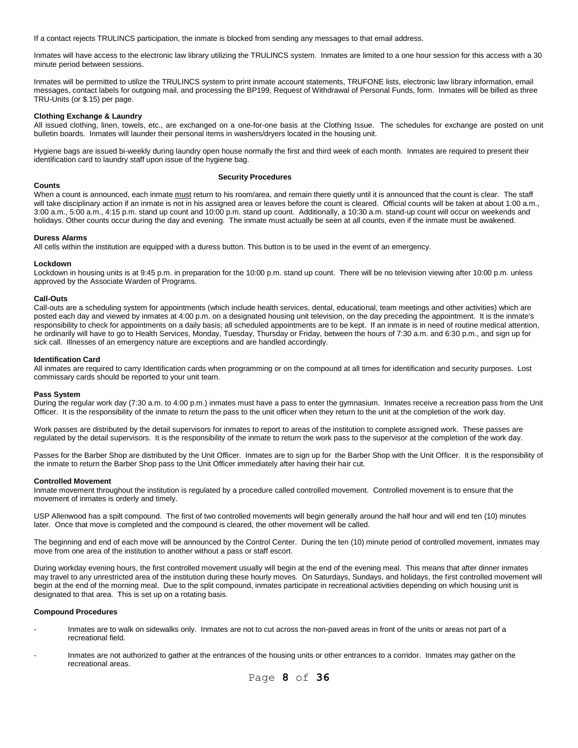If a contact rejects TRULINCS participation, the inmate is blocked from sending any messages to that email address.

Inmates will have access to the electronic law library utilizing the TRULINCS system. Inmates are limited to a one hour session for this access with a 30 minute period between sessions.

Inmates will be permitted to utilize the TRULINCS system to print inmate account statements, TRUFONE lists, electronic law library information, email messages, contact labels for outgoing mail, and processing the BP199, Request of Withdrawal of Personal Funds, form. Inmates will be billed as three TRU-Units (or $.15) per page.

**Clothing Exchange & Laundry**

All issued clothing, linen, towels, etc., are exchanged on a one-for-one basis at the Clothing Issue. The schedules for exchange are posted on unit bulletin boards. Inmates will launder their personal items in washers/dryers located in the housing unit.

Hygiene bags are issued bi-weekly during laundry open house normally the first and third week of each month. Inmates are required to present their identification card to laundry staff upon issue of the hygiene bag.

## Security Procedures

**Counts**

When a count is announced, each inmate <u>must</u> return to his room/area, and remain there quietly until it is announced that the count is clear. The staff will take disciplinary action if an inmate is not in his assigned area or leaves before the count is cleared. Official counts will be taken at about 1:00 a.m., 3:00 a.m., 5:00 a.m., 4:15 p.m. stand up count and 10:00 p.m. stand up count. Additionally, a 10:30 a.m. stand-up count will occur on weekends and holidays. Other counts occur during the day and evening. The inmate must actually be seen at all counts, even if the inmate must be awakened.

**Duress Alarms**

All cells within the institution are equipped with a duress button. This button is to be used in the event of an emergency.

**Lockdown**

Lockdown in housing units is at 9:45 p.m. in preparation for the 10:00 p.m. stand up count. There will be no television viewing after 10:00 p.m. unless approved by the Associate Warden of Programs.

**Call-Outs**

Call-outs are a scheduling system for appointments (which include health services, dental, educational, team meetings and other activities) which are posted each day and viewed by inmates at 4:00 p.m. on a designated housing unit television, on the day preceding the appointment. It is the inmate's responsibility to check for appointments on a daily basis; all scheduled appointments are to be kept. If an inmate is in need of routine medical attention, he ordinarily will have to go to Health Services, Monday, Tuesday, Thursday or Friday, between the hours of 7:30 a.m. and 6:30 p.m., and sign up for sick call. Illnesses of an emergency nature are exceptions and are handled accordingly.

**Identification Card**

All inmates are required to carry Identification cards when programming or on the compound at all times for identification and security purposes. Lost commissary cards should be reported to your unit team.

**Pass System**

During the regular work day (7:30 a.m. to 4:00 p.m.) inmates must have a pass to enter the gymnasium. Inmates receive a recreation pass from the Unit Officer. It is the responsibility of the inmate to return the pass to the unit officer when they return to the unit at the completion of the work day.

Work passes are distributed by the detail supervisors for inmates to report to areas of the institution to complete assigned work. These passes are regulated by the detail supervisors. It is the responsibility of the inmate to return the work pass to the supervisor at the completion of the work day.

Passes for the Barber Shop are distributed by the Unit Officer. Inmates are to sign up for the Barber Shop with the Unit Officer. It is the responsibility of the inmate to return the Barber Shop pass to the Unit Officer immediately after having their hair cut.

**Controlled Movement**

Inmate movement throughout the institution is regulated by a procedure called controlled movement. Controlled movement is to ensure that the movement of inmates is orderly and timely.

USP Allenwood has a spilt compound. The first of two controlled movements will begin generally around the half hour and will end ten (10) minutes later. Once that move is completed and the compound is cleared, the other movement will be called.

The beginning and end of each move will be announced by the Control Center. During the ten (10) minute period of controlled movement, inmates may move from one area of the institution to another without a pass or staff escort.

During workday evening hours, the first controlled movement usually will begin at the end of the evening meal. This means that after dinner inmates may travel to any unrestricted area of the institution during these hourly moves. On Saturdays, Sundays, and holidays, the first controlled movement will begin at the end of the morning meal. Due to the split compound, inmates participate in recreational activities depending on which housing unit is designated to that area. This is set up on a rotating basis.

**Compound Procedures**

- Inmates are to walk on sidewalks only. Inmates are not to cut across the non-paved areas in front of the units or areas not part of a recreational field.
- Inmates are not authorized to gather at the entrances of the housing units or other entrances to a corridor. Inmates may gather on the recreational areas.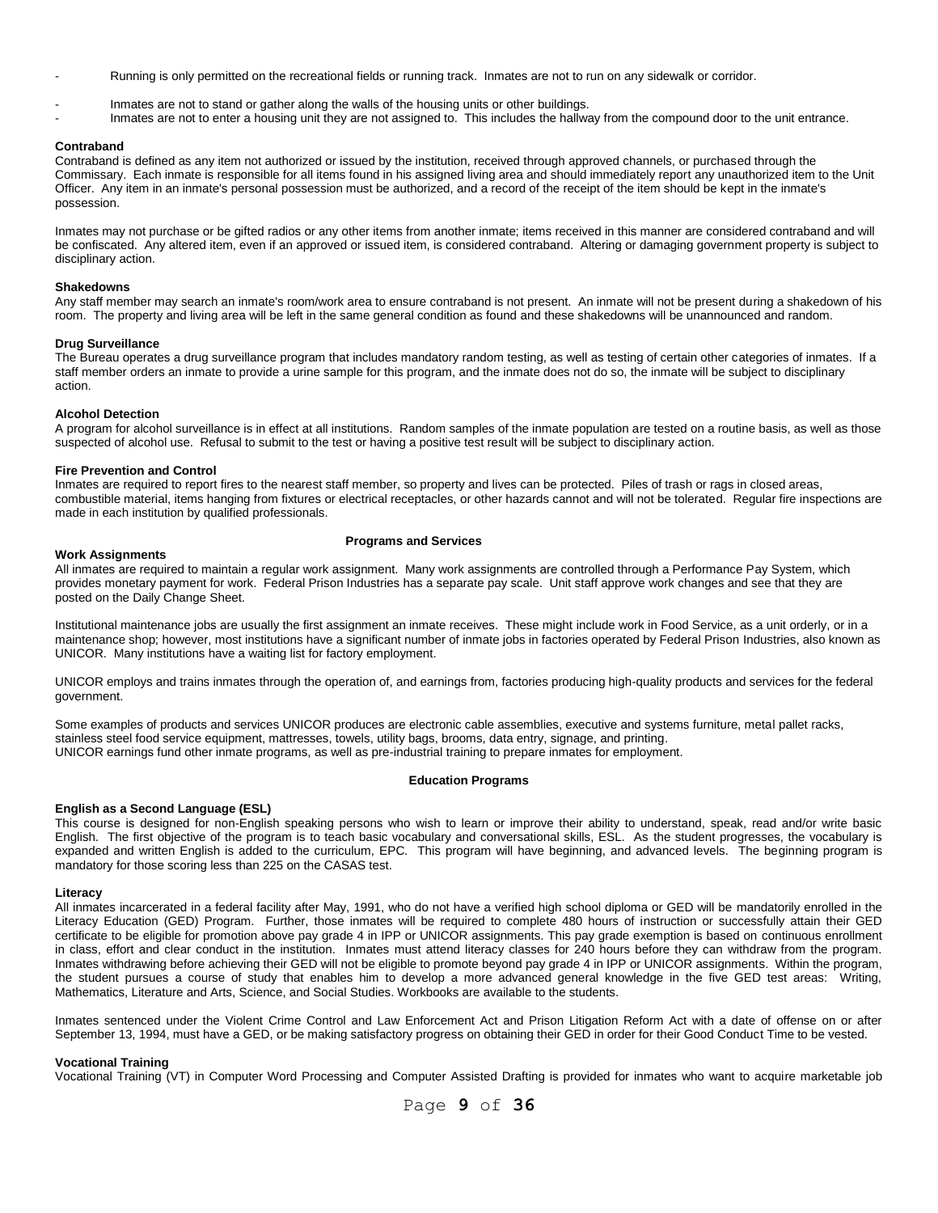- Running is only permitted on the recreational fields or running track. Inmates are not to run on any sidewalk or corridor.
- Inmates are not to stand or gather along the walls of the housing units or other buildings.
- Inmates are not to enter a housing unit they are not assigned to. This includes the hallway from the compound door to the unit entrance.

**Contraband**

Contraband is defined as any item not authorized or issued by the institution, received through approved channels, or purchased through the Commissary. Each inmate is responsible for all items found in his assigned living area and should immediately report any unauthorized item to the Unit Officer. Any item in an inmate's personal possession must be authorized, and a record of the receipt of the item should be kept in the inmate's possession.

Inmates may not purchase or be gifted radios or any other items from another inmate; items received in this manner are considered contraband and will be confiscated. Any altered item, even if an approved or issued item, is considered contraband. Altering or damaging government property is subject to disciplinary action.

**Shakedowns**

Any staff member may search an inmate's room/work area to ensure contraband is not present. An inmate will not be present during a shakedown of his room. The property and living area will be left in the same general condition as found and these shakedowns will be unannounced and random.

**Drug Surveillance**

The Bureau operates a drug surveillance program that includes mandatory random testing, as well as testing of certain other categories of inmates. If a staff member orders an inmate to provide a urine sample for this program, and the inmate does not do so, the inmate will be subject to disciplinary action.

**Alcohol Detection**

A program for alcohol surveillance is in effect at all institutions. Random samples of the inmate population are tested on a routine basis, as well as those suspected of alcohol use. Refusal to submit to the test or having a positive test result will be subject to disciplinary action.

**Fire Prevention and Control**

Inmates are required to report fires to the nearest staff member, so property and lives can be protected. Piles of trash or rags in closed areas, combustible material, items hanging from fixtures or electrical receptacles, or other hazards cannot and will not be tolerated. Regular fire inspections are made in each institution by qualified professionals.

## Programs and Services

**Work Assignments**

All inmates are required to maintain a regular work assignment. Many work assignments are controlled through a Performance Pay System, which provides monetary payment for work. Federal Prison Industries has a separate pay scale. Unit staff approve work changes and see that they are posted on the Daily Change Sheet.

Institutional maintenance jobs are usually the first assignment an inmate receives. These might include work in Food Service, as a unit orderly, or in a maintenance shop; however, most institutions have a significant number of inmate jobs in factories operated by Federal Prison Industries, also known as UNICOR. Many institutions have a waiting list for factory employment.

UNICOR employs and trains inmates through the operation of, and earnings from, factories producing high-quality products and services for the federal government.

Some examples of products and services UNICOR produces are electronic cable assemblies, executive and systems furniture, metal pallet racks, stainless steel food service equipment, mattresses, towels, utility bags, brooms, data entry, signage, and printing.
UNICOR earnings fund other inmate programs, as well as pre-industrial training to prepare inmates for employment.

## Education Programs

**English as a Second Language (ESL)**

This course is designed for non-English speaking persons who wish to learn or improve their ability to understand, speak, read and/or write basic English. The first objective of the program is to teach basic vocabulary and conversational skills, ESL. As the student progresses, the vocabulary is expanded and written English is added to the curriculum, EPC. This program will have beginning, and advanced levels. The beginning program is mandatory for those scoring less than 225 on the CASAS test.

**Literacy**

All inmates incarcerated in a federal facility after May, 1991, who do not have a verified high school diploma or GED will be mandatorily enrolled in the Literacy Education (GED) Program. Further, those inmates will be required to complete 480 hours of instruction or successfully attain their GED certificate to be eligible for promotion above pay grade 4 in IPP or UNICOR assignments. This pay grade exemption is based on continuous enrollment in class, effort and clear conduct in the institution. Inmates must attend literacy classes for 240 hours before they can withdraw from the program. Inmates withdrawing before achieving their GED will not be eligible to promote beyond pay grade 4 in IPP or UNICOR assignments. Within the program, the student pursues a course of study that enables him to develop a more advanced general knowledge in the five GED test areas: Writing, Mathematics, Literature and Arts, Science, and Social Studies. Workbooks are available to the students.

Inmates sentenced under the Violent Crime Control and Law Enforcement Act and Prison Litigation Reform Act with a date of offense on or after September 13, 1994, must have a GED, or be making satisfactory progress on obtaining their GED in order for their Good Conduct Time to be vested.

**Vocational Training**

Vocational Training (VT) in Computer Word Processing and Computer Assisted Drafting is provided for inmates who want to acquire marketable job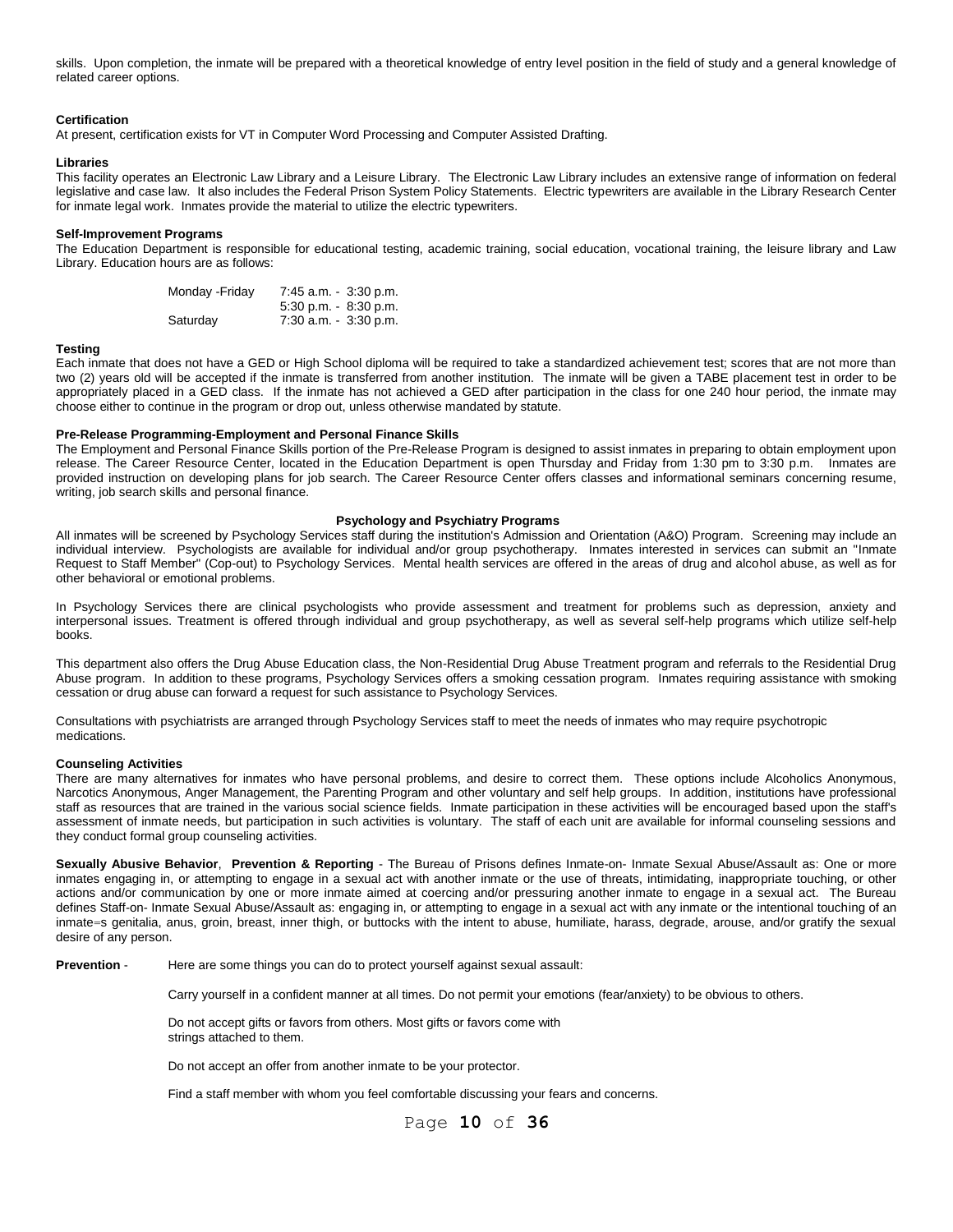skills. Upon completion, the inmate will be prepared with a theoretical knowledge of entry level position in the field of study and a general knowledge of related career options.

**Certification**
At present, certification exists for VT in Computer Word Processing and Computer Assisted Drafting.

**Libraries**
This facility operates an Electronic Law Library and a Leisure Library. The Electronic Law Library includes an extensive range of information on federal legislative and case law. It also includes the Federal Prison System Policy Statements. Electric typewriters are available in the Library Research Center for inmate legal work. Inmates provide the material to utilize the electric typewriters.

**Self-Improvement Programs**
The Education Department is responsible for educational testing, academic training, social education, vocational training, the leisure library and Law Library. Education hours are as follows:

| | |
|---|---|
| Monday -Friday | 7:45 a.m. - 3:30 p.m. |
| | 5:30 p.m. - 8:30 p.m. |
| Saturday | 7:30 a.m. - 3:30 p.m. |

**Testing**
Each inmate that does not have a GED or High School diploma will be required to take a standardized achievement test; scores that are not more than two (2) years old will be accepted if the inmate is transferred from another institution. The inmate will be given a TABE placement test in order to be appropriately placed in a GED class. If the inmate has not achieved a GED after participation in the class for one 240 hour period, the inmate may choose either to continue in the program or drop out, unless otherwise mandated by statute.

**Pre-Release Programming-Employment and Personal Finance Skills**
The Employment and Personal Finance Skills portion of the Pre-Release Program is designed to assist inmates in preparing to obtain employment upon release. The Career Resource Center, located in the Education Department is open Thursday and Friday from 1:30 pm to 3:30 p.m. Inmates are provided instruction on developing plans for job search. The Career Resource Center offers classes and informational seminars concerning resume, writing, job search skills and personal finance.

## Psychology and Psychiatry Programs

All inmates will be screened by Psychology Services staff during the institution's Admission and Orientation (A&O) Program. Screening may include an individual interview. Psychologists are available for individual and/or group psychotherapy. Inmates interested in services can submit an "Inmate Request to Staff Member" (Cop-out) to Psychology Services. Mental health services are offered in the areas of drug and alcohol abuse, as well as for other behavioral or emotional problems.

In Psychology Services there are clinical psychologists who provide assessment and treatment for problems such as depression, anxiety and interpersonal issues. Treatment is offered through individual and group psychotherapy, as well as several self-help programs which utilize self-help books.

This department also offers the Drug Abuse Education class, the Non-Residential Drug Abuse Treatment program and referrals to the Residential Drug Abuse program. In addition to these programs, Psychology Services offers a smoking cessation program. Inmates requiring assistance with smoking cessation or drug abuse can forward a request for such assistance to Psychology Services.

Consultations with psychiatrists are arranged through Psychology Services staff to meet the needs of inmates who may require psychotropic medications.

**Counseling Activities**
There are many alternatives for inmates who have personal problems, and desire to correct them. These options include Alcoholics Anonymous, Narcotics Anonymous, Anger Management, the Parenting Program and other voluntary and self help groups. In addition, institutions have professional staff as resources that are trained in the various social science fields. Inmate participation in these activities will be encouraged based upon the staff's assessment of inmate needs, but participation in such activities is voluntary. The staff of each unit are available for informal counseling sessions and they conduct formal group counseling activities.

**Sexually Abusive Behavior**, **Prevention & Reporting** - The Bureau of Prisons defines Inmate-on- Inmate Sexual Abuse/Assault as: One or more inmates engaging in, or attempting to engage in a sexual act with another inmate or the use of threats, intimidating, inappropriate touching, or other actions and/or communication by one or more inmate aimed at coercing and/or pressuring another inmate to engage in a sexual act. The Bureau defines Staff-on- Inmate Sexual Abuse/Assault as: engaging in, or attempting to engage in a sexual act with any inmate or the intentional touching of an inmate=s genitalia, anus, groin, breast, inner thigh, or buttocks with the intent to abuse, humiliate, harass, degrade, arouse, and/or gratify the sexual desire of any person.

**Prevention** - Here are some things you can do to protect yourself against sexual assault:

Carry yourself in a confident manner at all times. Do not permit your emotions (fear/anxiety) to be obvious to others.

Do not accept gifts or favors from others. Most gifts or favors come with strings attached to them.

Do not accept an offer from another inmate to be your protector.

Find a staff member with whom you feel comfortable discussing your fears and concerns.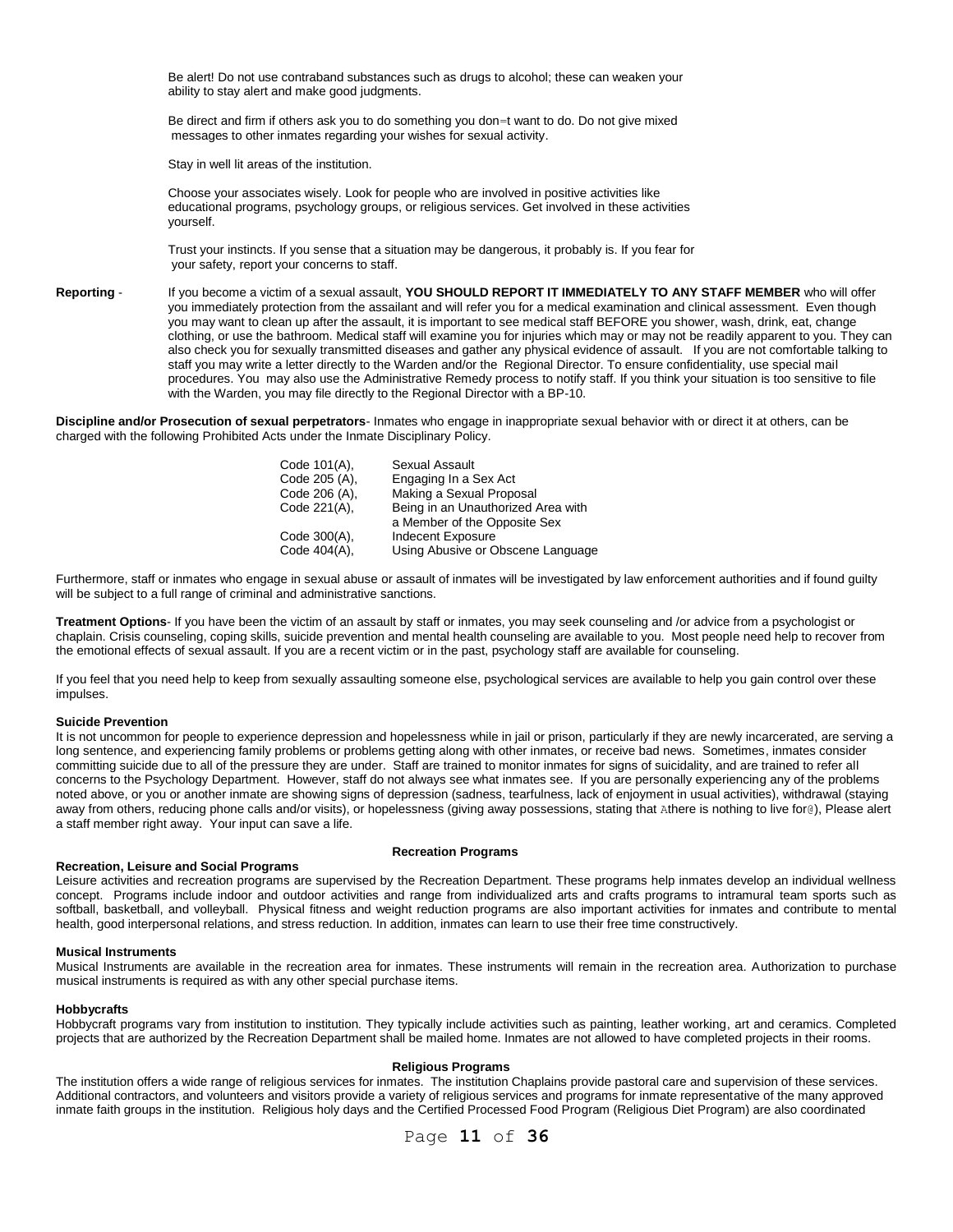Be alert! Do not use contraband substances such as drugs to alcohol; these can weaken your ability to stay alert and make good judgments.

Be direct and firm if others ask you to do something you don=t want to do. Do not give mixed messages to other inmates regarding your wishes for sexual activity.

Stay in well lit areas of the institution.

Choose your associates wisely. Look for people who are involved in positive activities like educational programs, psychology groups, or religious services. Get involved in these activities yourself.

Trust your instincts. If you sense that a situation may be dangerous, it probably is. If you fear for your safety, report your concerns to staff.

**Reporting** - If you become a victim of a sexual assault, **YOU SHOULD REPORT IT IMMEDIATELY TO ANY STAFF MEMBER** who will offer you immediately protection from the assailant and will refer you for a medical examination and clinical assessment. Even though you may want to clean up after the assault, it is important to see medical staff BEFORE you shower, wash, drink, eat, change clothing, or use the bathroom. Medical staff will examine you for injuries which may or may not be readily apparent to you. They can also check you for sexually transmitted diseases and gather any physical evidence of assault. If you are not comfortable talking to staff you may write a letter directly to the Warden and/or the Regional Director. To ensure confidentiality, use special mail procedures. You may also use the Administrative Remedy process to notify staff. If you think your situation is too sensitive to file with the Warden, you may file directly to the Regional Director with a BP-10.

**Discipline and/or Prosecution of sexual perpetrators**- Inmates who engage in inappropriate sexual behavior with or direct it at others, can be charged with the following Prohibited Acts under the Inmate Disciplinary Policy.

| | |
|---|---|
| Code 101(A), | Sexual Assault |
| Code 205 (A), | Engaging In a Sex Act |
| Code 206 (A), | Making a Sexual Proposal |
| Code 221(A), | Being in an Unauthorized Area with a Member of the Opposite Sex |
| Code 300(A), | Indecent Exposure |
| Code 404(A), | Using Abusive or Obscene Language |

Furthermore, staff or inmates who engage in sexual abuse or assault of inmates will be investigated by law enforcement authorities and if found guilty will be subject to a full range of criminal and administrative sanctions.

**Treatment Options**- If you have been the victim of an assault by staff or inmates, you may seek counseling and /or advice from a psychologist or chaplain. Crisis counseling, coping skills, suicide prevention and mental health counseling are available to you. Most people need help to recover from the emotional effects of sexual assault. If you are a recent victim or in the past, psychology staff are available for counseling.

If you feel that you need help to keep from sexually assaulting someone else, psychological services are available to help you gain control over these impulses.

**Suicide Prevention**

It is not uncommon for people to experience depression and hopelessness while in jail or prison, particularly if they are newly incarcerated, are serving a long sentence, and experiencing family problems or problems getting along with other inmates, or receive bad news. Sometimes, inmates consider committing suicide due to all of the pressure they are under. Staff are trained to monitor inmates for signs of suicidality, and are trained to refer all concerns to the Psychology Department. However, staff do not always see what inmates see. If you are personally experiencing any of the problems noted above, or you or another inmate are showing signs of depression (sadness, tearfulness, lack of enjoyment in usual activities), withdrawal (staying away from others, reducing phone calls and/or visits), or hopelessness (giving away possessions, stating that Athere is nothing to live for@), Please alert a staff member right away. Your input can save a life.

## Recreation Programs

**Recreation, Leisure and Social Programs**

Leisure activities and recreation programs are supervised by the Recreation Department. These programs help inmates develop an individual wellness concept. Programs include indoor and outdoor activities and range from individualized arts and crafts programs to intramural team sports such as softball, basketball, and volleyball. Physical fitness and weight reduction programs are also important activities for inmates and contribute to mental health, good interpersonal relations, and stress reduction. In addition, inmates can learn to use their free time constructively.

**Musical Instruments**

Musical Instruments are available in the recreation area for inmates. These instruments will remain in the recreation area. Authorization to purchase musical instruments is required as with any other special purchase items.

**Hobbycrafts**

Hobbycraft programs vary from institution to institution. They typically include activities such as painting, leather working, art and ceramics. Completed projects that are authorized by the Recreation Department shall be mailed home. Inmates are not allowed to have completed projects in their rooms.

## Religious Programs

The institution offers a wide range of religious services for inmates. The institution Chaplains provide pastoral care and supervision of these services. Additional contractors, and volunteers and visitors provide a variety of religious services and programs for inmate representative of the many approved inmate faith groups in the institution. Religious holy days and the Certified Processed Food Program (Religious Diet Program) are also coordinated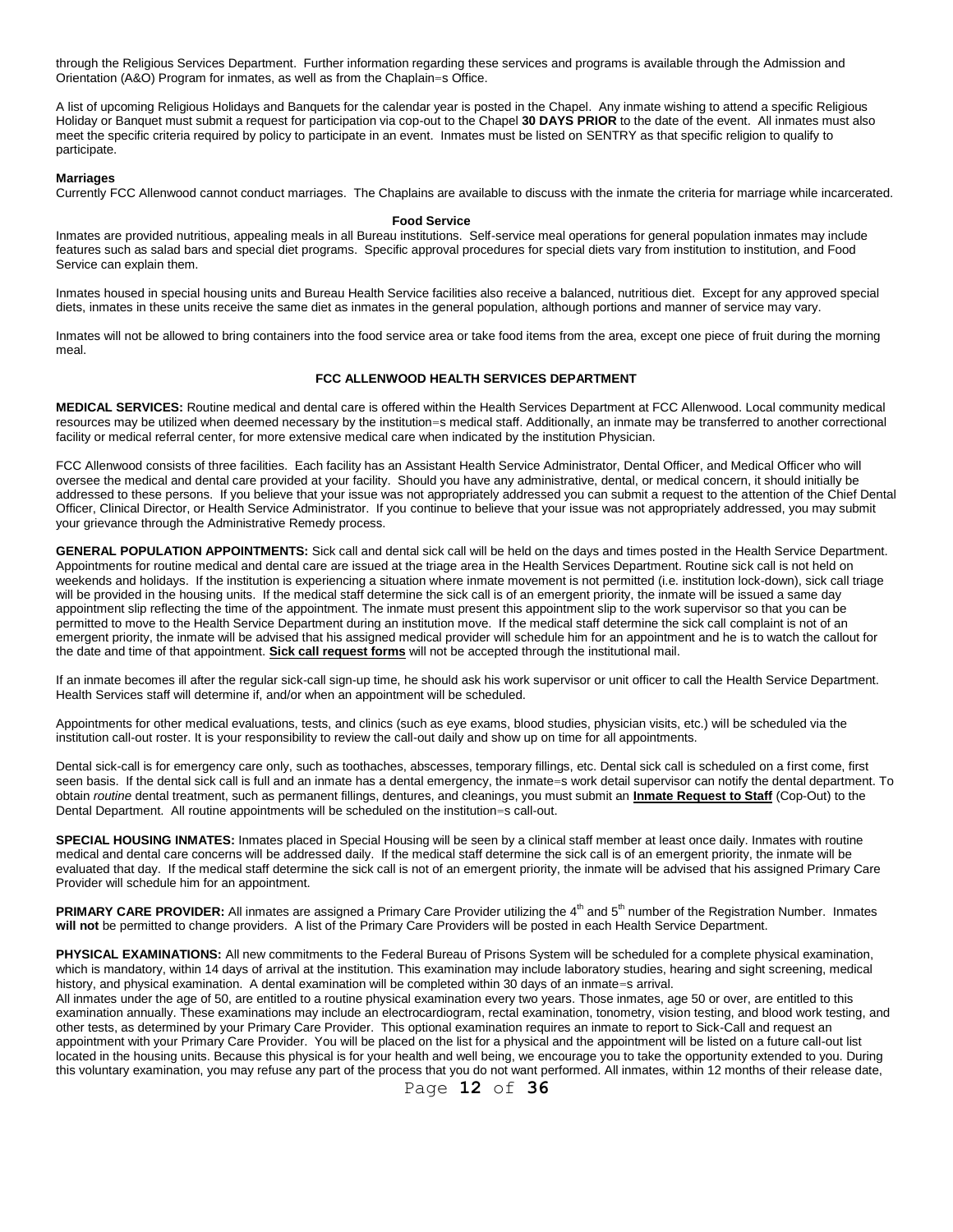through the Religious Services Department. Further information regarding these services and programs is available through the Admission and Orientation (A&O) Program for inmates, as well as from the Chaplain=s Office.

A list of upcoming Religious Holidays and Banquets for the calendar year is posted in the Chapel. Any inmate wishing to attend a specific Religious Holiday or Banquet must submit a request for participation via cop-out to the Chapel **30 DAYS PRIOR** to the date of the event. All inmates must also meet the specific criteria required by policy to participate in an event. Inmates must be listed on SENTRY as that specific religion to qualify to participate.

**Marriages**

Currently FCC Allenwood cannot conduct marriages. The Chaplains are available to discuss with the inmate the criteria for marriage while incarcerated.

## Food Service

Inmates are provided nutritious, appealing meals in all Bureau institutions. Self-service meal operations for general population inmates may include features such as salad bars and special diet programs. Specific approval procedures for special diets vary from institution to institution, and Food Service can explain them.

Inmates housed in special housing units and Bureau Health Service facilities also receive a balanced, nutritious diet. Except for any approved special diets, inmates in these units receive the same diet as inmates in the general population, although portions and manner of service may vary.

Inmates will not be allowed to bring containers into the food service area or take food items from the area, except one piece of fruit during the morning meal.

## FCC ALLENWOOD HEALTH SERVICES DEPARTMENT

**MEDICAL SERVICES:** Routine medical and dental care is offered within the Health Services Department at FCC Allenwood. Local community medical resources may be utilized when deemed necessary by the institution=s medical staff. Additionally, an inmate may be transferred to another correctional facility or medical referral center, for more extensive medical care when indicated by the institution Physician.

FCC Allenwood consists of three facilities. Each facility has an Assistant Health Service Administrator, Dental Officer, and Medical Officer who will oversee the medical and dental care provided at your facility. Should you have any administrative, dental, or medical concern, it should initially be addressed to these persons. If you believe that your issue was not appropriately addressed you can submit a request to the attention of the Chief Dental Officer, Clinical Director, or Health Service Administrator. If you continue to believe that your issue was not appropriately addressed, you may submit your grievance through the Administrative Remedy process.

**GENERAL POPULATION APPOINTMENTS:** Sick call and dental sick call will be held on the days and times posted in the Health Service Department. Appointments for routine medical and dental care are issued at the triage area in the Health Services Department. Routine sick call is not held on weekends and holidays. If the institution is experiencing a situation where inmate movement is not permitted (i.e. institution lock-down), sick call triage will be provided in the housing units. If the medical staff determine the sick call is of an emergent priority, the inmate will be issued a same day appointment slip reflecting the time of the appointment. The inmate must present this appointment slip to the work supervisor so that you can be permitted to move to the Health Service Department during an institution move. If the medical staff determine the sick call complaint is not of an emergent priority, the inmate will be advised that his assigned medical provider will schedule him for an appointment and he is to watch the callout for the date and time of that appointment. **Sick call request forms** will not be accepted through the institutional mail.

If an inmate becomes ill after the regular sick-call sign-up time, he should ask his work supervisor or unit officer to call the Health Service Department. Health Services staff will determine if, and/or when an appointment will be scheduled.

Appointments for other medical evaluations, tests, and clinics (such as eye exams, blood studies, physician visits, etc.) will be scheduled via the institution call-out roster. It is your responsibility to review the call-out daily and show up on time for all appointments.

Dental sick-call is for emergency care only, such as toothaches, abscesses, temporary fillings, etc. Dental sick call is scheduled on a first come, first seen basis. If the dental sick call is full and an inmate has a dental emergency, the inmate=s work detail supervisor can notify the dental department. To obtain *routine* dental treatment, such as permanent fillings, dentures, and cleanings, you must submit an **Inmate Request to Staff** (Cop-Out) to the Dental Department. All routine appointments will be scheduled on the institution=s call-out.

**SPECIAL HOUSING INMATES:** Inmates placed in Special Housing will be seen by a clinical staff member at least once daily. Inmates with routine medical and dental care concerns will be addressed daily. If the medical staff determine the sick call is of an emergent priority, the inmate will be evaluated that day. If the medical staff determine the sick call is not of an emergent priority, the inmate will be advised that his assigned Primary Care Provider will schedule him for an appointment.

**PRIMARY CARE PROVIDER:** All inmates are assigned a Primary Care Provider utilizing the 4th and 5th number of the Registration Number. Inmates **will not** be permitted to change providers. A list of the Primary Care Providers will be posted in each Health Service Department.

**PHYSICAL EXAMINATIONS:** All new commitments to the Federal Bureau of Prisons System will be scheduled for a complete physical examination, which is mandatory, within 14 days of arrival at the institution. This examination may include laboratory studies, hearing and sight screening, medical history, and physical examination. A dental examination will be completed within 30 days of an inmate=s arrival.

All inmates under the age of 50, are entitled to a routine physical examination every two years. Those inmates, age 50 or over, are entitled to this examination annually. These examinations may include an electrocardiogram, rectal examination, tonometry, vision testing, and blood work testing, and other tests, as determined by your Primary Care Provider. This optional examination requires an inmate to report to Sick-Call and request an appointment with your Primary Care Provider. You will be placed on the list for a physical and the appointment will be listed on a future call-out list located in the housing units. Because this physical is for your health and well being, we encourage you to take the opportunity extended to you. During this voluntary examination, you may refuse any part of the process that you do not want performed. All inmates, within 12 months of their release date,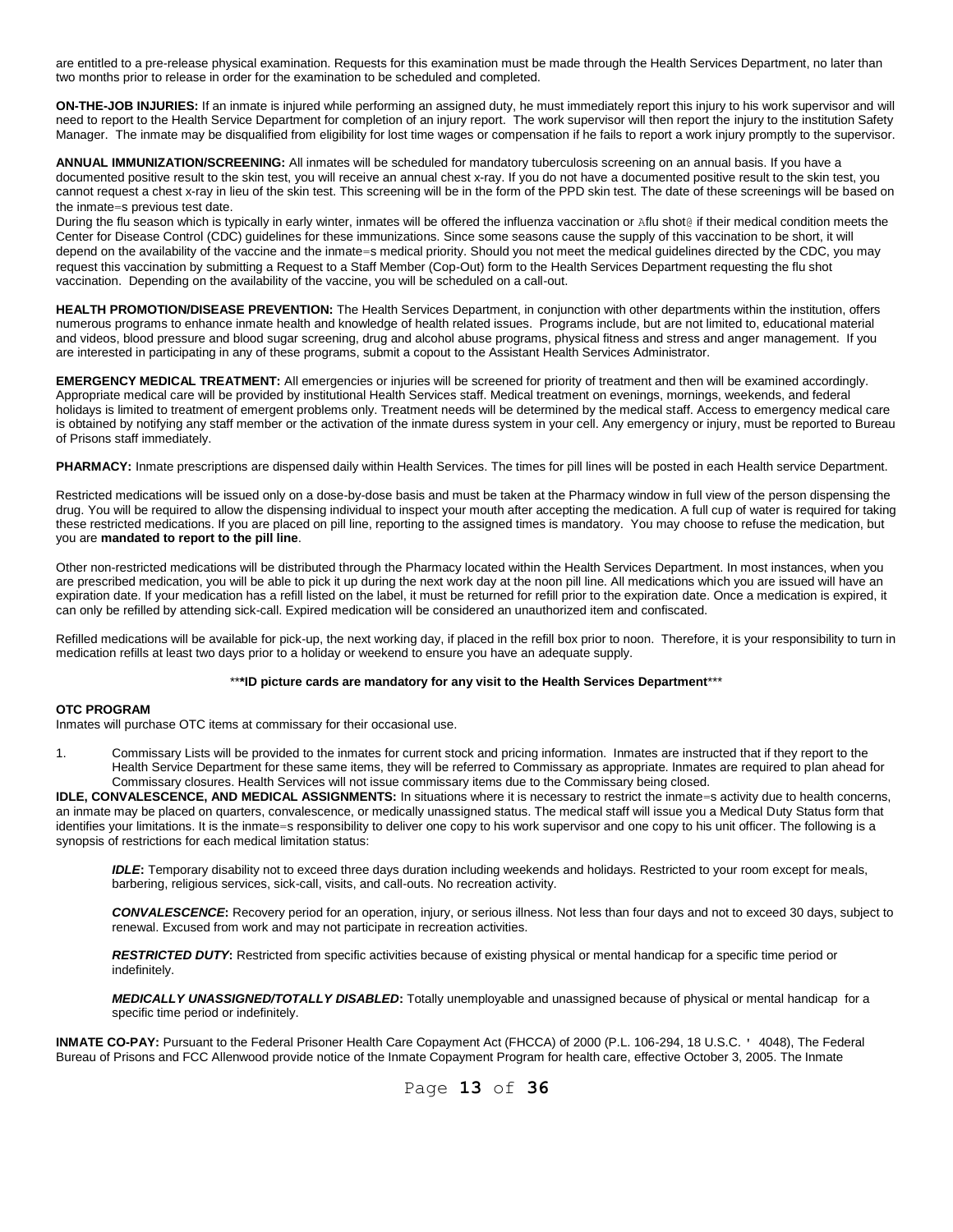are entitled to a pre-release physical examination. Requests for this examination must be made through the Health Services Department, no later than two months prior to release in order for the examination to be scheduled and completed.

**ON-THE-JOB INJURIES:** If an inmate is injured while performing an assigned duty, he must immediately report this injury to his work supervisor and will need to report to the Health Service Department for completion of an injury report. The work supervisor will then report the injury to the institution Safety Manager. The inmate may be disqualified from eligibility for lost time wages or compensation if he fails to report a work injury promptly to the supervisor.

**ANNUAL IMMUNIZATION/SCREENING:** All inmates will be scheduled for mandatory tuberculosis screening on an annual basis. If you have a documented positive result to the skin test, you will receive an annual chest x-ray. If you do not have a documented positive result to the skin test, you cannot request a chest x-ray in lieu of the skin test. This screening will be in the form of the PPD skin test. The date of these screenings will be based on the inmate=s previous test date.

During the flu season which is typically in early winter, inmates will be offered the influenza vaccination or Aflu shot@ if their medical condition meets the Center for Disease Control (CDC) guidelines for these immunizations. Since some seasons cause the supply of this vaccination to be short, it will depend on the availability of the vaccine and the inmate=s medical priority. Should you not meet the medical guidelines directed by the CDC, you may request this vaccination by submitting a Request to a Staff Member (Cop-Out) form to the Health Services Department requesting the flu shot vaccination. Depending on the availability of the vaccine, you will be scheduled on a call-out.

**HEALTH PROMOTION/DISEASE PREVENTION:** The Health Services Department, in conjunction with other departments within the institution, offers numerous programs to enhance inmate health and knowledge of health related issues. Programs include, but are not limited to, educational material and videos, blood pressure and blood sugar screening, drug and alcohol abuse programs, physical fitness and stress and anger management. If you are interested in participating in any of these programs, submit a copout to the Assistant Health Services Administrator.

**EMERGENCY MEDICAL TREATMENT:** All emergencies or injuries will be screened for priority of treatment and then will be examined accordingly. Appropriate medical care will be provided by institutional Health Services staff. Medical treatment on evenings, mornings, weekends, and federal holidays is limited to treatment of emergent problems only. Treatment needs will be determined by the medical staff. Access to emergency medical care is obtained by notifying any staff member or the activation of the inmate duress system in your cell. Any emergency or injury, must be reported to Bureau of Prisons staff immediately.

**PHARMACY:** Inmate prescriptions are dispensed daily within Health Services. The times for pill lines will be posted in each Health service Department.

Restricted medications will be issued only on a dose-by-dose basis and must be taken at the Pharmacy window in full view of the person dispensing the drug. You will be required to allow the dispensing individual to inspect your mouth after accepting the medication. A full cup of water is required for taking these restricted medications. If you are placed on pill line, reporting to the assigned times is mandatory. You may choose to refuse the medication, but you are **mandated to report to the pill line**.

Other non-restricted medications will be distributed through the Pharmacy located within the Health Services Department. In most instances, when you are prescribed medication, you will be able to pick it up during the next work day at the noon pill line. All medications which you are issued will have an expiration date. If your medication has a refill listed on the label, it must be returned for refill prior to the expiration date. Once a medication is expired, it can only be refilled by attending sick-call. Expired medication will be considered an unauthorized item and confiscated.

Refilled medications will be available for pick-up, the next working day, if placed in the refill box prior to noon. Therefore, it is your responsibility to turn in medication refills at least two days prior to a holiday or weekend to ensure you have an adequate supply.

***ID picture cards are mandatory for any visit to the Health Services Department***

**OTC PROGRAM**

Inmates will purchase OTC items at commissary for their occasional use.

1. Commissary Lists will be provided to the inmates for current stock and pricing information. Inmates are instructed that if they report to the Health Service Department for these same items, they will be referred to Commissary as appropriate. Inmates are required to plan ahead for Commissary closures. Health Services will not issue commissary items due to the Commissary being closed.

**IDLE, CONVALESCENCE, AND MEDICAL ASSIGNMENTS:** In situations where it is necessary to restrict the inmate=s activity due to health concerns, an inmate may be placed on quarters, convalescence, or medically unassigned status. The medical staff will issue you a Medical Duty Status form that identifies your limitations. It is the inmate=s responsibility to deliver one copy to his work supervisor and one copy to his unit officer. The following is a synopsis of restrictions for each medical limitation status:

***IDLE*:** Temporary disability not to exceed three days duration including weekends and holidays. Restricted to your room except for meals, barbering, religious services, sick-call, visits, and call-outs. No recreation activity.

***CONVALESCENCE*:** Recovery period for an operation, injury, or serious illness. Not less than four days and not to exceed 30 days, subject to renewal. Excused from work and may not participate in recreation activities.

***RESTRICTED DUTY*:** Restricted from specific activities because of existing physical or mental handicap for a specific time period or indefinitely.

***MEDICALLY UNASSIGNED/TOTALLY DISABLED*:** Totally unemployable and unassigned because of physical or mental handicap for a specific time period or indefinitely.

**INMATE CO-PAY:** Pursuant to the Federal Prisoner Health Care Copayment Act (FHCCA) of 2000 (P.L. 106-294, 18 U.S.C. ' 4048), The Federal Bureau of Prisons and FCC Allenwood provide notice of the Inmate Copayment Program for health care, effective October 3, 2005. The Inmate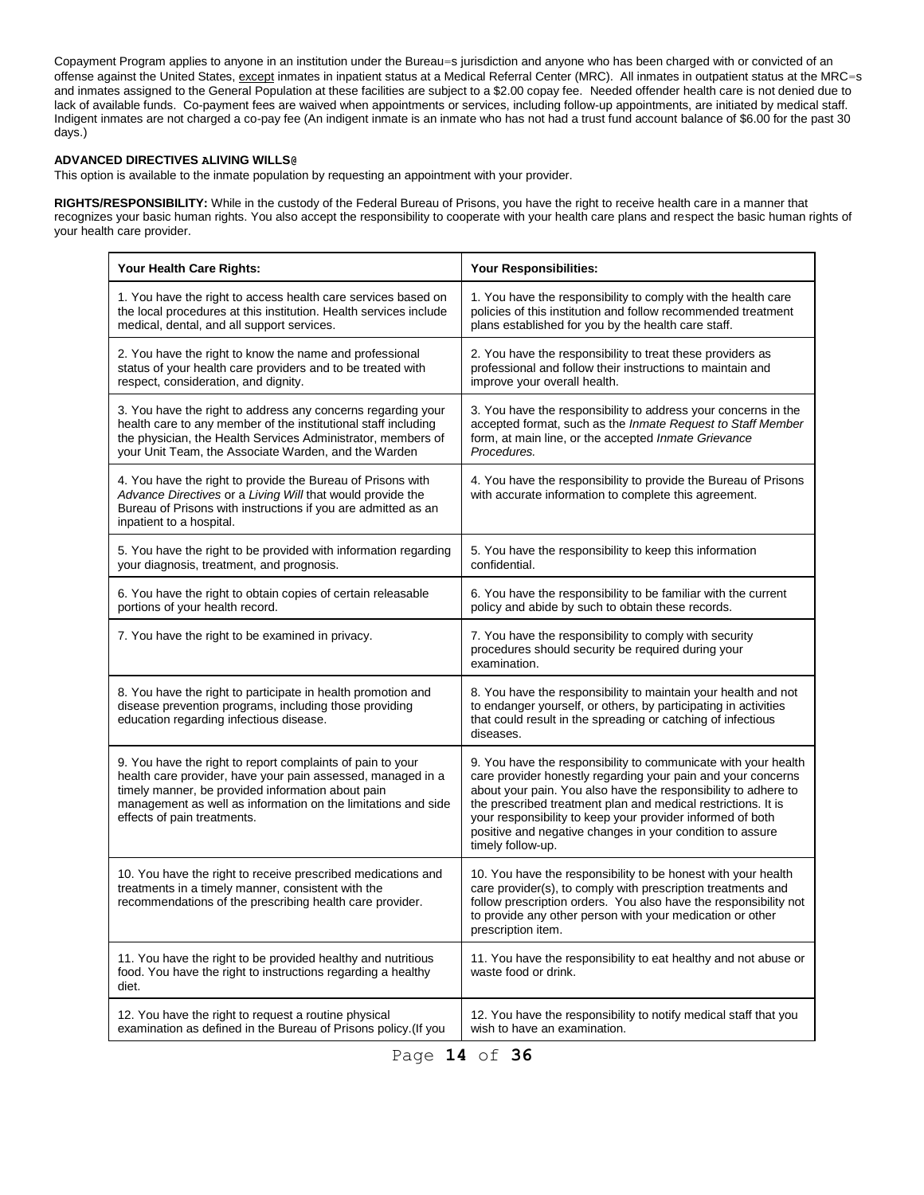Copayment Program applies to anyone in an institution under the Bureau=s jurisdiction and anyone who has been charged with or convicted of an offense against the United States, except inmates in inpatient status at a Medical Referral Center (MRC). All inmates in outpatient status at the MRC=s and inmates assigned to the General Population at these facilities are subject to a $2.00 copay fee. Needed offender health care is not denied due to lack of available funds. Co-payment fees are waived when appointments or services, including follow-up appointments, are initiated by medical staff. Indigent inmates are not charged a co-pay fee (An indigent inmate is an inmate who has not had a trust fund account balance of $6.00 for the past 30 days.)

**ADVANCED DIRECTIVES ALIVING WILLS@**

This option is available to the inmate population by requesting an appointment with your provider.

**RIGHTS/RESPONSIBILITY:** While in the custody of the Federal Bureau of Prisons, you have the right to receive health care in a manner that recognizes your basic human rights. You also accept the responsibility to cooperate with your health care plans and respect the basic human rights of your health care provider.

| Your Health Care Rights: | Your Responsibilities: |
|---|---|
| 1. You have the right to access health care services based on the local procedures at this institution. Health services include medical, dental, and all support services. | 1. You have the responsibility to comply with the health care policies of this institution and follow recommended treatment plans established for you by the health care staff. |
| 2. You have the right to know the name and professional status of your health care providers and to be treated with respect, consideration, and dignity. | 2. You have the responsibility to treat these providers as professional and follow their instructions to maintain and improve your overall health. |
| 3. You have the right to address any concerns regarding your health care to any member of the institutional staff including the physician, the Health Services Administrator, members of your Unit Team, the Associate Warden, and the Warden | 3. You have the responsibility to address your concerns in the accepted format, such as the *Inmate Request to Staff Member* form, at main line, or the accepted *Inmate Grievance Procedures.* |
| 4. You have the right to provide the Bureau of Prisons with *Advance Directives* or a *Living Will* that would provide the Bureau of Prisons with instructions if you are admitted as an inpatient to a hospital. | 4. You have the responsibility to provide the Bureau of Prisons with accurate information to complete this agreement. |
| 5. You have the right to be provided with information regarding your diagnosis, treatment, and prognosis. | 5. You have the responsibility to keep this information confidential. |
| 6. You have the right to obtain copies of certain releasable portions of your health record. | 6. You have the responsibility to be familiar with the current policy and abide by such to obtain these records. |
| 7. You have the right to be examined in privacy. | 7. You have the responsibility to comply with security procedures should security be required during your examination. |
| 8. You have the right to participate in health promotion and disease prevention programs, including those providing education regarding infectious disease. | 8. You have the responsibility to maintain your health and not to endanger yourself, or others, by participating in activities that could result in the spreading or catching of infectious diseases. |
| 9. You have the right to report complaints of pain to your health care provider, have your pain assessed, managed in a timely manner, be provided information about pain management as well as information on the limitations and side effects of pain treatments. | 9. You have the responsibility to communicate with your health care provider honestly regarding your pain and your concerns about your pain. You also have the responsibility to adhere to the prescribed treatment plan and medical restrictions. It is your responsibility to keep your provider informed of both positive and negative changes in your condition to assure timely follow-up. |
| 10. You have the right to receive prescribed medications and treatments in a timely manner, consistent with the recommendations of the prescribing health care provider. | 10. You have the responsibility to be honest with your health care provider(s), to comply with prescription treatments and follow prescription orders. You also have the responsibility not to provide any other person with your medication or other prescription item. |
| 11. You have the right to be provided healthy and nutritious food. You have the right to instructions regarding a healthy diet. | 11. You have the responsibility to eat healthy and not abuse or waste food or drink. |
| 12. You have the right to request a routine physical examination as defined in the Bureau of Prisons policy.(If you | 12. You have the responsibility to notify medical staff that you wish to have an examination. |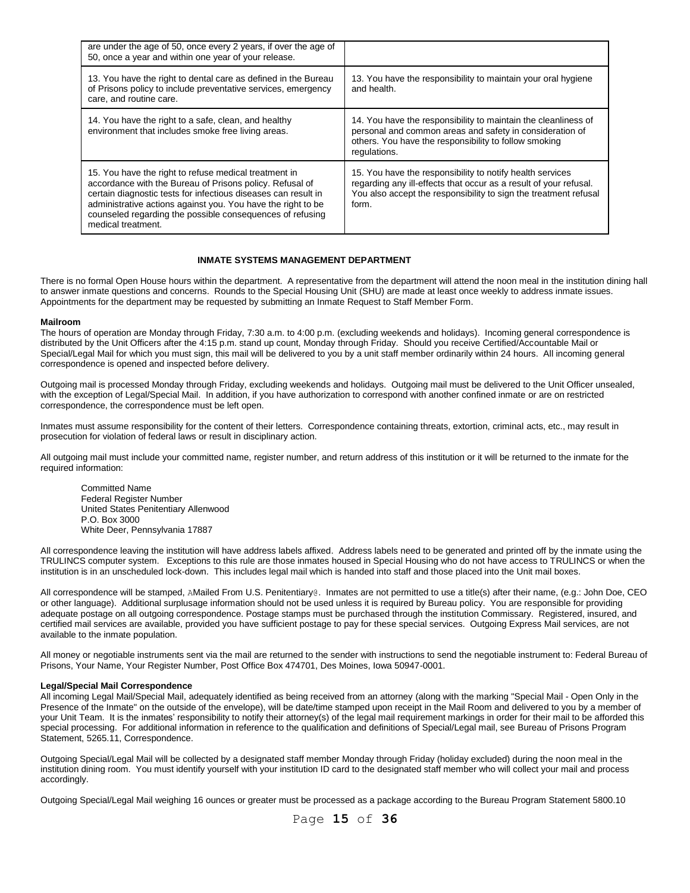| | |
|---|---|
| are under the age of 50, once every 2 years, if over the age of 50, once a year and within one year of your release. | |
| 13. You have the right to dental care as defined in the Bureau of Prisons policy to include preventative services, emergency care, and routine care. | 13. You have the responsibility to maintain your oral hygiene and health. |
| 14. You have the right to a safe, clean, and healthy environment that includes smoke free living areas. | 14. You have the responsibility to maintain the cleanliness of personal and common areas and safety in consideration of others. You have the responsibility to follow smoking regulations. |
| 15. You have the right to refuse medical treatment in accordance with the Bureau of Prisons policy. Refusal of certain diagnostic tests for infectious diseases can result in administrative actions against you. You have the right to be counseled regarding the possible consequences of refusing medical treatment. | 15. You have the responsibility to notify health services regarding any ill-effects that occur as a result of your refusal. You also accept the responsibility to sign the treatment refusal form. |

## INMATE SYSTEMS MANAGEMENT DEPARTMENT

There is no formal Open House hours within the department. A representative from the department will attend the noon meal in the institution dining hall to answer inmate questions and concerns. Rounds to the Special Housing Unit (SHU) are made at least once weekly to address inmate issues. Appointments for the department may be requested by submitting an Inmate Request to Staff Member Form.

**Mailroom**

The hours of operation are Monday through Friday, 7:30 a.m. to 4:00 p.m. (excluding weekends and holidays). Incoming general correspondence is distributed by the Unit Officers after the 4:15 p.m. stand up count, Monday through Friday. Should you receive Certified/Accountable Mail or Special/Legal Mail for which you must sign, this mail will be delivered to you by a unit staff member ordinarily within 24 hours. All incoming general correspondence is opened and inspected before delivery.

Outgoing mail is processed Monday through Friday, excluding weekends and holidays. Outgoing mail must be delivered to the Unit Officer unsealed, with the exception of Legal/Special Mail. In addition, if you have authorization to correspond with another confined inmate or are on restricted correspondence, the correspondence must be left open.

Inmates must assume responsibility for the content of their letters. Correspondence containing threats, extortion, criminal acts, etc., may result in prosecution for violation of federal laws or result in disciplinary action.

All outgoing mail must include your committed name, register number, and return address of this institution or it will be returned to the inmate for the required information:

Committed Name  
Federal Register Number  
United States Penitentiary Allenwood  
P.O. Box 3000  
White Deer, Pennsylvania 17887

All correspondence leaving the institution will have address labels affixed. Address labels need to be generated and printed off by the inmate using the TRULINCS computer system. Exceptions to this rule are those inmates housed in Special Housing who do not have access to TRULINCS or when the institution is in an unscheduled lock-down. This includes legal mail which is handed into staff and those placed into the Unit mail boxes.

All correspondence will be stamped, AMailed From U.S. Penitentiary@. Inmates are not permitted to use a title(s) after their name, (e.g.: John Doe, CEO or other language). Additional surplusage information should not be used unless it is required by Bureau policy. You are responsible for providing adequate postage on all outgoing correspondence. Postage stamps must be purchased through the institution Commissary. Registered, insured, and certified mail services are available, provided you have sufficient postage to pay for these special services. Outgoing Express Mail services, are not available to the inmate population.

All money or negotiable instruments sent via the mail are returned to the sender with instructions to send the negotiable instrument to: Federal Bureau of Prisons, Your Name, Your Register Number, Post Office Box 474701, Des Moines, Iowa 50947-0001.

**Legal/Special Mail Correspondence**

All incoming Legal Mail/Special Mail, adequately identified as being received from an attorney (along with the marking "Special Mail - Open Only in the Presence of the Inmate" on the outside of the envelope), will be date/time stamped upon receipt in the Mail Room and delivered to you by a member of your Unit Team. It is the inmates' responsibility to notify their attorney(s) of the legal mail requirement markings in order for their mail to be afforded this special processing. For additional information in reference to the qualification and definitions of Special/Legal mail, see Bureau of Prisons Program Statement, 5265.11, Correspondence.

Outgoing Special/Legal Mail will be collected by a designated staff member Monday through Friday (holiday excluded) during the noon meal in the institution dining room. You must identify yourself with your institution ID card to the designated staff member who will collect your mail and process accordingly.

Outgoing Special/Legal Mail weighing 16 ounces or greater must be processed as a package according to the Bureau Program Statement 5800.10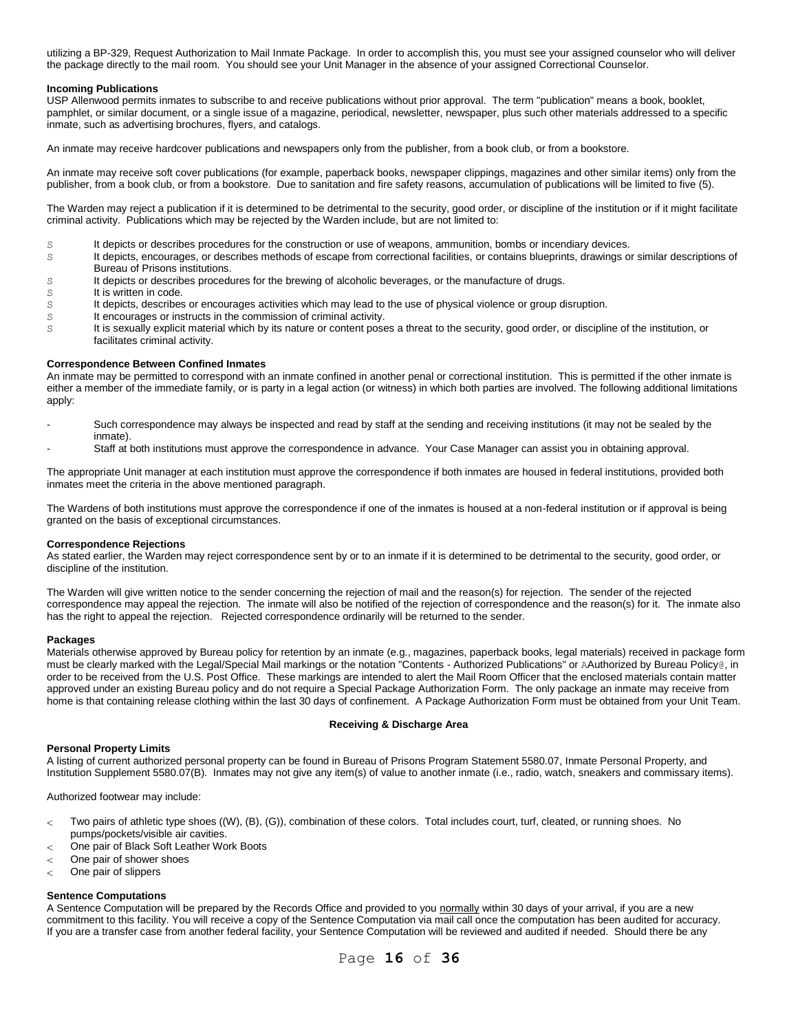utilizing a BP-329, Request Authorization to Mail Inmate Package. In order to accomplish this, you must see your assigned counselor who will deliver the package directly to the mail room. You should see your Unit Manager in the absence of your assigned Correctional Counselor.

**Incoming Publications**

USP Allenwood permits inmates to subscribe to and receive publications without prior approval. The term "publication" means a book, booklet, pamphlet, or similar document, or a single issue of a magazine, periodical, newsletter, newspaper, plus such other materials addressed to a specific inmate, such as advertising brochures, flyers, and catalogs.

An inmate may receive hardcover publications and newspapers only from the publisher, from a book club, or from a bookstore.

An inmate may receive soft cover publications (for example, paperback books, newspaper clippings, magazines and other similar items) only from the publisher, from a book club, or from a bookstore. Due to sanitation and fire safety reasons, accumulation of publications will be limited to five (5).

The Warden may reject a publication if it is determined to be detrimental to the security, good order, or discipline of the institution or if it might facilitate criminal activity. Publications which may be rejected by the Warden include, but are not limited to:

- It depicts or describes procedures for the construction or use of weapons, ammunition, bombs or incendiary devices.
- It depicts, encourages, or describes methods of escape from correctional facilities, or contains blueprints, drawings or similar descriptions of Bureau of Prisons institutions.
- It depicts or describes procedures for the brewing of alcoholic beverages, or the manufacture of drugs.
- It is written in code.
- It depicts, describes or encourages activities which may lead to the use of physical violence or group disruption.
- It encourages or instructs in the commission of criminal activity.
- It is sexually explicit material which by its nature or content poses a threat to the security, good order, or discipline of the institution, or facilitates criminal activity.

**Correspondence Between Confined Inmates**

An inmate may be permitted to correspond with an inmate confined in another penal or correctional institution. This is permitted if the other inmate is either a member of the immediate family, or is party in a legal action (or witness) in which both parties are involved. The following additional limitations apply:

- Such correspondence may always be inspected and read by staff at the sending and receiving institutions (it may not be sealed by the inmate).
- Staff at both institutions must approve the correspondence in advance. Your Case Manager can assist you in obtaining approval.

The appropriate Unit manager at each institution must approve the correspondence if both inmates are housed in federal institutions, provided both inmates meet the criteria in the above mentioned paragraph.

The Wardens of both institutions must approve the correspondence if one of the inmates is housed at a non-federal institution or if approval is being granted on the basis of exceptional circumstances.

**Correspondence Rejections**

As stated earlier, the Warden may reject correspondence sent by or to an inmate if it is determined to be detrimental to the security, good order, or discipline of the institution.

The Warden will give written notice to the sender concerning the rejection of mail and the reason(s) for rejection. The sender of the rejected correspondence may appeal the rejection. The inmate will also be notified of the rejection of correspondence and the reason(s) for it. The inmate also has the right to appeal the rejection. Rejected correspondence ordinarily will be returned to the sender.

**Packages**

Materials otherwise approved by Bureau policy for retention by an inmate (e.g., magazines, paperback books, legal materials) received in package form must be clearly marked with the Legal/Special Mail markings or the notation "Contents - Authorized Publications" or "Authorized by Bureau Policy", in order to be received from the U.S. Post Office. These markings are intended to alert the Mail Room Officer that the enclosed materials contain matter approved under an existing Bureau policy and do not require a Special Package Authorization Form. The only package an inmate may receive from home is that containing release clothing within the last 30 days of confinement. A Package Authorization Form must be obtained from your Unit Team.

## Receiving & Discharge Area

**Personal Property Limits**

A listing of current authorized personal property can be found in Bureau of Prisons Program Statement 5580.07, Inmate Personal Property, and Institution Supplement 5580.07(B). Inmates may not give any item(s) of value to another inmate (i.e., radio, watch, sneakers and commissary items).

Authorized footwear may include:

- Two pairs of athletic type shoes ((W), (B), (G)), combination of these colors. Total includes court, turf, cleated, or running shoes. No pumps/pockets/visible air cavities.
- One pair of Black Soft Leather Work Boots
- One pair of shower shoes
- One pair of slippers

**Sentence Computations**

A Sentence Computation will be prepared by the Records Office and provided to you normally within 30 days of your arrival, if you are a new commitment to this facility. You will receive a copy of the Sentence Computation via mail call once the computation has been audited for accuracy. If you are a transfer case from another federal facility, your Sentence Computation will be reviewed and audited if needed. Should there be any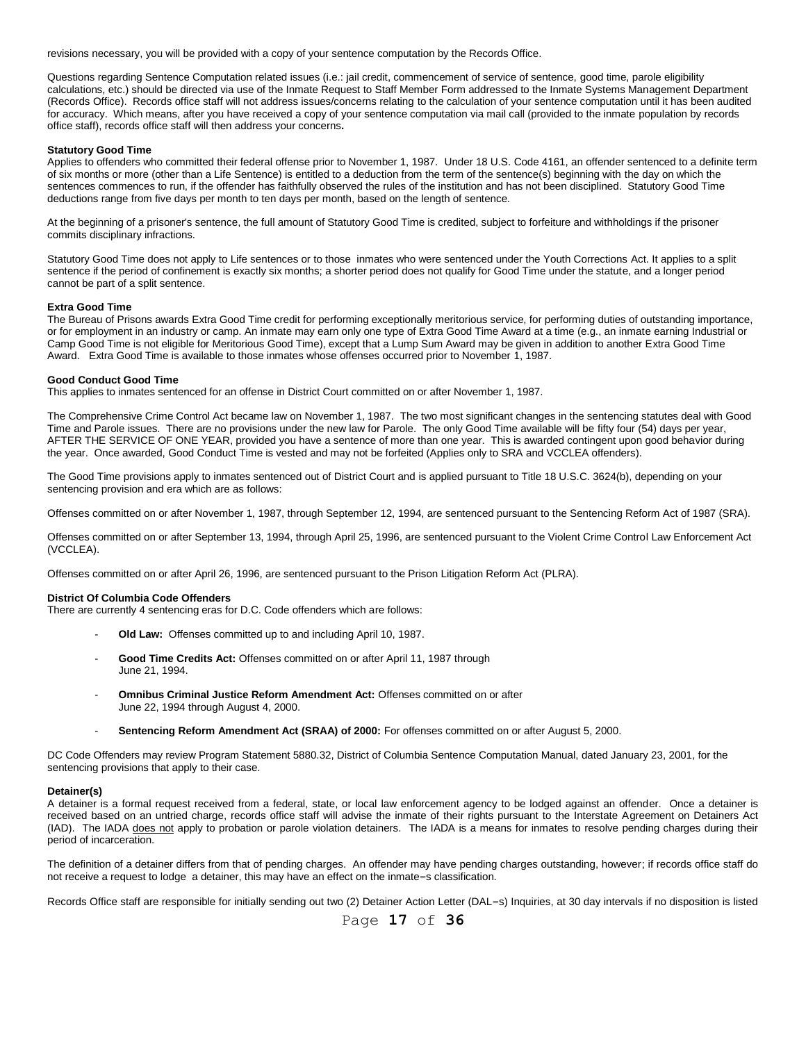revisions necessary, you will be provided with a copy of your sentence computation by the Records Office.

Questions regarding Sentence Computation related issues (i.e.: jail credit, commencement of service of sentence, good time, parole eligibility calculations, etc.) should be directed via use of the Inmate Request to Staff Member Form addressed to the Inmate Systems Management Department (Records Office). Records office staff will not address issues/concerns relating to the calculation of your sentence computation until it has been audited for accuracy. Which means, after you have received a copy of your sentence computation via mail call (provided to the inmate population by records office staff), records office staff will then address your concerns**.**

**Statutory Good Time**
Applies to offenders who committed their federal offense prior to November 1, 1987. Under 18 U.S. Code 4161, an offender sentenced to a definite term of six months or more (other than a Life Sentence) is entitled to a deduction from the term of the sentence(s) beginning with the day on which the sentences commences to run, if the offender has faithfully observed the rules of the institution and has not been disciplined. Statutory Good Time deductions range from five days per month to ten days per month, based on the length of sentence.

At the beginning of a prisoner's sentence, the full amount of Statutory Good Time is credited, subject to forfeiture and withholdings if the prisoner commits disciplinary infractions.

Statutory Good Time does not apply to Life sentences or to those inmates who were sentenced under the Youth Corrections Act. It applies to a split sentence if the period of confinement is exactly six months; a shorter period does not qualify for Good Time under the statute, and a longer period cannot be part of a split sentence.

**Extra Good Time**
The Bureau of Prisons awards Extra Good Time credit for performing exceptionally meritorious service, for performing duties of outstanding importance, or for employment in an industry or camp. An inmate may earn only one type of Extra Good Time Award at a time (e.g., an inmate earning Industrial or Camp Good Time is not eligible for Meritorious Good Time), except that a Lump Sum Award may be given in addition to another Extra Good Time Award. Extra Good Time is available to those inmates whose offenses occurred prior to November 1, 1987.

**Good Conduct Good Time**
This applies to inmates sentenced for an offense in District Court committed on or after November 1, 1987.

The Comprehensive Crime Control Act became law on November 1, 1987. The two most significant changes in the sentencing statutes deal with Good Time and Parole issues. There are no provisions under the new law for Parole. The only Good Time available will be fifty four (54) days per year, AFTER THE SERVICE OF ONE YEAR, provided you have a sentence of more than one year. This is awarded contingent upon good behavior during the year. Once awarded, Good Conduct Time is vested and may not be forfeited (Applies only to SRA and VCCLEA offenders).

The Good Time provisions apply to inmates sentenced out of District Court and is applied pursuant to Title 18 U.S.C. 3624(b), depending on your sentencing provision and era which are as follows:

Offenses committed on or after November 1, 1987, through September 12, 1994, are sentenced pursuant to the Sentencing Reform Act of 1987 (SRA).

Offenses committed on or after September 13, 1994, through April 25, 1996, are sentenced pursuant to the Violent Crime Control Law Enforcement Act (VCCLEA).

Offenses committed on or after April 26, 1996, are sentenced pursuant to the Prison Litigation Reform Act (PLRA).

**District Of Columbia Code Offenders**
There are currently 4 sentencing eras for D.C. Code offenders which are follows:

- **Old Law:** Offenses committed up to and including April 10, 1987.
- **Good Time Credits Act:** Offenses committed on or after April 11, 1987 through June 21, 1994.
- **Omnibus Criminal Justice Reform Amendment Act:** Offenses committed on or after June 22, 1994 through August 4, 2000.
- **Sentencing Reform Amendment Act (SRAA) of 2000:** For offenses committed on or after August 5, 2000.

DC Code Offenders may review Program Statement 5880.32, District of Columbia Sentence Computation Manual, dated January 23, 2001, for the sentencing provisions that apply to their case.

**Detainer(s)**
A detainer is a formal request received from a federal, state, or local law enforcement agency to be lodged against an offender. Once a detainer is received based on an untried charge, records office staff will advise the inmate of their rights pursuant to the Interstate Agreement on Detainers Act (IAD). The IADA does not apply to probation or parole violation detainers. The IADA is a means for inmates to resolve pending charges during their period of incarceration.

The definition of a detainer differs from that of pending charges. An offender may have pending charges outstanding, however; if records office staff do not receive a request to lodge a detainer, this may have an effect on the inmate=s classification.

Records Office staff are responsible for initially sending out two (2) Detainer Action Letter (DAL=s) Inquiries, at 30 day intervals if no disposition is listed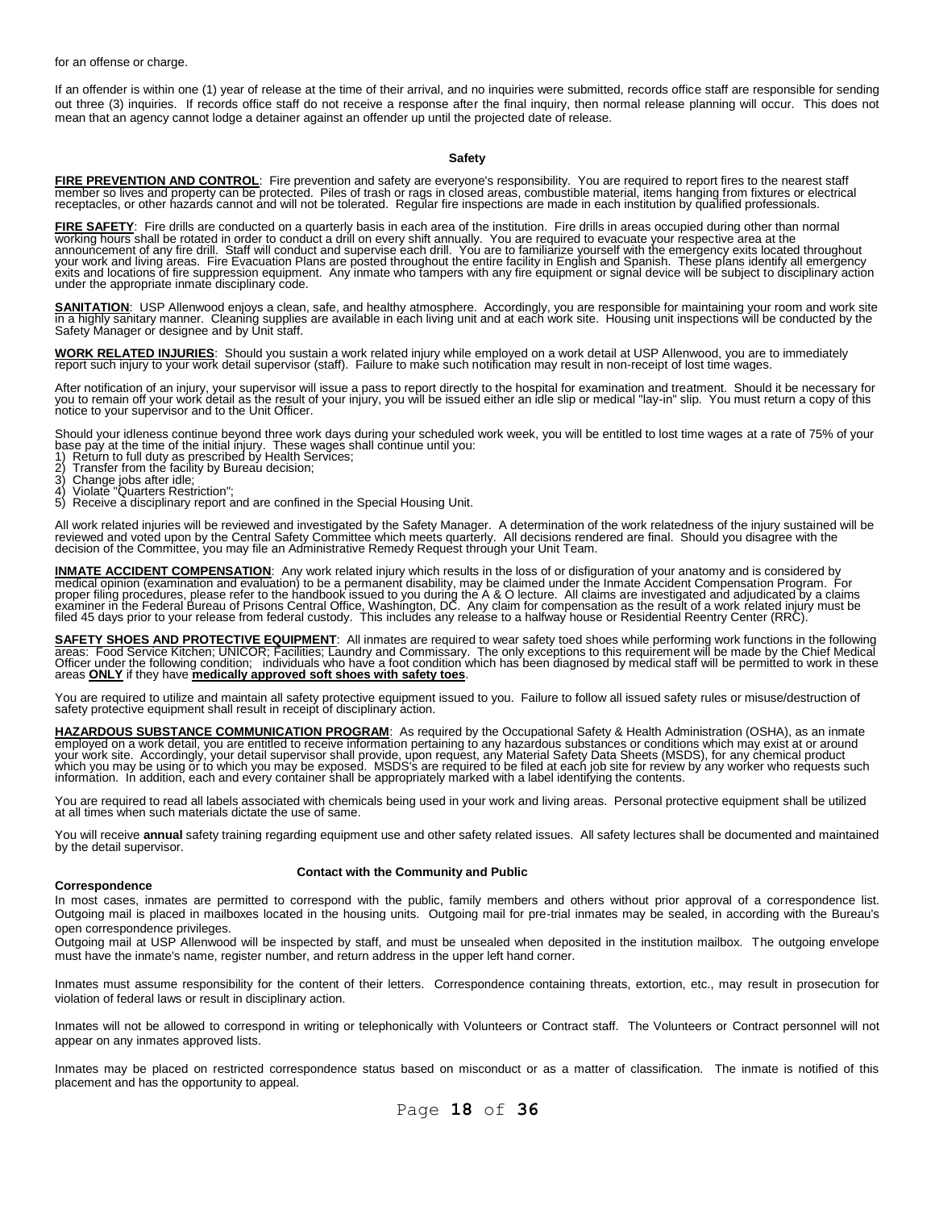for an offense or charge.

If an offender is within one (1) year of release at the time of their arrival, and no inquiries were submitted, records office staff are responsible for sending out three (3) inquiries. If records office staff do not receive a response after the final inquiry, then normal release planning will occur. This does not mean that an agency cannot lodge a detainer against an offender up until the projected date of release.

## Safety

**FIRE PREVENTION AND CONTROL**: Fire prevention and safety are everyone's responsibility. You are required to report fires to the nearest staff member so lives and property can be protected. Piles of trash or rags in closed areas, combustible material, items hanging from fixtures or electrical receptacles, or other hazards cannot and will not be tolerated. Regular fire inspections are made in each institution by qualified professionals.

**FIRE SAFETY**: Fire drills are conducted on a quarterly basis in each area of the institution. Fire drills in areas occupied during other than normal working hours shall be rotated in order to conduct a drill on every shift annually. You are required to evacuate your respective area at the announcement of any fire drill. Staff will conduct and supervise each drill. You are to familiarize yourself with the emergency exits located throughout your work and living areas. Fire Evacuation Plans are posted throughout the entire facility in English and Spanish. These plans identify all emergency exits and locations of fire suppression equipment. Any inmate who tampers with any fire equipment or signal device will be subject to disciplinary action under the appropriate inmate disciplinary code.

**SANITATION**: USP Allenwood enjoys a clean, safe, and healthy atmosphere. Accordingly, you are responsible for maintaining your room and work site in a highly sanitary manner. Cleaning supplies are available in each living unit and at each work site. Housing unit inspections will be conducted by the Safety Manager or designee and by Unit staff.

**WORK RELATED INJURIES**: Should you sustain a work related injury while employed on a work detail at USP Allenwood, you are to immediately report such injury to your work detail supervisor (staff). Failure to make such notification may result in non-receipt of lost time wages.

After notification of an injury, your supervisor will issue a pass to report directly to the hospital for examination and treatment. Should it be necessary for you to remain off your work detail as the result of your injury, you will be issued either an idle slip or medical "lay-in" slip. You must return a copy of this notice to your supervisor and to the Unit Officer.

Should your idleness continue beyond three work days during your scheduled work week, you will be entitled to lost time wages at a rate of 75% of your base pay at the time of the initial injury. These wages shall continue until you:

1) Return to full duty as prescribed by Health Services;
2) Transfer from the facility by Bureau decision;
3) Change jobs after idle;
4) Violate "Quarters Restriction";
5) Receive a disciplinary report and are confined in the Special Housing Unit.

All work related injuries will be reviewed and investigated by the Safety Manager. A determination of the work relatedness of the injury sustained will be reviewed and voted upon by the Central Safety Committee which meets quarterly. All decisions rendered are final. Should you disagree with the decision of the Committee, you may file an Administrative Remedy Request through your Unit Team.

**INMATE ACCIDENT COMPENSATION**: Any work related injury which results in the loss of or disfiguration of your anatomy and is considered by medical opinion (examination and evaluation) to be a permanent disability, may be claimed under the Inmate Accident Compensation Program. For proper filing procedures, please refer to the handbook issued to you during the A & O lecture. All claims are investigated and adjudicated by a claims examiner in the Federal Bureau of Prisons Central Office, Washington, DC. Any claim for compensation as the result of a work related injury must be filed 45 days prior to your release from federal custody. This includes any release to a halfway house or Residential Reentry Center (RRC).

**SAFETY SHOES AND PROTECTIVE EQUIPMENT**: All inmates are required to wear safety toed shoes while performing work functions in the following areas: Food Service Kitchen; UNICOR; Facilities; Laundry and Commissary. The only exceptions to this requirement will be made by the Chief Medical Officer under the following condition; individuals who have a foot condition which has been diagnosed by medical staff will be permitted to work in these areas **ONLY** if they have **medically approved soft shoes with safety toes**.

You are required to utilize and maintain all safety protective equipment issued to you. Failure to follow all issued safety rules or misuse/destruction of safety protective equipment shall result in receipt of disciplinary action.

**HAZARDOUS SUBSTANCE COMMUNICATION PROGRAM**: As required by the Occupational Safety & Health Administration (OSHA), as an inmate employed on a work detail, you are entitled to receive information pertaining to any hazardous substances or conditions which may exist at or around your work site. Accordingly, your detail supervisor shall provide, upon request, any Material Safety Data Sheets (MSDS), for any chemical product which you may be using or to which you may be exposed. MSDS's are required to be filed at each job site for review by any worker who requests such information. In addition, each and every container shall be appropriately marked with a label identifying the contents.

You are required to read all labels associated with chemicals being used in your work and living areas. Personal protective equipment shall be utilized at all times when such materials dictate the use of same.

You will receive **annual** safety training regarding equipment use and other safety related issues. All safety lectures shall be documented and maintained by the detail supervisor.

## Contact with the Community and Public

### Correspondence

In most cases, inmates are permitted to correspond with the public, family members and others without prior approval of a correspondence list. Outgoing mail is placed in mailboxes located in the housing units. Outgoing mail for pre-trial inmates may be sealed, in according with the Bureau's open correspondence privileges.

Outgoing mail at USP Allenwood will be inspected by staff, and must be unsealed when deposited in the institution mailbox. The outgoing envelope must have the inmate's name, register number, and return address in the upper left hand corner.

Inmates must assume responsibility for the content of their letters. Correspondence containing threats, extortion, etc., may result in prosecution for violation of federal laws or result in disciplinary action.

Inmates will not be allowed to correspond in writing or telephonically with Volunteers or Contract staff. The Volunteers or Contract personnel will not appear on any inmates approved lists.

Inmates may be placed on restricted correspondence status based on misconduct or as a matter of classification. The inmate is notified of this placement and has the opportunity to appeal.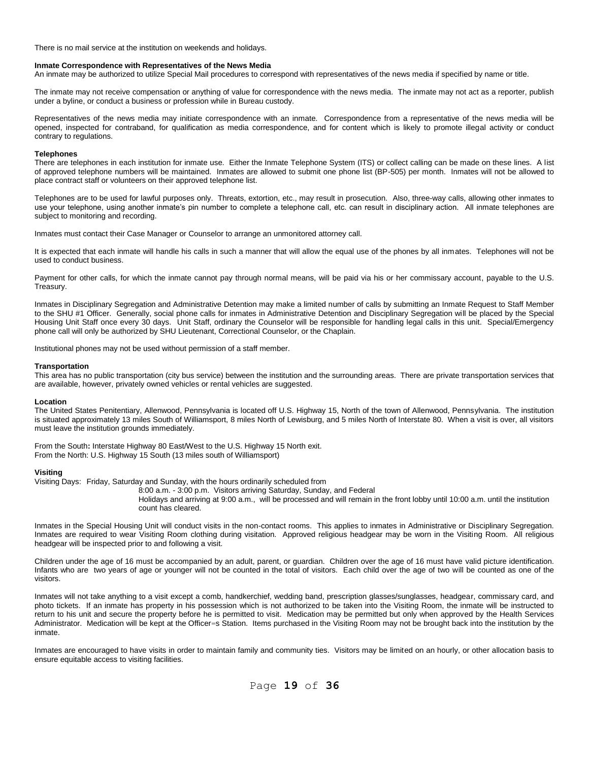There is no mail service at the institution on weekends and holidays.

**Inmate Correspondence with Representatives of the News Media**

An inmate may be authorized to utilize Special Mail procedures to correspond with representatives of the news media if specified by name or title.

The inmate may not receive compensation or anything of value for correspondence with the news media. The inmate may not act as a reporter, publish under a byline, or conduct a business or profession while in Bureau custody.

Representatives of the news media may initiate correspondence with an inmate. Correspondence from a representative of the news media will be opened, inspected for contraband, for qualification as media correspondence, and for content which is likely to promote illegal activity or conduct contrary to regulations.

**Telephones**

There are telephones in each institution for inmate use. Either the Inmate Telephone System (ITS) or collect calling can be made on these lines. A list of approved telephone numbers will be maintained. Inmates are allowed to submit one phone list (BP-505) per month. Inmates will not be allowed to place contract staff or volunteers on their approved telephone list.

Telephones are to be used for lawful purposes only. Threats, extortion, etc., may result in prosecution. Also, three-way calls, allowing other inmates to use your telephone, using another inmate's pin number to complete a telephone call, etc. can result in disciplinary action. All inmate telephones are subject to monitoring and recording.

Inmates must contact their Case Manager or Counselor to arrange an unmonitored attorney call.

It is expected that each inmate will handle his calls in such a manner that will allow the equal use of the phones by all inmates. Telephones will not be used to conduct business.

Payment for other calls, for which the inmate cannot pay through normal means, will be paid via his or her commissary account, payable to the U.S. Treasury.

Inmates in Disciplinary Segregation and Administrative Detention may make a limited number of calls by submitting an Inmate Request to Staff Member to the SHU #1 Officer. Generally, social phone calls for inmates in Administrative Detention and Disciplinary Segregation will be placed by the Special Housing Unit Staff once every 30 days. Unit Staff, ordinary the Counselor will be responsible for handling legal calls in this unit. Special/Emergency phone call will only be authorized by SHU Lieutenant, Correctional Counselor, or the Chaplain.

Institutional phones may not be used without permission of a staff member.

**Transportation**

This area has no public transportation (city bus service) between the institution and the surrounding areas. There are private transportation services that are available, however, privately owned vehicles or rental vehicles are suggested.

**Location**

The United States Penitentiary, Allenwood, Pennsylvania is located off U.S. Highway 15, North of the town of Allenwood, Pennsylvania. The institution is situated approximately 13 miles South of Williamsport, 8 miles North of Lewisburg, and 5 miles North of Interstate 80. When a visit is over, all visitors must leave the institution grounds immediately.

From the South**:** Interstate Highway 80 East/West to the U.S. Highway 15 North exit.
From the North: U.S. Highway 15 South (13 miles south of Williamsport)

**Visiting**

Visiting Days: Friday, Saturday and Sunday, with the hours ordinarily scheduled from
8:00 a.m. - 3:00 p.m. Visitors arriving Saturday, Sunday, and Federal Holidays and arriving at 9:00 a.m., will be processed and will remain in the front lobby until 10:00 a.m. until the institution count has cleared.

Inmates in the Special Housing Unit will conduct visits in the non-contact rooms. This applies to inmates in Administrative or Disciplinary Segregation. Inmates are required to wear Visiting Room clothing during visitation. Approved religious headgear may be worn in the Visiting Room. All religious headgear will be inspected prior to and following a visit.

Children under the age of 16 must be accompanied by an adult, parent, or guardian. Children over the age of 16 must have valid picture identification. Infants who are two years of age or younger will not be counted in the total of visitors. Each child over the age of two will be counted as one of the visitors.

Inmates will not take anything to a visit except a comb, handkerchief, wedding band, prescription glasses/sunglasses, headgear, commissary card, and photo tickets. If an inmate has property in his possession which is not authorized to be taken into the Visiting Room, the inmate will be instructed to return to his unit and secure the property before he is permitted to visit. Medication may be permitted but only when approved by the Health Services Administrator. Medication will be kept at the Officer=s Station. Items purchased in the Visiting Room may not be brought back into the institution by the inmate.

Inmates are encouraged to have visits in order to maintain family and community ties. Visitors may be limited on an hourly, or other allocation basis to ensure equitable access to visiting facilities.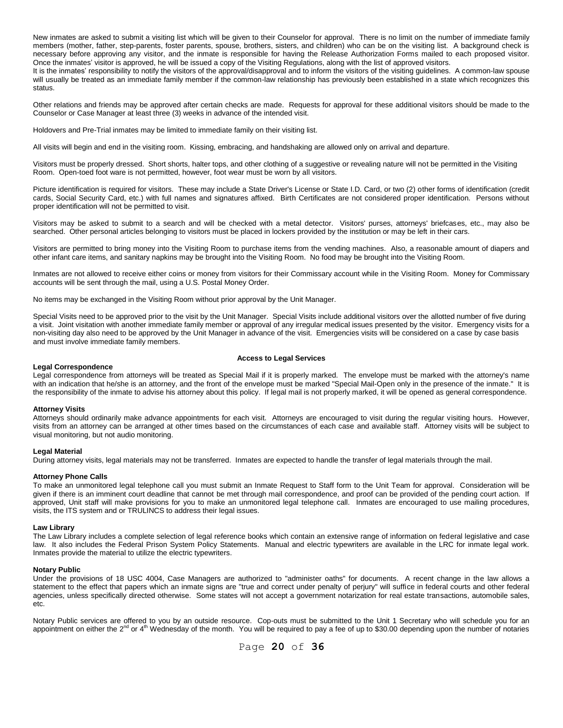New inmates are asked to submit a visiting list which will be given to their Counselor for approval. There is no limit on the number of immediate family members (mother, father, step-parents, foster parents, spouse, brothers, sisters, and children) who can be on the visiting list. A background check is necessary before approving any visitor, and the inmate is responsible for having the Release Authorization Forms mailed to each proposed visitor. Once the inmates' visitor is approved, he will be issued a copy of the Visiting Regulations, along with the list of approved visitors.
It is the inmates' responsibility to notify the visitors of the approval/disapproval and to inform the visitors of the visiting guidelines. A common-law spouse will usually be treated as an immediate family member if the common-law relationship has previously been established in a state which recognizes this status.

Other relations and friends may be approved after certain checks are made. Requests for approval for these additional visitors should be made to the Counselor or Case Manager at least three (3) weeks in advance of the intended visit.

Holdovers and Pre-Trial inmates may be limited to immediate family on their visiting list.

All visits will begin and end in the visiting room. Kissing, embracing, and handshaking are allowed only on arrival and departure.

Visitors must be properly dressed. Short shorts, halter tops, and other clothing of a suggestive or revealing nature will not be permitted in the Visiting Room. Open-toed foot ware is not permitted, however, foot wear must be worn by all visitors.

Picture identification is required for visitors. These may include a State Driver's License or State I.D. Card, or two (2) other forms of identification (credit cards, Social Security Card, etc.) with full names and signatures affixed. Birth Certificates are not considered proper identification. Persons without proper identification will not be permitted to visit.

Visitors may be asked to submit to a search and will be checked with a metal detector. Visitors' purses, attorneys' briefcases, etc., may also be searched. Other personal articles belonging to visitors must be placed in lockers provided by the institution or may be left in their cars.

Visitors are permitted to bring money into the Visiting Room to purchase items from the vending machines. Also, a reasonable amount of diapers and other infant care items, and sanitary napkins may be brought into the Visiting Room. No food may be brought into the Visiting Room.

Inmates are not allowed to receive either coins or money from visitors for their Commissary account while in the Visiting Room. Money for Commissary accounts will be sent through the mail, using a U.S. Postal Money Order.

No items may be exchanged in the Visiting Room without prior approval by the Unit Manager.

Special Visits need to be approved prior to the visit by the Unit Manager. Special Visits include additional visitors over the allotted number of five during a visit. Joint visitation with another immediate family member or approval of any irregular medical issues presented by the visitor. Emergency visits for a non-visiting day also need to be approved by the Unit Manager in advance of the visit. Emergencies visits will be considered on a case by case basis and must involve immediate family members.

## Access to Legal Services

### Legal Correspondence

Legal correspondence from attorneys will be treated as Special Mail if it is properly marked. The envelope must be marked with the attorney's name with an indication that he/she is an attorney, and the front of the envelope must be marked "Special Mail-Open only in the presence of the inmate." It is the responsibility of the inmate to advise his attorney about this policy. If legal mail is not properly marked, it will be opened as general correspondence.

### Attorney Visits

Attorneys should ordinarily make advance appointments for each visit. Attorneys are encouraged to visit during the regular visiting hours. However, visits from an attorney can be arranged at other times based on the circumstances of each case and available staff. Attorney visits will be subject to visual monitoring, but not audio monitoring.

### Legal Material

During attorney visits, legal materials may not be transferred. Inmates are expected to handle the transfer of legal materials through the mail.

### Attorney Phone Calls

To make an unmonitored legal telephone call you must submit an Inmate Request to Staff form to the Unit Team for approval. Consideration will be given if there is an imminent court deadline that cannot be met through mail correspondence, and proof can be provided of the pending court action. If approved, Unit staff will make provisions for you to make an unmonitored legal telephone call. Inmates are encouraged to use mailing procedures, visits, the ITS system and or TRULINCS to address their legal issues.

### Law Library

The Law Library includes a complete selection of legal reference books which contain an extensive range of information on federal legislative and case law. It also includes the Federal Prison System Policy Statements. Manual and electric typewriters are available in the LRC for inmate legal work. Inmates provide the material to utilize the electric typewriters.

### Notary Public

Under the provisions of 18 USC 4004, Case Managers are authorized to "administer oaths" for documents. A recent change in the law allows a statement to the effect that papers which an inmate signs are "true and correct under penalty of perjury" will suffice in federal courts and other federal agencies, unless specifically directed otherwise. Some states will not accept a government notarization for real estate transactions, automobile sales, etc.

Notary Public services are offered to you by an outside resource. Cop-outs must be submitted to the Unit 1 Secretary who will schedule you for an appointment on either the 2nd or 4th Wednesday of the month. You will be required to pay a fee of up to $30.00 depending upon the number of notaries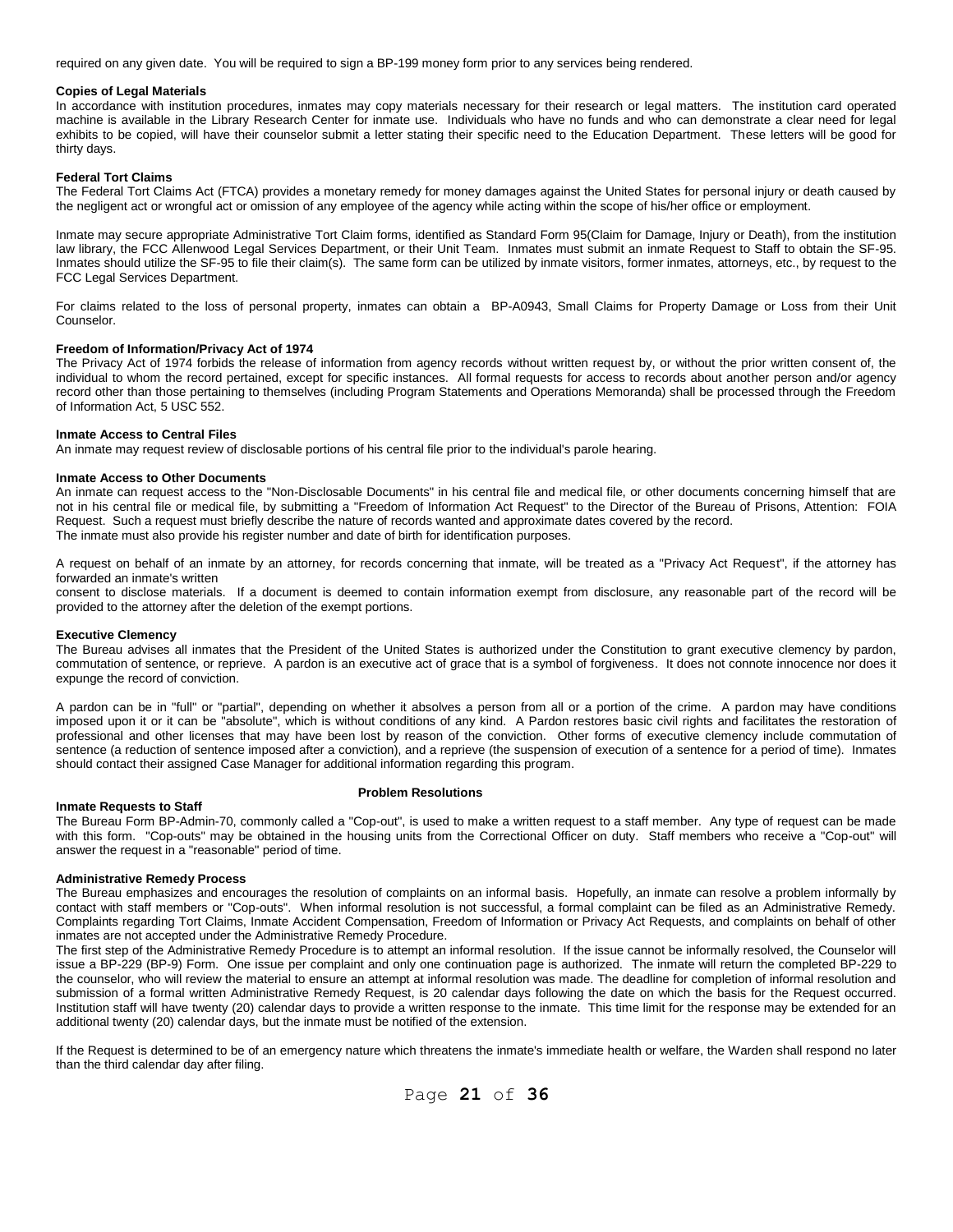required on any given date. You will be required to sign a BP-199 money form prior to any services being rendered.

**Copies of Legal Materials**

In accordance with institution procedures, inmates may copy materials necessary for their research or legal matters. The institution card operated machine is available in the Library Research Center for inmate use. Individuals who have no funds and who can demonstrate a clear need for legal exhibits to be copied, will have their counselor submit a letter stating their specific need to the Education Department. These letters will be good for thirty days.

**Federal Tort Claims**

The Federal Tort Claims Act (FTCA) provides a monetary remedy for money damages against the United States for personal injury or death caused by the negligent act or wrongful act or omission of any employee of the agency while acting within the scope of his/her office or employment.

Inmate may secure appropriate Administrative Tort Claim forms, identified as Standard Form 95(Claim for Damage, Injury or Death), from the institution law library, the FCC Allenwood Legal Services Department, or their Unit Team. Inmates must submit an inmate Request to Staff to obtain the SF-95. Inmates should utilize the SF-95 to file their claim(s). The same form can be utilized by inmate visitors, former inmates, attorneys, etc., by request to the FCC Legal Services Department.

For claims related to the loss of personal property, inmates can obtain a BP-A0943, Small Claims for Property Damage or Loss from their Unit Counselor.

**Freedom of Information/Privacy Act of 1974**

The Privacy Act of 1974 forbids the release of information from agency records without written request by, or without the prior written consent of, the individual to whom the record pertained, except for specific instances. All formal requests for access to records about another person and/or agency record other than those pertaining to themselves (including Program Statements and Operations Memoranda) shall be processed through the Freedom of Information Act, 5 USC 552.

**Inmate Access to Central Files**

An inmate may request review of disclosable portions of his central file prior to the individual's parole hearing.

**Inmate Access to Other Documents**

An inmate can request access to the "Non-Disclosable Documents" in his central file and medical file, or other documents concerning himself that are not in his central file or medical file, by submitting a "Freedom of Information Act Request" to the Director of the Bureau of Prisons, Attention: FOIA Request. Such a request must briefly describe the nature of records wanted and approximate dates covered by the record.
The inmate must also provide his register number and date of birth for identification purposes.

A request on behalf of an inmate by an attorney, for records concerning that inmate, will be treated as a "Privacy Act Request", if the attorney has forwarded an inmate's written consent to disclose materials. If a document is deemed to contain information exempt from disclosure, any reasonable part of the record will be provided to the attorney after the deletion of the exempt portions.

**Executive Clemency**

The Bureau advises all inmates that the President of the United States is authorized under the Constitution to grant executive clemency by pardon, commutation of sentence, or reprieve. A pardon is an executive act of grace that is a symbol of forgiveness. It does not connote innocence nor does it expunge the record of conviction.

A pardon can be in "full" or "partial", depending on whether it absolves a person from all or a portion of the crime. A pardon may have conditions imposed upon it or it can be "absolute", which is without conditions of any kind. A Pardon restores basic civil rights and facilitates the restoration of professional and other licenses that may have been lost by reason of the conviction. Other forms of executive clemency include commutation of sentence (a reduction of sentence imposed after a conviction), and a reprieve (the suspension of execution of a sentence for a period of time). Inmates should contact their assigned Case Manager for additional information regarding this program.

## Problem Resolutions

**Inmate Requests to Staff**

The Bureau Form BP-Admin-70, commonly called a "Cop-out", is used to make a written request to a staff member. Any type of request can be made with this form. "Cop-outs" may be obtained in the housing units from the Correctional Officer on duty. Staff members who receive a "Cop-out" will answer the request in a "reasonable" period of time.

**Administrative Remedy Process**

The Bureau emphasizes and encourages the resolution of complaints on an informal basis. Hopefully, an inmate can resolve a problem informally by contact with staff members or "Cop-outs". When informal resolution is not successful, a formal complaint can be filed as an Administrative Remedy. Complaints regarding Tort Claims, Inmate Accident Compensation, Freedom of Information or Privacy Act Requests, and complaints on behalf of other inmates are not accepted under the Administrative Remedy Procedure.
The first step of the Administrative Remedy Procedure is to attempt an informal resolution. If the issue cannot be informally resolved, the Counselor will issue a BP-229 (BP-9) Form. One issue per complaint and only one continuation page is authorized. The inmate will return the completed BP-229 to the counselor, who will review the material to ensure an attempt at informal resolution was made. The deadline for completion of informal resolution and submission of a formal written Administrative Remedy Request, is 20 calendar days following the date on which the basis for the Request occurred. Institution staff will have twenty (20) calendar days to provide a written response to the inmate. This time limit for the response may be extended for an additional twenty (20) calendar days, but the inmate must be notified of the extension.

If the Request is determined to be of an emergency nature which threatens the inmate's immediate health or welfare, the Warden shall respond no later than the third calendar day after filing.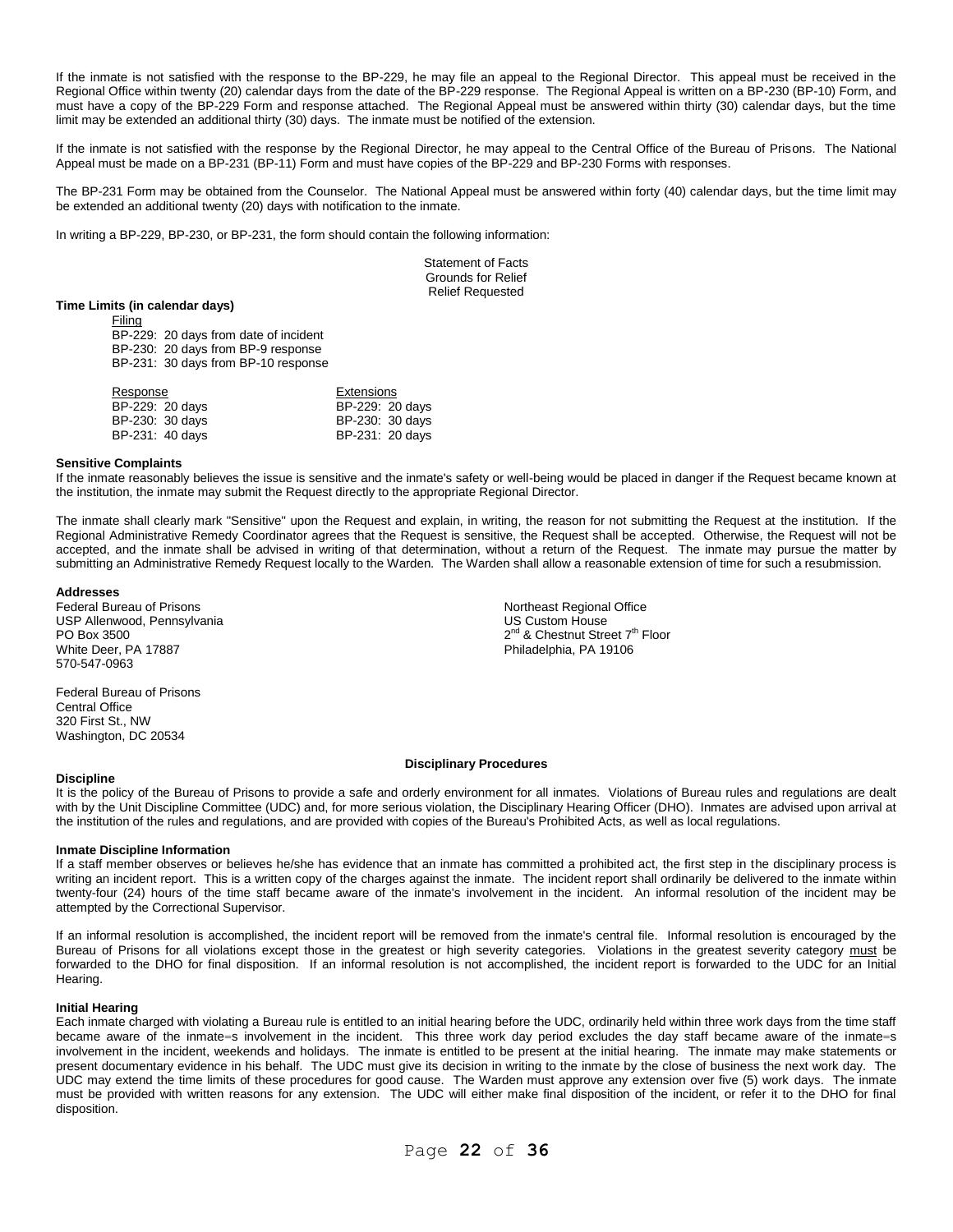If the inmate is not satisfied with the response to the BP-229, he may file an appeal to the Regional Director. This appeal must be received in the Regional Office within twenty (20) calendar days from the date of the BP-229 response. The Regional Appeal is written on a BP-230 (BP-10) Form, and must have a copy of the BP-229 Form and response attached. The Regional Appeal must be answered within thirty (30) calendar days, but the time limit may be extended an additional thirty (30) days. The inmate must be notified of the extension.

If the inmate is not satisfied with the response by the Regional Director, he may appeal to the Central Office of the Bureau of Prisons. The National Appeal must be made on a BP-231 (BP-11) Form and must have copies of the BP-229 and BP-230 Forms with responses.

The BP-231 Form may be obtained from the Counselor. The National Appeal must be answered within forty (40) calendar days, but the time limit may be extended an additional twenty (20) days with notification to the inmate.

In writing a BP-229, BP-230, or BP-231, the form should contain the following information:

Statement of Facts
Grounds for Relief
Relief Requested

**Time Limits (in calendar days)**

Filing
BP-229: 20 days from date of incident
BP-230: 20 days from BP-9 response
BP-231: 30 days from BP-10 response

| Response | Extensions |
|---|---|
| BP-229: 20 days | BP-229: 20 days |
| BP-230: 30 days | BP-230: 30 days |
| BP-231: 40 days | BP-231: 20 days |

**Sensitive Complaints**
If the inmate reasonably believes the issue is sensitive and the inmate's safety or well-being would be placed in danger if the Request became known at the institution, the inmate may submit the Request directly to the appropriate Regional Director.

The inmate shall clearly mark "Sensitive" upon the Request and explain, in writing, the reason for not submitting the Request at the institution. If the Regional Administrative Remedy Coordinator agrees that the Request is sensitive, the Request shall be accepted. Otherwise, the Request will not be accepted, and the inmate shall be advised in writing of that determination, without a return of the Request. The inmate may pursue the matter by submitting an Administrative Remedy Request locally to the Warden. The Warden shall allow a reasonable extension of time for such a resubmission.

**Addresses**
Federal Bureau of Prisons
USP Allenwood, Pennsylvania
PO Box 3500
White Deer, PA 17887
570-547-0963

Northeast Regional Office
US Custom House
2nd & Chestnut Street 7th Floor
Philadelphia, PA 19106

Federal Bureau of Prisons
Central Office
320 First St., NW
Washington, DC 20534

**Disciplinary Procedures**

**Discipline**
It is the policy of the Bureau of Prisons to provide a safe and orderly environment for all inmates. Violations of Bureau rules and regulations are dealt with by the Unit Discipline Committee (UDC) and, for more serious violation, the Disciplinary Hearing Officer (DHO). Inmates are advised upon arrival at the institution of the rules and regulations, and are provided with copies of the Bureau's Prohibited Acts, as well as local regulations.

**Inmate Discipline Information**
If a staff member observes or believes he/she has evidence that an inmate has committed a prohibited act, the first step in the disciplinary process is writing an incident report. This is a written copy of the charges against the inmate. The incident report shall ordinarily be delivered to the inmate within twenty-four (24) hours of the time staff became aware of the inmate's involvement in the incident. An informal resolution of the incident may be attempted by the Correctional Supervisor.

If an informal resolution is accomplished, the incident report will be removed from the inmate's central file. Informal resolution is encouraged by the Bureau of Prisons for all violations except those in the greatest or high severity categories. Violations in the greatest severity category must be forwarded to the DHO for final disposition. If an informal resolution is not accomplished, the incident report is forwarded to the UDC for an Initial Hearing.

**Initial Hearing**
Each inmate charged with violating a Bureau rule is entitled to an initial hearing before the UDC, ordinarily held within three work days from the time staff became aware of the inmate=s involvement in the incident. This three work day period excludes the day staff became aware of the inmate=s involvement in the incident, weekends and holidays. The inmate is entitled to be present at the initial hearing. The inmate may make statements or present documentary evidence in his behalf. The UDC must give its decision in writing to the inmate by the close of business the next work day. The UDC may extend the time limits of these procedures for good cause. The Warden must approve any extension over five (5) work days. The inmate must be provided with written reasons for any extension. The UDC will either make final disposition of the incident, or refer it to the DHO for final disposition.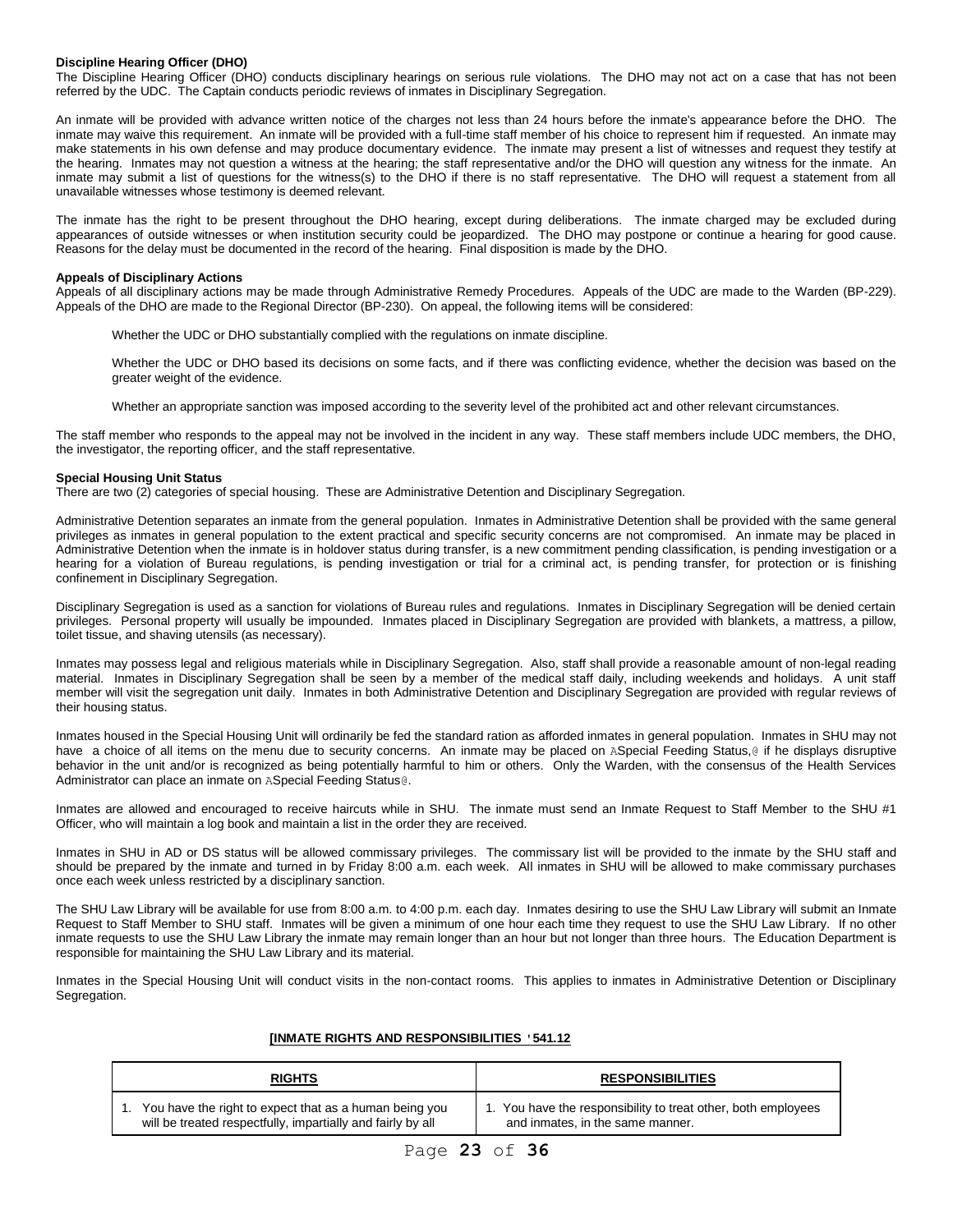### Discipline Hearing Officer (DHO)

The Discipline Hearing Officer (DHO) conducts disciplinary hearings on serious rule violations. The DHO may not act on a case that has not been referred by the UDC. The Captain conducts periodic reviews of inmates in Disciplinary Segregation.

An inmate will be provided with advance written notice of the charges not less than 24 hours before the inmate's appearance before the DHO. The inmate may waive this requirement. An inmate will be provided with a full-time staff member of his choice to represent him if requested. An inmate may make statements in his own defense and may produce documentary evidence. The inmate may present a list of witnesses and request they testify at the hearing. Inmates may not question a witness at the hearing; the staff representative and/or the DHO will question any witness for the inmate. An inmate may submit a list of questions for the witness(s) to the DHO if there is no staff representative. The DHO will request a statement from all unavailable witnesses whose testimony is deemed relevant.

The inmate has the right to be present throughout the DHO hearing, except during deliberations. The inmate charged may be excluded during appearances of outside witnesses or when institution security could be jeopardized. The DHO may postpone or continue a hearing for good cause. Reasons for the delay must be documented in the record of the hearing. Final disposition is made by the DHO.

### Appeals of Disciplinary Actions

Appeals of all disciplinary actions may be made through Administrative Remedy Procedures. Appeals of the UDC are made to the Warden (BP-229). Appeals of the DHO are made to the Regional Director (BP-230). On appeal, the following items will be considered:

Whether the UDC or DHO substantially complied with the regulations on inmate discipline.

Whether the UDC or DHO based its decisions on some facts, and if there was conflicting evidence, whether the decision was based on the greater weight of the evidence.

Whether an appropriate sanction was imposed according to the severity level of the prohibited act and other relevant circumstances.

The staff member who responds to the appeal may not be involved in the incident in any way. These staff members include UDC members, the DHO, the investigator, the reporting officer, and the staff representative.

### Special Housing Unit Status

There are two (2) categories of special housing. These are Administrative Detention and Disciplinary Segregation.

Administrative Detention separates an inmate from the general population. Inmates in Administrative Detention shall be provided with the same general privileges as inmates in general population to the extent practical and specific security concerns are not compromised. An inmate may be placed in Administrative Detention when the inmate is in holdover status during transfer, is a new commitment pending classification, is pending investigation or a hearing for a violation of Bureau regulations, is pending investigation or trial for a criminal act, is pending transfer, for protection or is finishing confinement in Disciplinary Segregation.

Disciplinary Segregation is used as a sanction for violations of Bureau rules and regulations. Inmates in Disciplinary Segregation will be denied certain privileges. Personal property will usually be impounded. Inmates placed in Disciplinary Segregation are provided with blankets, a mattress, a pillow, toilet tissue, and shaving utensils (as necessary).

Inmates may possess legal and religious materials while in Disciplinary Segregation. Also, staff shall provide a reasonable amount of non-legal reading material. Inmates in Disciplinary Segregation shall be seen by a member of the medical staff daily, including weekends and holidays. A unit staff member will visit the segregation unit daily. Inmates in both Administrative Detention and Disciplinary Segregation are provided with regular reviews of their housing status.

Inmates housed in the Special Housing Unit will ordinarily be fed the standard ration as afforded inmates in general population. Inmates in SHU may not have a choice of all items on the menu due to security concerns. An inmate may be placed on ASpecial Feeding Status,@ if he displays disruptive behavior in the unit and/or is recognized as being potentially harmful to him or others. Only the Warden, with the consensus of the Health Services Administrator can place an inmate on ASpecial Feeding Status@.

Inmates are allowed and encouraged to receive haircuts while in SHU. The inmate must send an Inmate Request to Staff Member to the SHU #1 Officer, who will maintain a log book and maintain a list in the order they are received.

Inmates in SHU in AD or DS status will be allowed commissary privileges. The commissary list will be provided to the inmate by the SHU staff and should be prepared by the inmate and turned in by Friday 8:00 a.m. each week. All inmates in SHU will be allowed to make commissary purchases once each week unless restricted by a disciplinary sanction.

The SHU Law Library will be available for use from 8:00 a.m. to 4:00 p.m. each day. Inmates desiring to use the SHU Law Library will submit an Inmate Request to Staff Member to SHU staff. Inmates will be given a minimum of one hour each time they request to use the SHU Law Library. If no other inmate requests to use the SHU Law Library the inmate may remain longer than an hour but not longer than three hours. The Education Department is responsible for maintaining the SHU Law Library and its material.

Inmates in the Special Housing Unit will conduct visits in the non-contact rooms. This applies to inmates in Administrative Detention or Disciplinary Segregation.

**[INMATE RIGHTS AND RESPONSIBILITIES '541.12**

| RIGHTS | RESPONSIBILITIES |
|---|---|
| 1. You have the right to expect that as a human being you will be treated respectfully, impartially and fairly by all | 1. You have the responsibility to treat other, both employees and inmates, in the same manner. |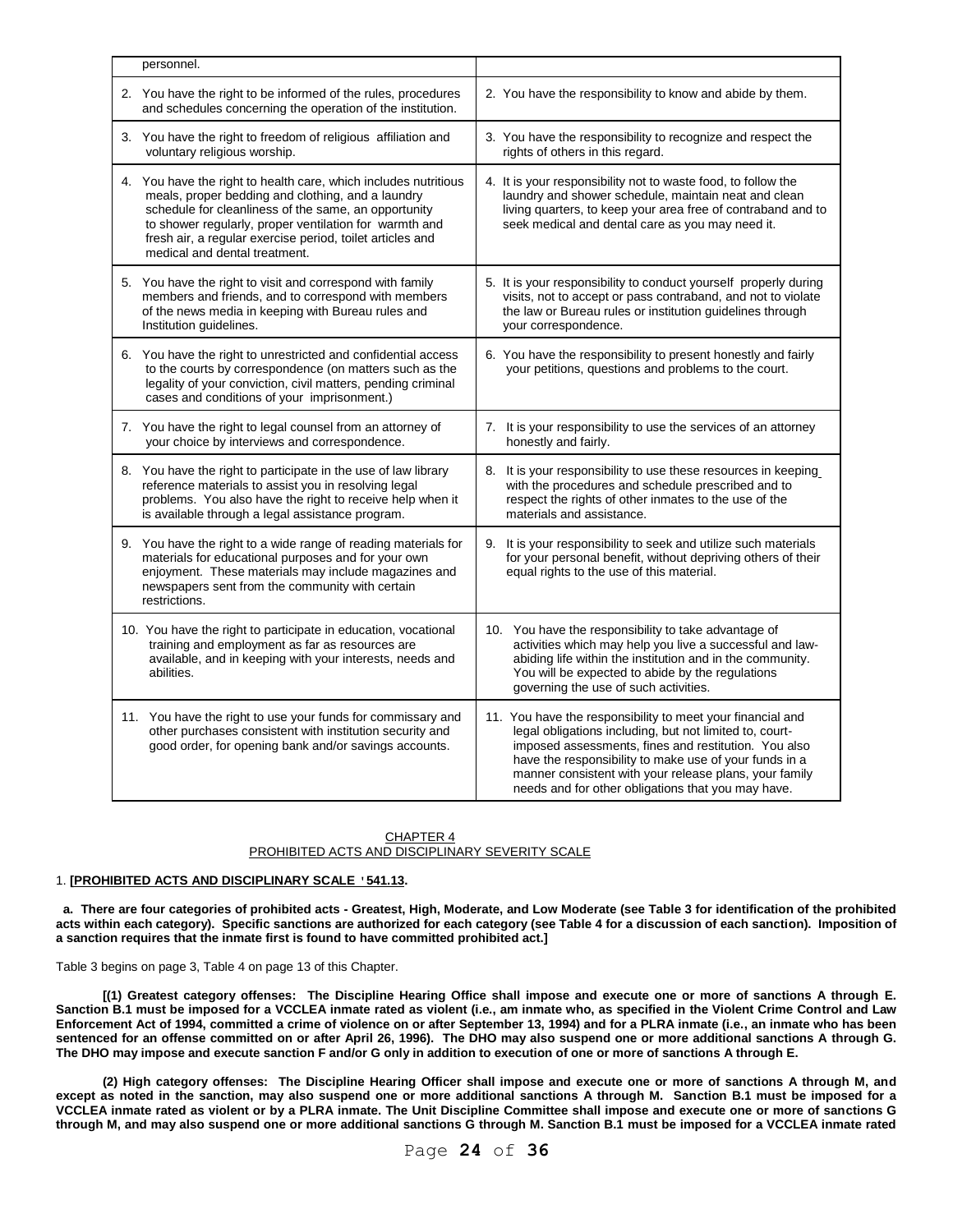| | |
|---|---|
| personnel. | |
| 2. You have the right to be informed of the rules, procedures and schedules concerning the operation of the institution. | 2. You have the responsibility to know and abide by them. |
| 3. You have the right to freedom of religious affiliation and voluntary religious worship. | 3. You have the responsibility to recognize and respect the rights of others in this regard. |
| 4. You have the right to health care, which includes nutritious meals, proper bedding and clothing, and a laundry schedule for cleanliness of the same, an opportunity to shower regularly, proper ventilation for warmth and fresh air, a regular exercise period, toilet articles and medical and dental treatment. | 4. It is your responsibility not to waste food, to follow the laundry and shower schedule, maintain neat and clean living quarters, to keep your area free of contraband and to seek medical and dental care as you may need it. |
| 5. You have the right to visit and correspond with family members and friends, and to correspond with members of the news media in keeping with Bureau rules and Institution guidelines. | 5. It is your responsibility to conduct yourself properly during visits, not to accept or pass contraband, and not to violate the law or Bureau rules or institution guidelines through your correspondence. |
| 6. You have the right to unrestricted and confidential access to the courts by correspondence (on matters such as the legality of your conviction, civil matters, pending criminal cases and conditions of your imprisonment.) | 6. You have the responsibility to present honestly and fairly your petitions, questions and problems to the court. |
| 7. You have the right to legal counsel from an attorney of your choice by interviews and correspondence. | 7. It is your responsibility to use the services of an attorney honestly and fairly. |
| 8. You have the right to participate in the use of law library reference materials to assist you in resolving legal problems. You also have the right to receive help when it is available through a legal assistance program. | 8. It is your responsibility to use these resources in keeping with the procedures and schedule prescribed and to respect the rights of other inmates to the use of the materials and assistance. |
| 9. You have the right to a wide range of reading materials for materials for educational purposes and for your own enjoyment. These materials may include magazines and newspapers sent from the community with certain restrictions. | 9. It is your responsibility to seek and utilize such materials for your personal benefit, without depriving others of their equal rights to the use of this material. |
| 10. You have the right to participate in education, vocational training and employment as far as resources are available, and in keeping with your interests, needs and abilities. | 10. You have the responsibility to take advantage of activities which may help you live a successful and law-abiding life within the institution and in the community. You will be expected to abide by the regulations governing the use of such activities. |
| 11. You have the right to use your funds for commissary and other purchases consistent with institution security and good order, for opening bank and/or savings accounts. | 11. You have the responsibility to meet your financial and legal obligations including, but not limited to, court-imposed assessments, fines and restitution. You also have the responsibility to make use of your funds in a manner consistent with your release plans, your family needs and for other obligations that you may have. |

## CHAPTER 4
## PROHIBITED ACTS AND DISCIPLINARY SEVERITY SCALE

1. **[PROHIBITED ACTS AND DISCIPLINARY SCALE § 541.13.**

**a. There are four categories of prohibited acts - Greatest, High, Moderate, and Low Moderate (see Table 3 for identification of the prohibited acts within each category). Specific sanctions are authorized for each category (see Table 4 for a discussion of each sanction). Imposition of a sanction requires that the inmate first is found to have committed prohibited act.]**

Table 3 begins on page 3, Table 4 on page 13 of this Chapter.

**[(1) Greatest category offenses: The Discipline Hearing Office shall impose and execute one or more of sanctions A through E. Sanction B.1 must be imposed for a VCCLEA inmate rated as violent (i.e., am inmate who, as specified in the Violent Crime Control and Law Enforcement Act of 1994, committed a crime of violence on or after September 13, 1994) and for a PLRA inmate (i.e., an inmate who has been sentenced for an offense committed on or after April 26, 1996). The DHO may also suspend one or more additional sanctions A through G. The DHO may impose and execute sanction F and/or G only in addition to execution of one or more of sanctions A through E.**

**(2) High category offenses: The Discipline Hearing Officer shall impose and execute one or more of sanctions A through M, and except as noted in the sanction, may also suspend one or more additional sanctions A through M. Sanction B.1 must be imposed for a VCCLEA inmate rated as violent or by a PLRA inmate. The Unit Discipline Committee shall impose and execute one or more of sanctions G through M, and may also suspend one or more additional sanctions G through M. Sanction B.1 must be imposed for a VCCLEA inmate rated**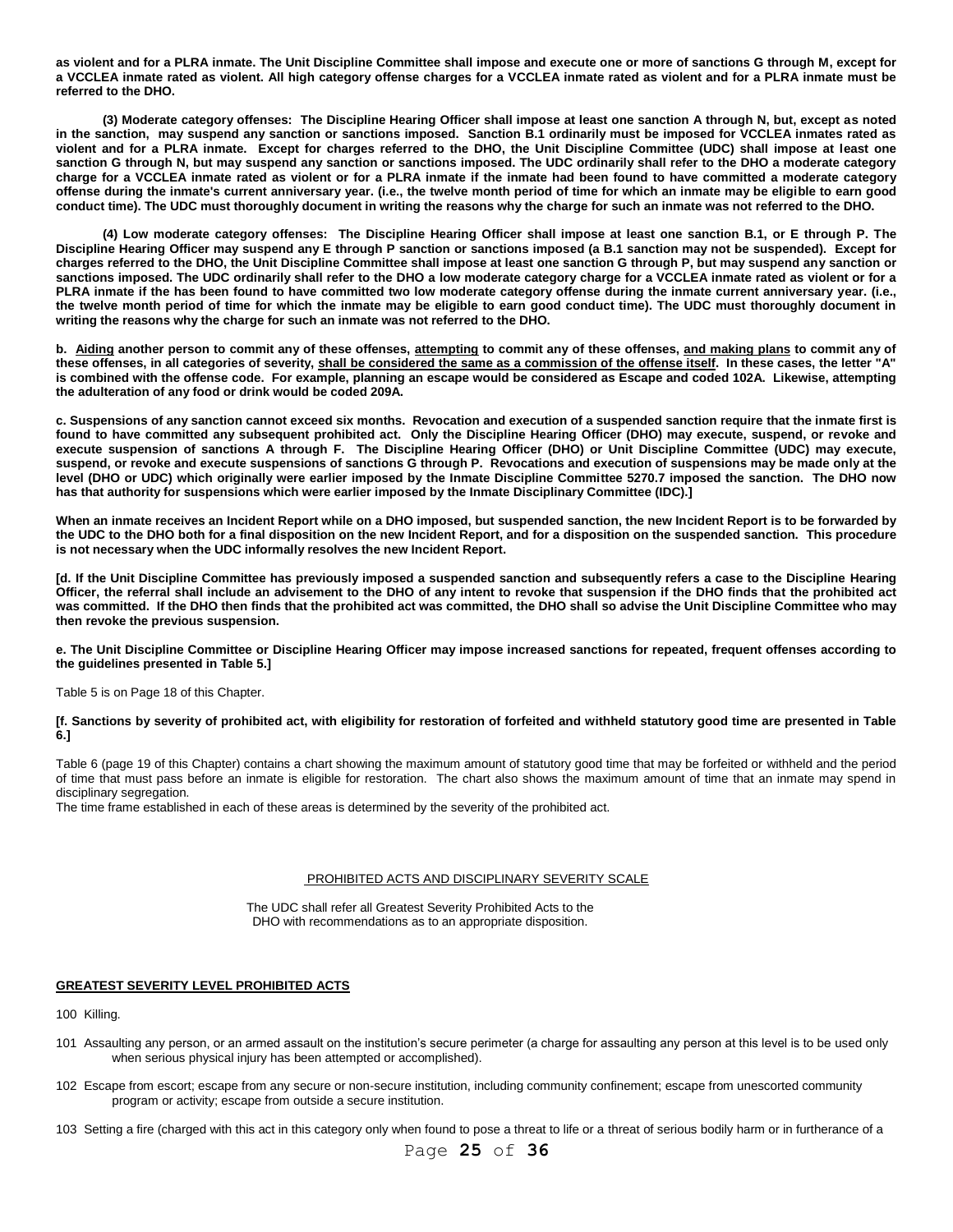**as violent and for a PLRA inmate. The Unit Discipline Committee shall impose and execute one or more of sanctions G through M, except for a VCCLEA inmate rated as violent. All high category offense charges for a VCCLEA inmate rated as violent and for a PLRA inmate must be referred to the DHO.**

**(3) Moderate category offenses: The Discipline Hearing Officer shall impose at least one sanction A through N, but, except as noted in the sanction, may suspend any sanction or sanctions imposed. Sanction B.1 ordinarily must be imposed for VCCLEA inmates rated as violent and for a PLRA inmate. Except for charges referred to the DHO, the Unit Discipline Committee (UDC) shall impose at least one sanction G through N, but may suspend any sanction or sanctions imposed. The UDC ordinarily shall refer to the DHO a moderate category charge for a VCCLEA inmate rated as violent or for a PLRA inmate if the inmate had been found to have committed a moderate category offense during the inmate's current anniversary year. (i.e., the twelve month period of time for which an inmate may be eligible to earn good conduct time). The UDC must thoroughly document in writing the reasons why the charge for such an inmate was not referred to the DHO.**

**(4) Low moderate category offenses: The Discipline Hearing Officer shall impose at least one sanction B.1, or E through P. The Discipline Hearing Officer may suspend any E through P sanction or sanctions imposed (a B.1 sanction may not be suspended). Except for charges referred to the DHO, the Unit Discipline Committee shall impose at least one sanction G through P, but may suspend any sanction or sanctions imposed. The UDC ordinarily shall refer to the DHO a low moderate category charge for a VCCLEA inmate rated as violent or for a PLRA inmate if the has been found to have committed two low moderate category offense during the inmate current anniversary year. (i.e., the twelve month period of time for which the inmate may be eligible to earn good conduct time). The UDC must thoroughly document in writing the reasons why the charge for such an inmate was not referred to the DHO.**

**b. Aiding another person to commit any of these offenses, attempting to commit any of these offenses, and making plans to commit any of these offenses, in all categories of severity, shall be considered the same as a commission of the offense itself. In these cases, the letter "A" is combined with the offense code. For example, planning an escape would be considered as Escape and coded 102A. Likewise, attempting the adulteration of any food or drink would be coded 209A.**

**c. Suspensions of any sanction cannot exceed six months. Revocation and execution of a suspended sanction require that the inmate first is found to have committed any subsequent prohibited act. Only the Discipline Hearing Officer (DHO) may execute, suspend, or revoke and execute suspension of sanctions A through F. The Discipline Hearing Officer (DHO) or Unit Discipline Committee (UDC) may execute, suspend, or revoke and execute suspensions of sanctions G through P. Revocations and execution of suspensions may be made only at the level (DHO or UDC) which originally were earlier imposed by the Inmate Discipline Committee 5270.7 imposed the sanction. The DHO now has that authority for suspensions which were earlier imposed by the Inmate Disciplinary Committee (IDC).]**

**When an inmate receives an Incident Report while on a DHO imposed, but suspended sanction, the new Incident Report is to be forwarded by the UDC to the DHO both for a final disposition on the new Incident Report, and for a disposition on the suspended sanction. This procedure is not necessary when the UDC informally resolves the new Incident Report.**

**[d. If the Unit Discipline Committee has previously imposed a suspended sanction and subsequently refers a case to the Discipline Hearing Officer, the referral shall include an advisement to the DHO of any intent to revoke that suspension if the DHO finds that the prohibited act was committed. If the DHO then finds that the prohibited act was committed, the DHO shall so advise the Unit Discipline Committee who may then revoke the previous suspension.**

**e. The Unit Discipline Committee or Discipline Hearing Officer may impose increased sanctions for repeated, frequent offenses according to the guidelines presented in Table 5.]**

Table 5 is on Page 18 of this Chapter.

**[f. Sanctions by severity of prohibited act, with eligibility for restoration of forfeited and withheld statutory good time are presented in Table 6.]**

Table 6 (page 19 of this Chapter) contains a chart showing the maximum amount of statutory good time that may be forfeited or withheld and the period of time that must pass before an inmate is eligible for restoration. The chart also shows the maximum amount of time that an inmate may spend in disciplinary segregation.
The time frame established in each of these areas is determined by the severity of the prohibited act.

PROHIBITED ACTS AND DISCIPLINARY SEVERITY SCALE

The UDC shall refer all Greatest Severity Prohibited Acts to the DHO with recommendations as to an appropriate disposition.

**GREATEST SEVERITY LEVEL PROHIBITED ACTS**

100 Killing.

101 Assaulting any person, or an armed assault on the institution's secure perimeter (a charge for assaulting any person at this level is to be used only when serious physical injury has been attempted or accomplished).

102 Escape from escort; escape from any secure or non-secure institution, including community confinement; escape from unescorted community program or activity; escape from outside a secure institution.

103 Setting a fire (charged with this act in this category only when found to pose a threat to life or a threat of serious bodily harm or in furtherance of a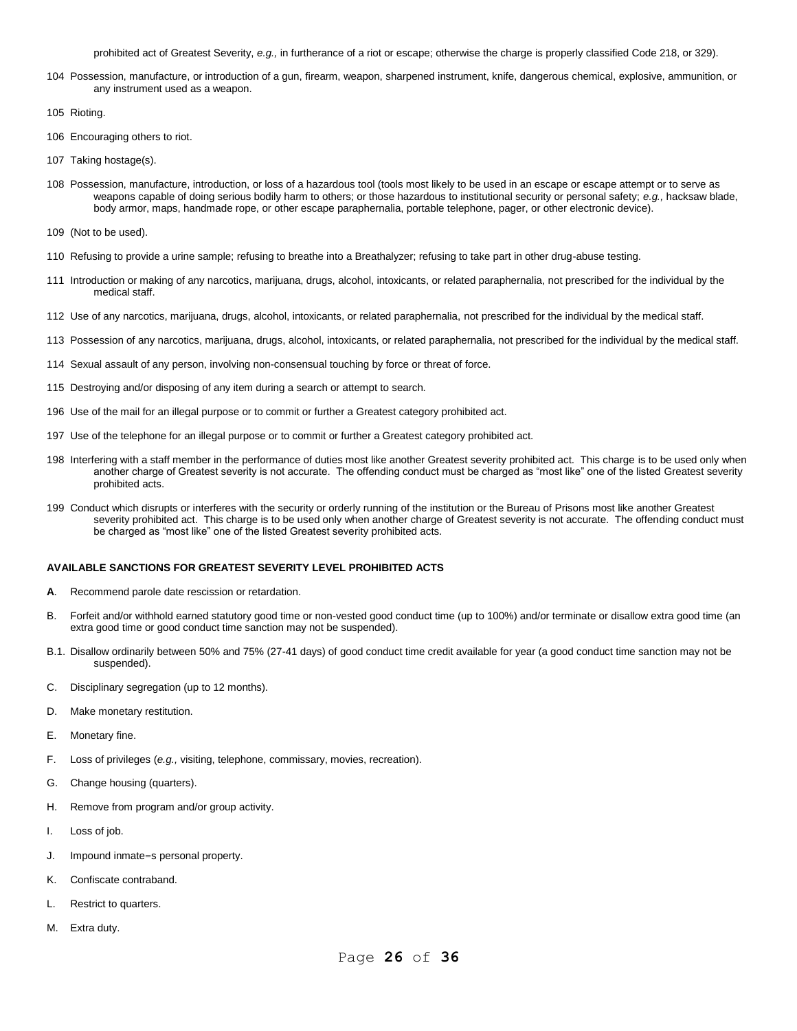prohibited act of Greatest Severity, *e.g.,* in furtherance of a riot or escape; otherwise the charge is properly classified Code 218, or 329).

104 Possession, manufacture, or introduction of a gun, firearm, weapon, sharpened instrument, knife, dangerous chemical, explosive, ammunition, or any instrument used as a weapon.

105 Rioting.

106 Encouraging others to riot.

107 Taking hostage(s).

108 Possession, manufacture, introduction, or loss of a hazardous tool (tools most likely to be used in an escape or escape attempt or to serve as weapons capable of doing serious bodily harm to others; or those hazardous to institutional security or personal safety; *e.g.,* hacksaw blade, body armor, maps, handmade rope, or other escape paraphernalia, portable telephone, pager, or other electronic device).

109 (Not to be used).

110 Refusing to provide a urine sample; refusing to breathe into a Breathalyzer; refusing to take part in other drug-abuse testing.

111 Introduction or making of any narcotics, marijuana, drugs, alcohol, intoxicants, or related paraphernalia, not prescribed for the individual by the medical staff.

112 Use of any narcotics, marijuana, drugs, alcohol, intoxicants, or related paraphernalia, not prescribed for the individual by the medical staff.

113 Possession of any narcotics, marijuana, drugs, alcohol, intoxicants, or related paraphernalia, not prescribed for the individual by the medical staff.

114 Sexual assault of any person, involving non-consensual touching by force or threat of force.

115 Destroying and/or disposing of any item during a search or attempt to search.

196 Use of the mail for an illegal purpose or to commit or further a Greatest category prohibited act.

197 Use of the telephone for an illegal purpose or to commit or further a Greatest category prohibited act.

198 Interfering with a staff member in the performance of duties most like another Greatest severity prohibited act. This charge is to be used only when another charge of Greatest severity is not accurate. The offending conduct must be charged as "most like" one of the listed Greatest severity prohibited acts.

199 Conduct which disrupts or interferes with the security or orderly running of the institution or the Bureau of Prisons most like another Greatest severity prohibited act. This charge is to be used only when another charge of Greatest severity is not accurate. The offending conduct must be charged as "most like" one of the listed Greatest severity prohibited acts.

**AVAILABLE SANCTIONS FOR GREATEST SEVERITY LEVEL PROHIBITED ACTS**

**A**. Recommend parole date rescission or retardation.

B. Forfeit and/or withhold earned statutory good time or non-vested good conduct time (up to 100%) and/or terminate or disallow extra good time (an extra good time or good conduct time sanction may not be suspended).

B.1. Disallow ordinarily between 50% and 75% (27-41 days) of good conduct time credit available for year (a good conduct time sanction may not be suspended).

C. Disciplinary segregation (up to 12 months).

D. Make monetary restitution.

E. Monetary fine.

F. Loss of privileges (*e.g.,* visiting, telephone, commissary, movies, recreation).

G. Change housing (quarters).

H. Remove from program and/or group activity.

I. Loss of job.

J. Impound inmate=s personal property.

K. Confiscate contraband.

L. Restrict to quarters.

M. Extra duty.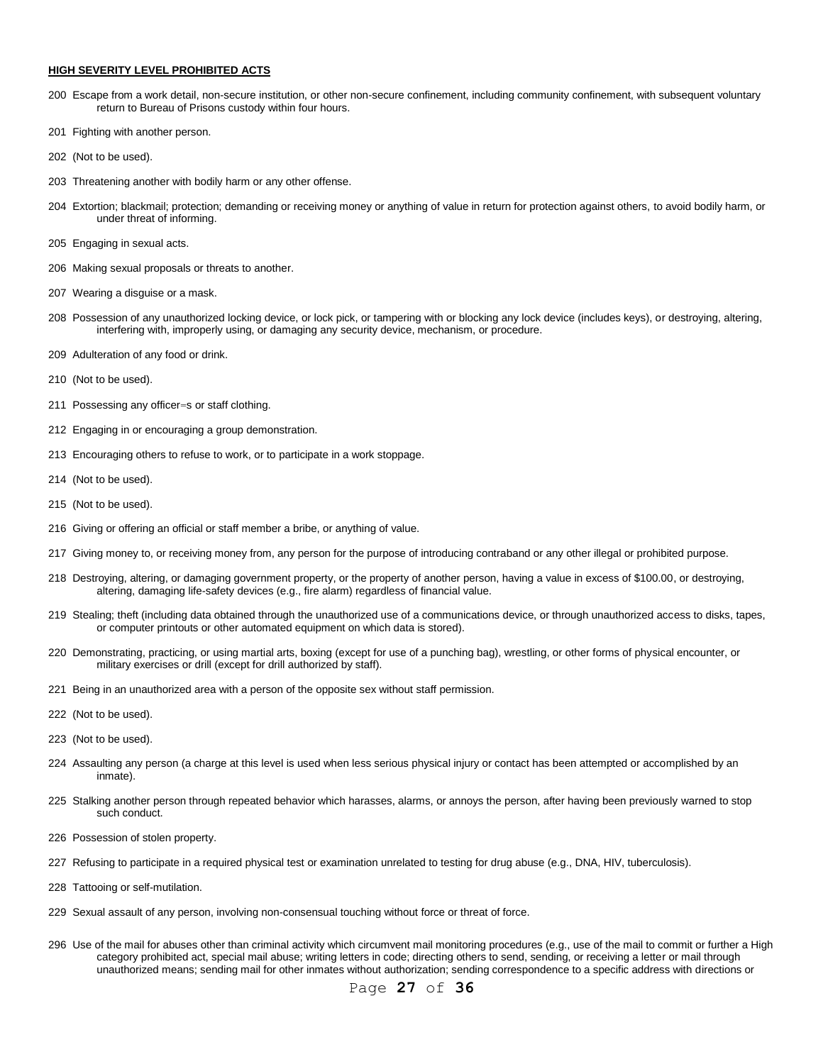**HIGH SEVERITY LEVEL PROHIBITED ACTS**

200 Escape from a work detail, non-secure institution, or other non-secure confinement, including community confinement, with subsequent voluntary return to Bureau of Prisons custody within four hours.

201 Fighting with another person.

202 (Not to be used).

203 Threatening another with bodily harm or any other offense.

204 Extortion; blackmail; protection; demanding or receiving money or anything of value in return for protection against others, to avoid bodily harm, or under threat of informing.

205 Engaging in sexual acts.

206 Making sexual proposals or threats to another.

207 Wearing a disguise or a mask.

208 Possession of any unauthorized locking device, or lock pick, or tampering with or blocking any lock device (includes keys), or destroying, altering, interfering with, improperly using, or damaging any security device, mechanism, or procedure.

209 Adulteration of any food or drink.

210 (Not to be used).

211 Possessing any officer=s or staff clothing.

212 Engaging in or encouraging a group demonstration.

213 Encouraging others to refuse to work, or to participate in a work stoppage.

214 (Not to be used).

215 (Not to be used).

216 Giving or offering an official or staff member a bribe, or anything of value.

217 Giving money to, or receiving money from, any person for the purpose of introducing contraband or any other illegal or prohibited purpose.

218 Destroying, altering, or damaging government property, or the property of another person, having a value in excess of $100.00, or destroying, altering, damaging life-safety devices (e.g., fire alarm) regardless of financial value.

219 Stealing; theft (including data obtained through the unauthorized use of a communications device, or through unauthorized access to disks, tapes, or computer printouts or other automated equipment on which data is stored).

220 Demonstrating, practicing, or using martial arts, boxing (except for use of a punching bag), wrestling, or other forms of physical encounter, or military exercises or drill (except for drill authorized by staff).

221 Being in an unauthorized area with a person of the opposite sex without staff permission.

222 (Not to be used).

223 (Not to be used).

224 Assaulting any person (a charge at this level is used when less serious physical injury or contact has been attempted or accomplished by an inmate).

225 Stalking another person through repeated behavior which harasses, alarms, or annoys the person, after having been previously warned to stop such conduct.

226 Possession of stolen property.

227 Refusing to participate in a required physical test or examination unrelated to testing for drug abuse (e.g., DNA, HIV, tuberculosis).

228 Tattooing or self-mutilation.

229 Sexual assault of any person, involving non-consensual touching without force or threat of force.

296 Use of the mail for abuses other than criminal activity which circumvent mail monitoring procedures (e.g., use of the mail to commit or further a High category prohibited act, special mail abuse; writing letters in code; directing others to send, sending, or receiving a letter or mail through unauthorized means; sending mail for other inmates without authorization; sending correspondence to a specific address with directions or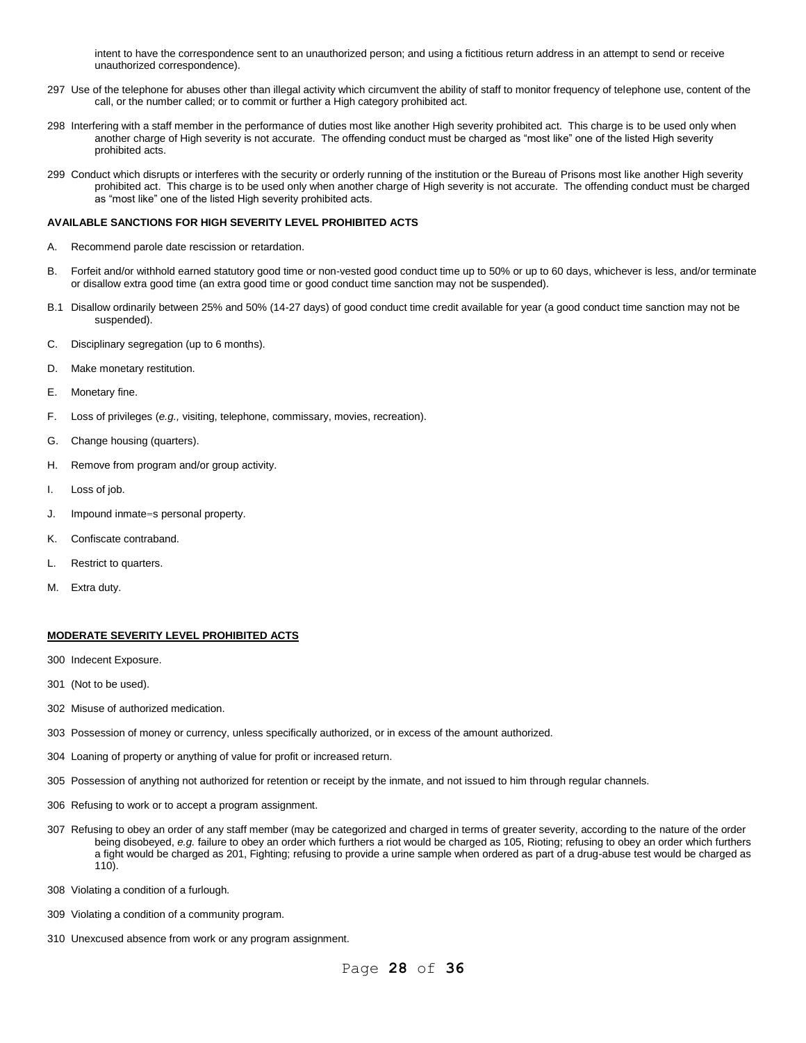intent to have the correspondence sent to an unauthorized person; and using a fictitious return address in an attempt to send or receive unauthorized correspondence).

297 Use of the telephone for abuses other than illegal activity which circumvent the ability of staff to monitor frequency of telephone use, content of the call, or the number called; or to commit or further a High category prohibited act.

298 Interfering with a staff member in the performance of duties most like another High severity prohibited act. This charge is to be used only when another charge of High severity is not accurate. The offending conduct must be charged as "most like" one of the listed High severity prohibited acts.

299 Conduct which disrupts or interferes with the security or orderly running of the institution or the Bureau of Prisons most like another High severity prohibited act. This charge is to be used only when another charge of High severity is not accurate. The offending conduct must be charged as "most like" one of the listed High severity prohibited acts.

**AVAILABLE SANCTIONS FOR HIGH SEVERITY LEVEL PROHIBITED ACTS**

A. Recommend parole date rescission or retardation.

B. Forfeit and/or withhold earned statutory good time or non-vested good conduct time up to 50% or up to 60 days, whichever is less, and/or terminate or disallow extra good time (an extra good time or good conduct time sanction may not be suspended).

B.1 Disallow ordinarily between 25% and 50% (14-27 days) of good conduct time credit available for year (a good conduct time sanction may not be suspended).

C. Disciplinary segregation (up to 6 months).

D. Make monetary restitution.

E. Monetary fine.

F. Loss of privileges (*e.g.,* visiting, telephone, commissary, movies, recreation).

G. Change housing (quarters).

H. Remove from program and/or group activity.

I. Loss of job.

J. Impound inmate=s personal property.

K. Confiscate contraband.

L. Restrict to quarters.

M. Extra duty.

**MODERATE SEVERITY LEVEL PROHIBITED ACTS**

300 Indecent Exposure.

301 (Not to be used).

302 Misuse of authorized medication.

303 Possession of money or currency, unless specifically authorized, or in excess of the amount authorized.

304 Loaning of property or anything of value for profit or increased return.

305 Possession of anything not authorized for retention or receipt by the inmate, and not issued to him through regular channels.

306 Refusing to work or to accept a program assignment.

307 Refusing to obey an order of any staff member (may be categorized and charged in terms of greater severity, according to the nature of the order being disobeyed, *e.g.* failure to obey an order which furthers a riot would be charged as 105, Rioting; refusing to obey an order which furthers a fight would be charged as 201, Fighting; refusing to provide a urine sample when ordered as part of a drug-abuse test would be charged as 110).

308 Violating a condition of a furlough.

309 Violating a condition of a community program.

310 Unexcused absence from work or any program assignment.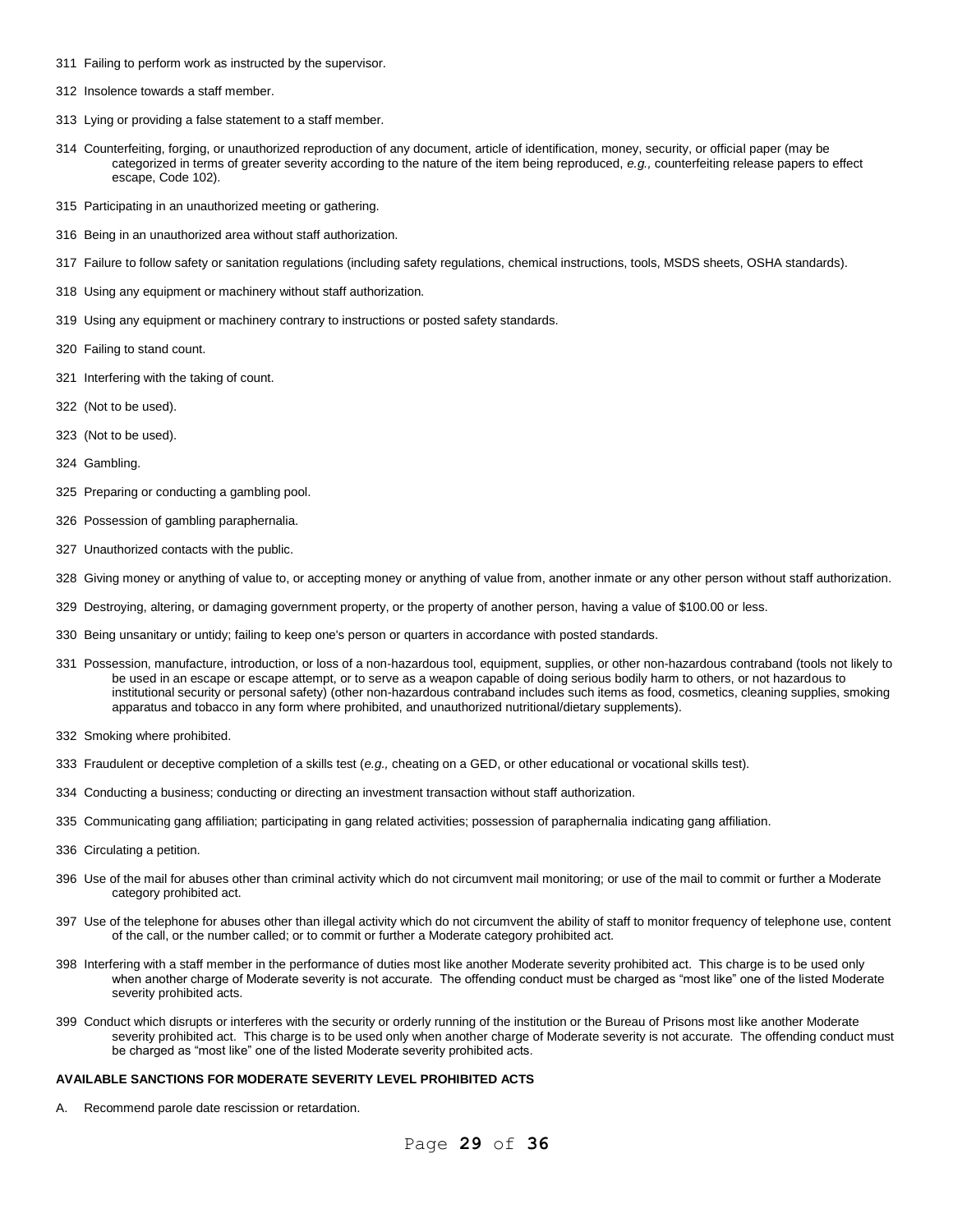311 Failing to perform work as instructed by the supervisor.

312 Insolence towards a staff member.

313 Lying or providing a false statement to a staff member.

314 Counterfeiting, forging, or unauthorized reproduction of any document, article of identification, money, security, or official paper (may be categorized in terms of greater severity according to the nature of the item being reproduced, *e.g.,* counterfeiting release papers to effect escape, Code 102).

315 Participating in an unauthorized meeting or gathering.

316 Being in an unauthorized area without staff authorization.

317 Failure to follow safety or sanitation regulations (including safety regulations, chemical instructions, tools, MSDS sheets, OSHA standards).

318 Using any equipment or machinery without staff authorization.

319 Using any equipment or machinery contrary to instructions or posted safety standards.

320 Failing to stand count.

321 Interfering with the taking of count.

322 (Not to be used).

323 (Not to be used).

324 Gambling.

325 Preparing or conducting a gambling pool.

326 Possession of gambling paraphernalia.

327 Unauthorized contacts with the public.

328 Giving money or anything of value to, or accepting money or anything of value from, another inmate or any other person without staff authorization.

329 Destroying, altering, or damaging government property, or the property of another person, having a value of $100.00 or less.

330 Being unsanitary or untidy; failing to keep one's person or quarters in accordance with posted standards.

331 Possession, manufacture, introduction, or loss of a non-hazardous tool, equipment, supplies, or other non-hazardous contraband (tools not likely to be used in an escape or escape attempt, or to serve as a weapon capable of doing serious bodily harm to others, or not hazardous to institutional security or personal safety) (other non-hazardous contraband includes such items as food, cosmetics, cleaning supplies, smoking apparatus and tobacco in any form where prohibited, and unauthorized nutritional/dietary supplements).

332 Smoking where prohibited.

333 Fraudulent or deceptive completion of a skills test (*e.g.,* cheating on a GED, or other educational or vocational skills test).

334 Conducting a business; conducting or directing an investment transaction without staff authorization.

335 Communicating gang affiliation; participating in gang related activities; possession of paraphernalia indicating gang affiliation.

336 Circulating a petition.

396 Use of the mail for abuses other than criminal activity which do not circumvent mail monitoring; or use of the mail to commit or further a Moderate category prohibited act.

397 Use of the telephone for abuses other than illegal activity which do not circumvent the ability of staff to monitor frequency of telephone use, content of the call, or the number called; or to commit or further a Moderate category prohibited act.

398 Interfering with a staff member in the performance of duties most like another Moderate severity prohibited act. This charge is to be used only when another charge of Moderate severity is not accurate. The offending conduct must be charged as "most like" one of the listed Moderate severity prohibited acts.

399 Conduct which disrupts or interferes with the security or orderly running of the institution or the Bureau of Prisons most like another Moderate severity prohibited act. This charge is to be used only when another charge of Moderate severity is not accurate. The offending conduct must be charged as "most like" one of the listed Moderate severity prohibited acts.

**AVAILABLE SANCTIONS FOR MODERATE SEVERITY LEVEL PROHIBITED ACTS**

A. Recommend parole date rescission or retardation.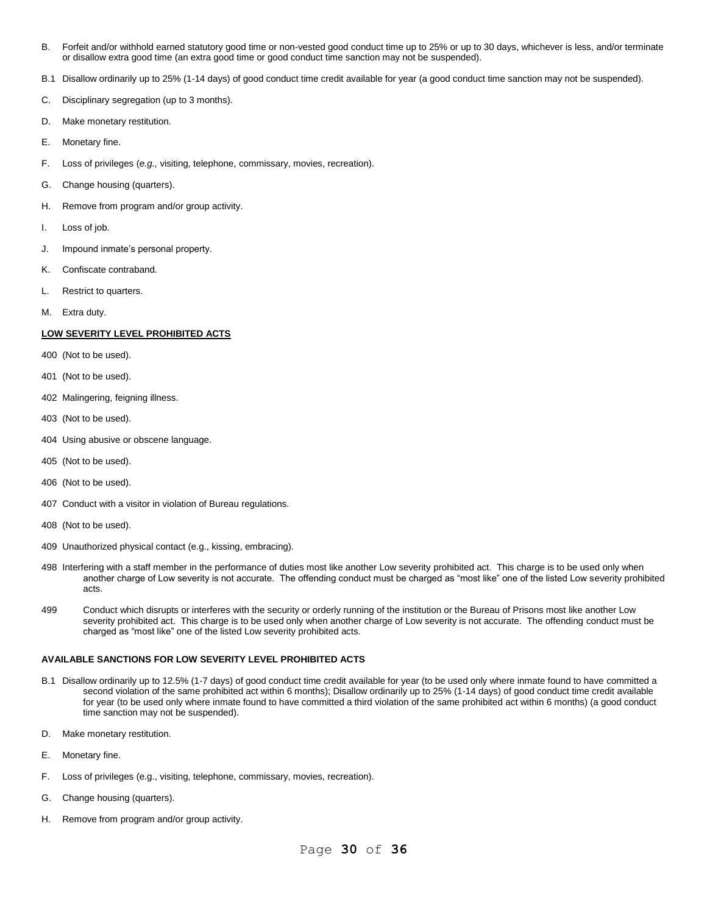B. Forfeit and/or withhold earned statutory good time or non-vested good conduct time up to 25% or up to 30 days, whichever is less, and/or terminate or disallow extra good time (an extra good time or good conduct time sanction may not be suspended).

B.1 Disallow ordinarily up to 25% (1-14 days) of good conduct time credit available for year (a good conduct time sanction may not be suspended).

C. Disciplinary segregation (up to 3 months).

D. Make monetary restitution.

E. Monetary fine.

F. Loss of privileges (*e.g.,* visiting, telephone, commissary, movies, recreation).

G. Change housing (quarters).

H. Remove from program and/or group activity.

I. Loss of job.

J. Impound inmate's personal property.

K. Confiscate contraband.

L. Restrict to quarters.

M. Extra duty.

**LOW SEVERITY LEVEL PROHIBITED ACTS**

400 (Not to be used).

401 (Not to be used).

402 Malingering, feigning illness.

403 (Not to be used).

404 Using abusive or obscene language.

405 (Not to be used).

406 (Not to be used).

407 Conduct with a visitor in violation of Bureau regulations.

408 (Not to be used).

409 Unauthorized physical contact (e.g., kissing, embracing).

498 Interfering with a staff member in the performance of duties most like another Low severity prohibited act. This charge is to be used only when another charge of Low severity is not accurate. The offending conduct must be charged as "most like" one of the listed Low severity prohibited acts.

499 Conduct which disrupts or interferes with the security or orderly running of the institution or the Bureau of Prisons most like another Low severity prohibited act. This charge is to be used only when another charge of Low severity is not accurate. The offending conduct must be charged as "most like" one of the listed Low severity prohibited acts.

**AVAILABLE SANCTIONS FOR LOW SEVERITY LEVEL PROHIBITED ACTS**

B.1 Disallow ordinarily up to 12.5% (1-7 days) of good conduct time credit available for year (to be used only where inmate found to have committed a second violation of the same prohibited act within 6 months); Disallow ordinarily up to 25% (1-14 days) of good conduct time credit available for year (to be used only where inmate found to have committed a third violation of the same prohibited act within 6 months) (a good conduct time sanction may not be suspended).

D. Make monetary restitution.

E. Monetary fine.

F. Loss of privileges (e.g., visiting, telephone, commissary, movies, recreation).

G. Change housing (quarters).

H. Remove from program and/or group activity.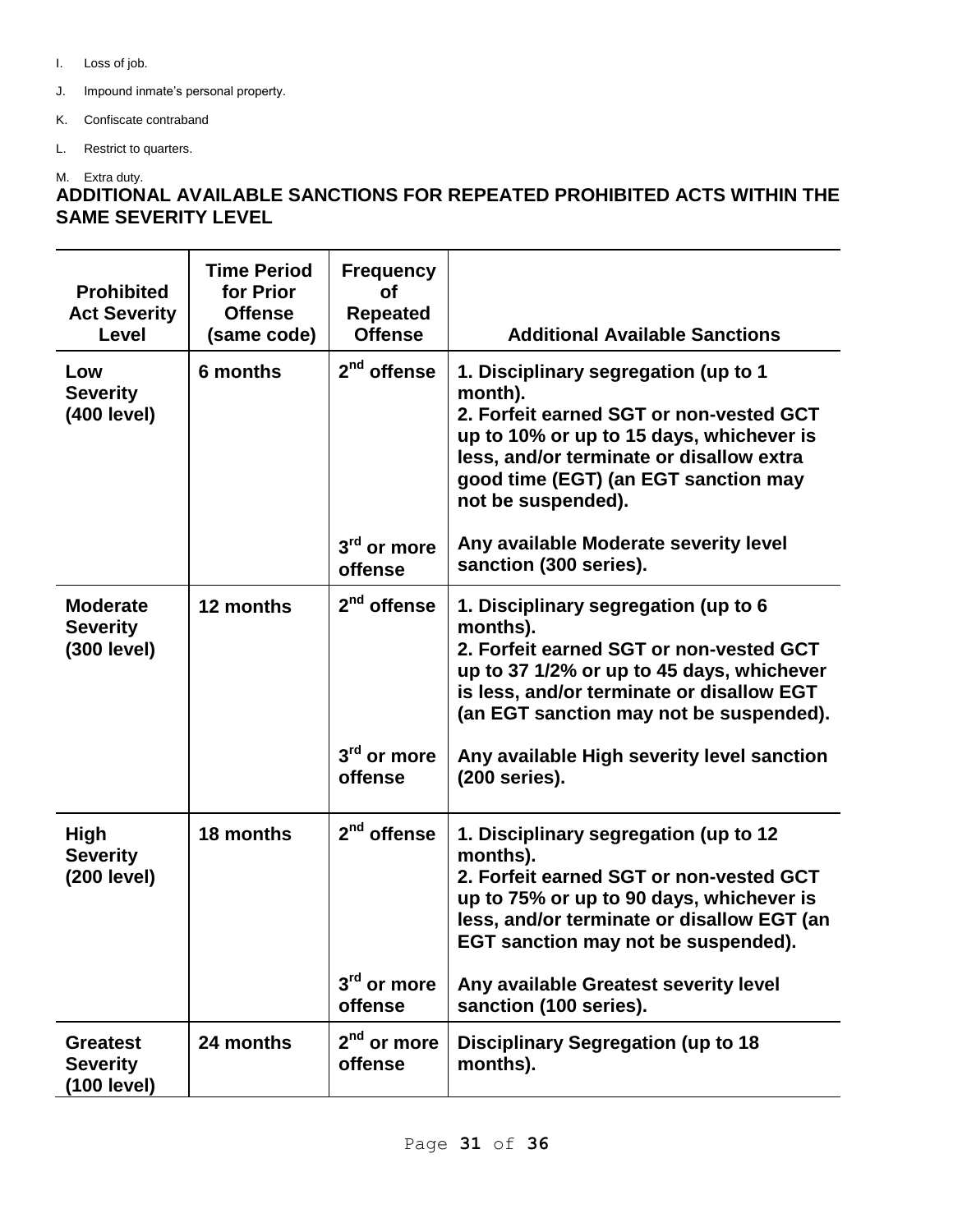I. Loss of job.

J. Impound inmate's personal property.

K. Confiscate contraband

L. Restrict to quarters.

M. Extra duty.

## ADDITIONAL AVAILABLE SANCTIONS FOR REPEATED PROHIBITED ACTS WITHIN THE SAME SEVERITY LEVEL

| Prohibited Act Severity Level | Time Period for Prior Offense (same code) | Frequency of Repeated Offense | Additional Available Sanctions |
|---|---|---|---|
| **Low Severity (400 level)** | **6 months** | **2nd offense** | **1. Disciplinary segregation (up to 1 month).<br>2. Forfeit earned SGT or non-vested GCT up to 10% or up to 15 days, whichever is less, and/or terminate or disallow extra good time (EGT) (an EGT sanction may not be suspended).** |
| | | **3rd or more offense** | **Any available Moderate severity level sanction (300 series).** |
| **Moderate Severity (300 level)** | **12 months** | **2nd offense** | **1. Disciplinary segregation (up to 6 months).<br>2. Forfeit earned SGT or non-vested GCT up to 37 1/2% or up to 45 days, whichever is less, and/or terminate or disallow EGT (an EGT sanction may not be suspended).** |
| | | **3rd or more offense** | **Any available High severity level sanction (200 series).** |
| **High Severity (200 level)** | **18 months** | **2nd offense** | **1. Disciplinary segregation (up to 12 months).<br>2. Forfeit earned SGT or non-vested GCT up to 75% or up to 90 days, whichever is less, and/or terminate or disallow EGT (an EGT sanction may not be suspended).** |
| | | **3rd or more offense** | **Any available Greatest severity level sanction (100 series).** |
| **Greatest Severity (100 level)** | **24 months** | **2nd or more offense** | **Disciplinary Segregation (up to 18 months).** |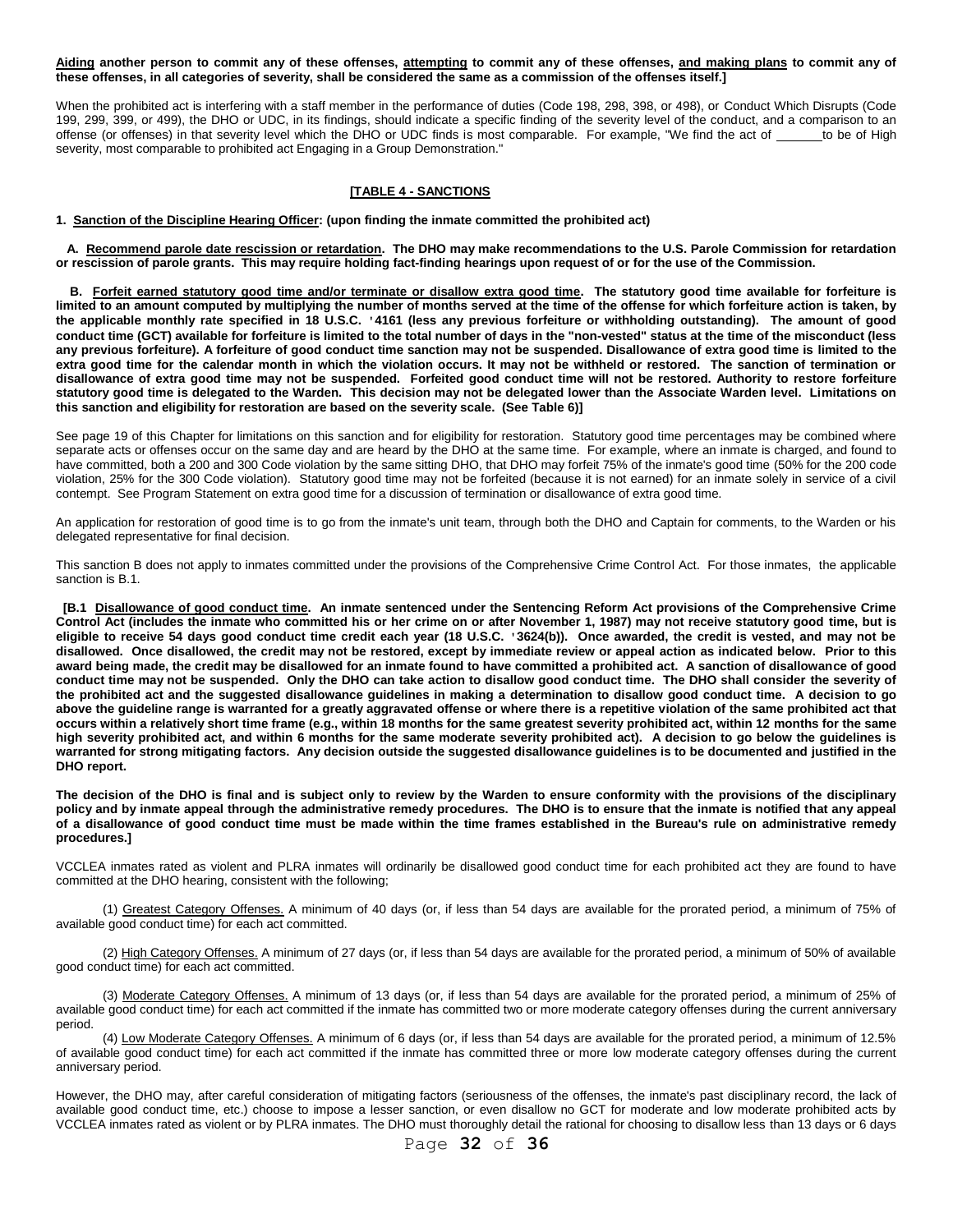**<u>Aiding</u> another person to commit any of these offenses, <u>attempting</u> to commit any of these offenses, <u>and making plans</u> to commit any of these offenses, in all categories of severity, shall be considered the same as a commission of the offenses itself.]**

When the prohibited act is interfering with a staff member in the performance of duties (Code 198, 298, 398, or 498), or Conduct Which Disrupts (Code 199, 299, 399, or 499), the DHO or UDC, in its findings, should indicate a specific finding of the severity level of the conduct, and a comparison to an offense (or offenses) in that severity level which the DHO or UDC finds is most comparable. For example, "We find the act of ______to be of High severity, most comparable to prohibited act Engaging in a Group Demonstration."

**<u>[TABLE 4 - SANCTIONS</u>**

**1. <u>Sanction of the Discipline Hearing Officer</u>: (upon finding the inmate committed the prohibited act)**

**A. <u>Recommend parole date rescission or retardation</u>. The DHO may make recommendations to the U.S. Parole Commission for retardation or rescission of parole grants. This may require holding fact-finding hearings upon request of or for the use of the Commission.**

**B. <u>Forfeit earned statutory good time and/or terminate or disallow extra good time</u>. The statutory good time available for forfeiture is limited to an amount computed by multiplying the number of months served at the time of the offense for which forfeiture action is taken, by the applicable monthly rate specified in 18 U.S.C. '4161 (less any previous forfeiture or withholding outstanding). The amount of good conduct time (GCT) available for forfeiture is limited to the total number of days in the "non-vested" status at the time of the misconduct (less any previous forfeiture). A forfeiture of good conduct time sanction may not be suspended. Disallowance of extra good time is limited to the extra good time for the calendar month in which the violation occurs. It may not be withheld or restored. The sanction of termination or disallowance of extra good time may not be suspended. Forfeited good conduct time will not be restored. Authority to restore forfeiture statutory good time is delegated to the Warden. This decision may not be delegated lower than the Associate Warden level. Limitations on this sanction and eligibility for restoration are based on the severity scale. (See Table 6)]**

See page 19 of this Chapter for limitations on this sanction and for eligibility for restoration. Statutory good time percentages may be combined where separate acts or offenses occur on the same day and are heard by the DHO at the same time. For example, where an inmate is charged, and found to have committed, both a 200 and 300 Code violation by the same sitting DHO, that DHO may forfeit 75% of the inmate's good time (50% for the 200 code violation, 25% for the 300 Code violation). Statutory good time may not be forfeited (because it is not earned) for an inmate solely in service of a civil contempt. See Program Statement on extra good time for a discussion of termination or disallowance of extra good time.

An application for restoration of good time is to go from the inmate's unit team, through both the DHO and Captain for comments, to the Warden or his delegated representative for final decision.

This sanction B does not apply to inmates committed under the provisions of the Comprehensive Crime Control Act. For those inmates, the applicable sanction is B.1.

**[B.1 <u>Disallowance of good conduct time</u>. An inmate sentenced under the Sentencing Reform Act provisions of the Comprehensive Crime Control Act (includes the inmate who committed his or her crime on or after November 1, 1987) may not receive statutory good time, but is eligible to receive 54 days good conduct time credit each year (18 U.S.C. '3624(b)). Once awarded, the credit is vested, and may not be disallowed. Once disallowed, the credit may not be restored, except by immediate review or appeal action as indicated below. Prior to this award being made, the credit may be disallowed for an inmate found to have committed a prohibited act. A sanction of disallowance of good conduct time may not be suspended. Only the DHO can take action to disallow good conduct time. The DHO shall consider the severity of the prohibited act and the suggested disallowance guidelines in making a determination to disallow good conduct time. A decision to go above the guideline range is warranted for a greatly aggravated offense or where there is a repetitive violation of the same prohibited act that occurs within a relatively short time frame (e.g., within 18 months for the same greatest severity prohibited act, within 12 months for the same high severity prohibited act, and within 6 months for the same moderate severity prohibited act). A decision to go below the guidelines is warranted for strong mitigating factors. Any decision outside the suggested disallowance guidelines is to be documented and justified in the DHO report.**

**The decision of the DHO is final and is subject only to review by the Warden to ensure conformity with the provisions of the disciplinary policy and by inmate appeal through the administrative remedy procedures. The DHO is to ensure that the inmate is notified that any appeal of a disallowance of good conduct time must be made within the time frames established in the Bureau's rule on administrative remedy procedures.]**

VCCLEA inmates rated as violent and PLRA inmates will ordinarily be disallowed good conduct time for each prohibited act they are found to have committed at the DHO hearing, consistent with the following;

(1) <u>Greatest Category Offenses.</u> A minimum of 40 days (or, if less than 54 days are available for the prorated period, a minimum of 75% of available good conduct time) for each act committed.

(2) <u>High Category Offenses.</u> A minimum of 27 days (or, if less than 54 days are available for the prorated period, a minimum of 50% of available good conduct time) for each act committed.

(3) <u>Moderate Category Offenses.</u> A minimum of 13 days (or, if less than 54 days are available for the prorated period, a minimum of 25% of available good conduct time) for each act committed if the inmate has committed two or more moderate category offenses during the current anniversary period.

(4) <u>Low Moderate Category Offenses.</u> A minimum of 6 days (or, if less than 54 days are available for the prorated period, a minimum of 12.5% of available good conduct time) for each act committed if the inmate has committed three or more low moderate category offenses during the current anniversary period.

However, the DHO may, after careful consideration of mitigating factors (seriousness of the offenses, the inmate's past disciplinary record, the lack of available good conduct time, etc.) choose to impose a lesser sanction, or even disallow no GCT for moderate and low moderate prohibited acts by VCCLEA inmates rated as violent or by PLRA inmates. The DHO must thoroughly detail the rational for choosing to disallow less than 13 days or 6 days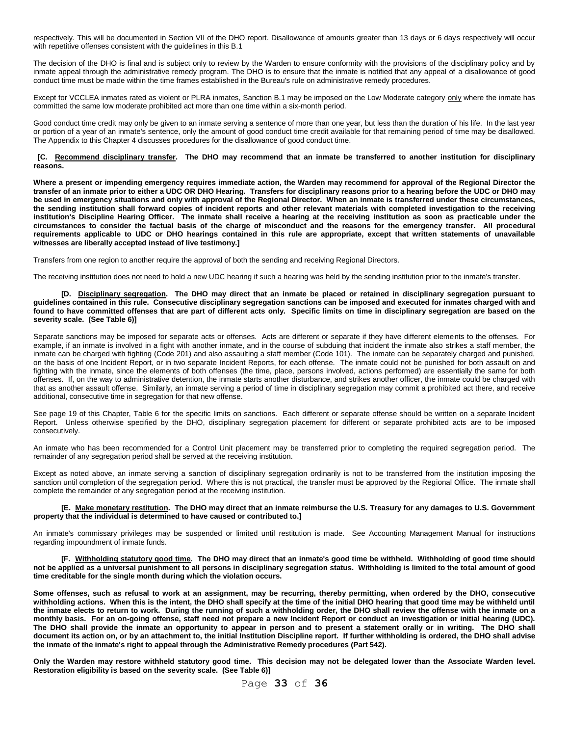respectively. This will be documented in Section VII of the DHO report. Disallowance of amounts greater than 13 days or 6 days respectively will occur with repetitive offenses consistent with the guidelines in this B.1

The decision of the DHO is final and is subject only to review by the Warden to ensure conformity with the provisions of the disciplinary policy and by inmate appeal through the administrative remedy program. The DHO is to ensure that the inmate is notified that any appeal of a disallowance of good conduct time must be made within the time frames established in the Bureau's rule on administrative remedy procedures.

Except for VCCLEA inmates rated as violent or PLRA inmates, Sanction B.1 may be imposed on the Low Moderate category only where the inmate has committed the same low moderate prohibited act more than one time within a six-month period.

Good conduct time credit may only be given to an inmate serving a sentence of more than one year, but less than the duration of his life. In the last year or portion of a year of an inmate's sentence, only the amount of good conduct time credit available for that remaining period of time may be disallowed. The Appendix to this Chapter 4 discusses procedures for the disallowance of good conduct time.

**[C. Recommend disciplinary transfer. The DHO may recommend that an inmate be transferred to another institution for disciplinary reasons.**

**Where a present or impending emergency requires immediate action, the Warden may recommend for approval of the Regional Director the transfer of an inmate prior to either a UDC OR DHO Hearing. Transfers for disciplinary reasons prior to a hearing before the UDC or DHO may be used in emergency situations and only with approval of the Regional Director. When an inmate is transferred under these circumstances, the sending institution shall forward copies of incident reports and other relevant materials with completed investigation to the receiving institution's Discipline Hearing Officer. The inmate shall receive a hearing at the receiving institution as soon as practicable under the circumstances to consider the factual basis of the charge of misconduct and the reasons for the emergency transfer. All procedural requirements applicable to UDC or DHO hearings contained in this rule are appropriate, except that written statements of unavailable witnesses are liberally accepted instead of live testimony.]**

Transfers from one region to another require the approval of both the sending and receiving Regional Directors.

The receiving institution does not need to hold a new UDC hearing if such a hearing was held by the sending institution prior to the inmate's transfer.

**[D. Disciplinary segregation. The DHO may direct that an inmate be placed or retained in disciplinary segregation pursuant to guidelines contained in this rule. Consecutive disciplinary segregation sanctions can be imposed and executed for inmates charged with and found to have committed offenses that are part of different acts only. Specific limits on time in disciplinary segregation are based on the severity scale. (See Table 6)]**

Separate sanctions may be imposed for separate acts or offenses. Acts are different or separate if they have different elements to the offenses. For example, if an inmate is involved in a fight with another inmate, and in the course of subduing that incident the inmate also strikes a staff member, the inmate can be charged with fighting (Code 201) and also assaulting a staff member (Code 101). The inmate can be separately charged and punished, on the basis of one Incident Report, or in two separate Incident Reports, for each offense. The inmate could not be punished for both assault on and fighting with the inmate, since the elements of both offenses (the time, place, persons involved, actions performed) are essentially the same for both offenses. If, on the way to administrative detention, the inmate starts another disturbance, and strikes another officer, the inmate could be charged with that as another assault offense. Similarly, an inmate serving a period of time in disciplinary segregation may commit a prohibited act there, and receive additional, consecutive time in segregation for that new offense.

See page 19 of this Chapter, Table 6 for the specific limits on sanctions. Each different or separate offense should be written on a separate Incident Report. Unless otherwise specified by the DHO, disciplinary segregation placement for different or separate prohibited acts are to be imposed consecutively.

An inmate who has been recommended for a Control Unit placement may be transferred prior to completing the required segregation period. The remainder of any segregation period shall be served at the receiving institution.

Except as noted above, an inmate serving a sanction of disciplinary segregation ordinarily is not to be transferred from the institution imposing the sanction until completion of the segregation period. Where this is not practical, the transfer must be approved by the Regional Office. The inmate shall complete the remainder of any segregation period at the receiving institution.

**[E. Make monetary restitution. The DHO may direct that an inmate reimburse the U.S. Treasury for any damages to U.S. Government property that the individual is determined to have caused or contributed to.]**

An inmate's commissary privileges may be suspended or limited until restitution is made. See Accounting Management Manual for instructions regarding impoundment of inmate funds.

**[F. Withholding statutory good time. The DHO may direct that an inmate's good time be withheld. Withholding of good time should not be applied as a universal punishment to all persons in disciplinary segregation status. Withholding is limited to the total amount of good time creditable for the single month during which the violation occurs.**

**Some offenses, such as refusal to work at an assignment, may be recurring, thereby permitting, when ordered by the DHO, consecutive withholding actions. When this is the intent, the DHO shall specify at the time of the initial DHO hearing that good time may be withheld until the inmate elects to return to work. During the running of such a withholding order, the DHO shall review the offense with the inmate on a monthly basis. For an on-going offense, staff need not prepare a new Incident Report or conduct an investigation or initial hearing (UDC). The DHO shall provide the inmate an opportunity to appear in person and to present a statement orally or in writing. The DHO shall document its action on, or by an attachment to, the initial Institution Discipline report. If further withholding is ordered, the DHO shall advise the inmate of the inmate's right to appeal through the Administrative Remedy procedures (Part 542).**

**Only the Warden may restore withheld statutory good time. This decision may not be delegated lower than the Associate Warden level. Restoration eligibility is based on the severity scale. (See Table 6)]**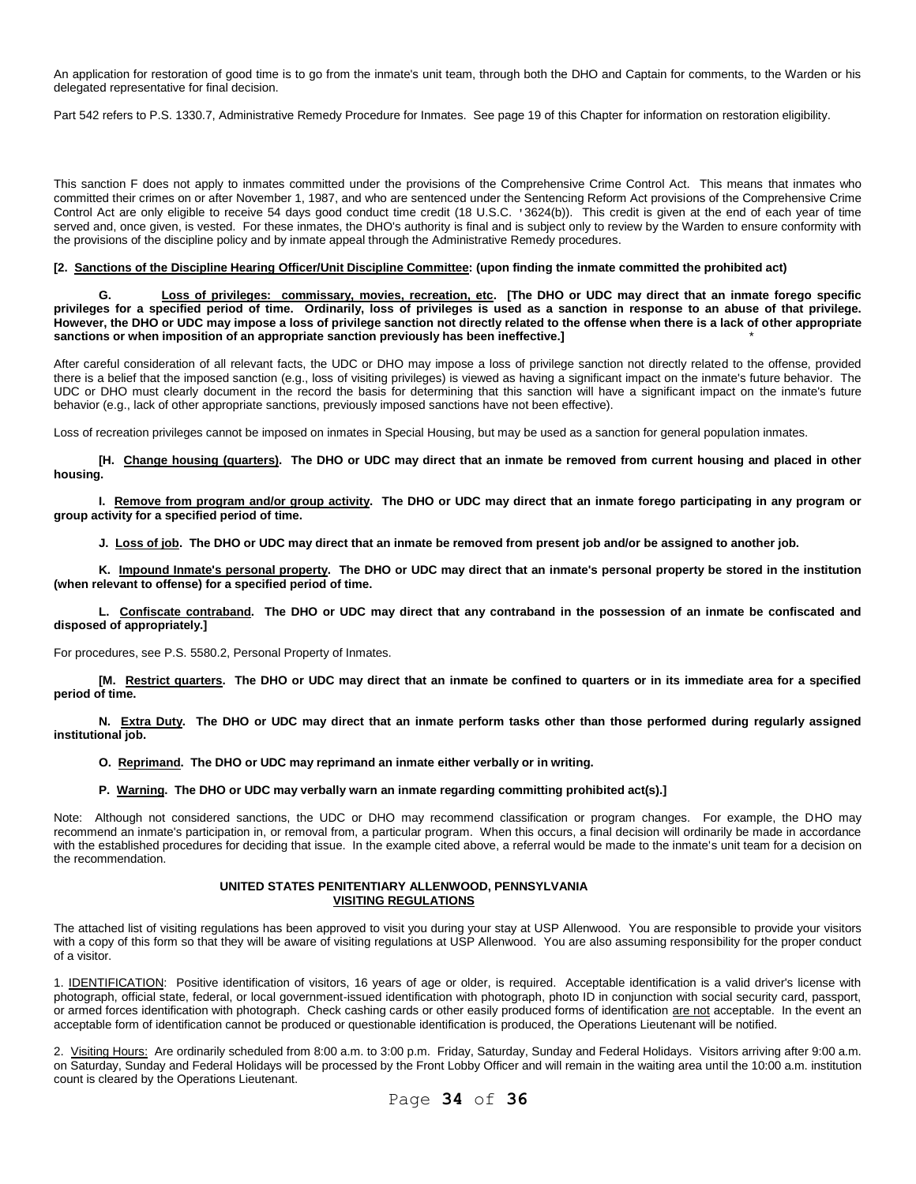An application for restoration of good time is to go from the inmate's unit team, through both the DHO and Captain for comments, to the Warden or his delegated representative for final decision.

Part 542 refers to P.S. 1330.7, Administrative Remedy Procedure for Inmates. See page 19 of this Chapter for information on restoration eligibility.

This sanction F does not apply to inmates committed under the provisions of the Comprehensive Crime Control Act. This means that inmates who committed their crimes on or after November 1, 1987, and who are sentenced under the Sentencing Reform Act provisions of the Comprehensive Crime Control Act are only eligible to receive 54 days good conduct time credit (18 U.S.C. '3624(b)). This credit is given at the end of each year of time served and, once given, is vested. For these inmates, the DHO's authority is final and is subject only to review by the Warden to ensure conformity with the provisions of the discipline policy and by inmate appeal through the Administrative Remedy procedures.

**[2. Sanctions of the Discipline Hearing Officer/Unit Discipline Committee: (upon finding the inmate committed the prohibited act)**

**G. Loss of privileges: commissary, movies, recreation, etc. [The DHO or UDC may direct that an inmate forego specific privileges for a specified period of time. Ordinarily, loss of privileges is used as a sanction in response to an abuse of that privilege. However, the DHO or UDC may impose a loss of privilege sanction not directly related to the offense when there is a lack of other appropriate sanctions or when imposition of an appropriate sanction previously has been ineffective.]** *

After careful consideration of all relevant facts, the UDC or DHO may impose a loss of privilege sanction not directly related to the offense, provided there is a belief that the imposed sanction (e.g., loss of visiting privileges) is viewed as having a significant impact on the inmate's future behavior. The UDC or DHO must clearly document in the record the basis for determining that this sanction will have a significant impact on the inmate's future behavior (e.g., lack of other appropriate sanctions, previously imposed sanctions have not been effective).

Loss of recreation privileges cannot be imposed on inmates in Special Housing, but may be used as a sanction for general population inmates.

**[H. Change housing (quarters). The DHO or UDC may direct that an inmate be removed from current housing and placed in other housing.**

**I. Remove from program and/or group activity. The DHO or UDC may direct that an inmate forego participating in any program or group activity for a specified period of time.**

**J. Loss of job. The DHO or UDC may direct that an inmate be removed from present job and/or be assigned to another job.**

**K. Impound Inmate's personal property. The DHO or UDC may direct that an inmate's personal property be stored in the institution (when relevant to offense) for a specified period of time.**

**L. Confiscate contraband. The DHO or UDC may direct that any contraband in the possession of an inmate be confiscated and disposed of appropriately.]**

For procedures, see P.S. 5580.2, Personal Property of Inmates.

**[M. Restrict quarters. The DHO or UDC may direct that an inmate be confined to quarters or in its immediate area for a specified period of time.**

**N. Extra Duty. The DHO or UDC may direct that an inmate perform tasks other than those performed during regularly assigned institutional job.**

**O. Reprimand. The DHO or UDC may reprimand an inmate either verbally or in writing.**

**P. Warning. The DHO or UDC may verbally warn an inmate regarding committing prohibited act(s).]**

Note: Although not considered sanctions, the UDC or DHO may recommend classification or program changes. For example, the DHO may recommend an inmate's participation in, or removal from, a particular program. When this occurs, a final decision will ordinarily be made in accordance with the established procedures for deciding that issue. In the example cited above, a referral would be made to the inmate's unit team for a decision on the recommendation.

## UNITED STATES PENITENTIARY ALLENWOOD, PENNSYLVANIA
## VISITING REGULATIONS

The attached list of visiting regulations has been approved to visit you during your stay at USP Allenwood. You are responsible to provide your visitors with a copy of this form so that they will be aware of visiting regulations at USP Allenwood. You are also assuming responsibility for the proper conduct of a visitor.

1. IDENTIFICATION: Positive identification of visitors, 16 years of age or older, is required. Acceptable identification is a valid driver's license with photograph, official state, federal, or local government-issued identification with photograph, photo ID in conjunction with social security card, passport, or armed forces identification with photograph. Check cashing cards or other easily produced forms of identification are not acceptable. In the event an acceptable form of identification cannot be produced or questionable identification is produced, the Operations Lieutenant will be notified.

2. Visiting Hours: Are ordinarily scheduled from 8:00 a.m. to 3:00 p.m. Friday, Saturday, Sunday and Federal Holidays. Visitors arriving after 9:00 a.m. on Saturday, Sunday and Federal Holidays will be processed by the Front Lobby Officer and will remain in the waiting area until the 10:00 a.m. institution count is cleared by the Operations Lieutenant.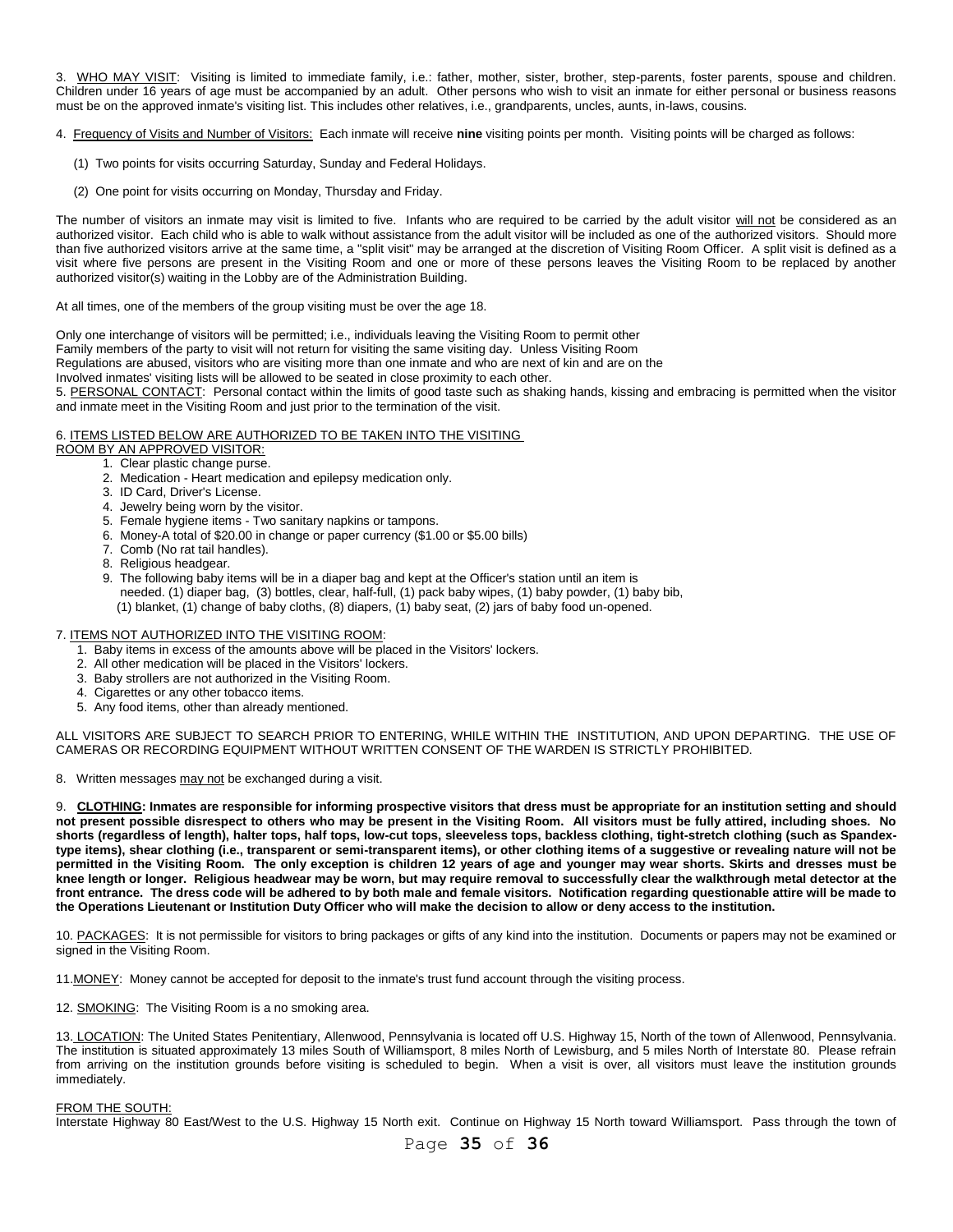3. WHO MAY VISIT: Visiting is limited to immediate family, i.e.: father, mother, sister, brother, step-parents, foster parents, spouse and children. Children under 16 years of age must be accompanied by an adult. Other persons who wish to visit an inmate for either personal or business reasons must be on the approved inmate's visiting list. This includes other relatives, i.e., grandparents, uncles, aunts, in-laws, cousins.

4. Frequency of Visits and Number of Visitors: Each inmate will receive **nine** visiting points per month. Visiting points will be charged as follows:

(1) Two points for visits occurring Saturday, Sunday and Federal Holidays.

(2) One point for visits occurring on Monday, Thursday and Friday.

The number of visitors an inmate may visit is limited to five. Infants who are required to be carried by the adult visitor will not be considered as an authorized visitor. Each child who is able to walk without assistance from the adult visitor will be included as one of the authorized visitors. Should more than five authorized visitors arrive at the same time, a "split visit" may be arranged at the discretion of Visiting Room Officer. A split visit is defined as a visit where five persons are present in the Visiting Room and one or more of these persons leaves the Visiting Room to be replaced by another authorized visitor(s) waiting in the Lobby are of the Administration Building.

At all times, one of the members of the group visiting must be over the age 18.

Only one interchange of visitors will be permitted; i.e., individuals leaving the Visiting Room to permit other Family members of the party to visit will not return for visiting the same visiting day. Unless Visiting Room Regulations are abused, visitors who are visiting more than one inmate and who are next of kin and are on the Involved inmates' visiting lists will be allowed to be seated in close proximity to each other.

5. PERSONAL CONTACT: Personal contact within the limits of good taste such as shaking hands, kissing and embracing is permitted when the visitor and inmate meet in the Visiting Room and just prior to the termination of the visit.

6. ITEMS LISTED BELOW ARE AUTHORIZED TO BE TAKEN INTO THE VISITING ROOM BY AN APPROVED VISITOR:

1. Clear plastic change purse.
2. Medication - Heart medication and epilepsy medication only.
3. ID Card, Driver's License.
4. Jewelry being worn by the visitor.
5. Female hygiene items - Two sanitary napkins or tampons.
6. Money-A total of $20.00 in change or paper currency ($1.00 or $5.00 bills)
7. Comb (No rat tail handles).
8. Religious headgear.
9. The following baby items will be in a diaper bag and kept at the Officer's station until an item is needed. (1) diaper bag, (3) bottles, clear, half-full, (1) pack baby wipes, (1) baby powder, (1) baby bib, (1) blanket, (1) change of baby cloths, (8) diapers, (1) baby seat, (2) jars of baby food un-opened.

7. ITEMS NOT AUTHORIZED INTO THE VISITING ROOM:

1. Baby items in excess of the amounts above will be placed in the Visitors' lockers.
2. All other medication will be placed in the Visitors' lockers.
3. Baby strollers are not authorized in the Visiting Room.
4. Cigarettes or any other tobacco items.
5. Any food items, other than already mentioned.

ALL VISITORS ARE SUBJECT TO SEARCH PRIOR TO ENTERING, WHILE WITHIN THE INSTITUTION, AND UPON DEPARTING. THE USE OF CAMERAS OR RECORDING EQUIPMENT WITHOUT WRITTEN CONSENT OF THE WARDEN IS STRICTLY PROHIBITED.

8. Written messages may not be exchanged during a visit.

9. **CLOTHING: Inmates are responsible for informing prospective visitors that dress must be appropriate for an institution setting and should not present possible disrespect to others who may be present in the Visiting Room. All visitors must be fully attired, including shoes. No shorts (regardless of length), halter tops, half tops, low-cut tops, sleeveless tops, backless clothing, tight-stretch clothing (such as Spandex-type items), shear clothing (i.e., transparent or semi-transparent items), or other clothing items of a suggestive or revealing nature will not be permitted in the Visiting Room. The only exception is children 12 years of age and younger may wear shorts. Skirts and dresses must be knee length or longer. Religious headwear may be worn, but may require removal to successfully clear the walkthrough metal detector at the front entrance. The dress code will be adhered to by both male and female visitors. Notification regarding questionable attire will be made to the Operations Lieutenant or Institution Duty Officer who will make the decision to allow or deny access to the institution.**

10. PACKAGES: It is not permissible for visitors to bring packages or gifts of any kind into the institution. Documents or papers may not be examined or signed in the Visiting Room.

11. MONEY: Money cannot be accepted for deposit to the inmate's trust fund account through the visiting process.

12. SMOKING: The Visiting Room is a no smoking area.

13. LOCATION: The United States Penitentiary, Allenwood, Pennsylvania is located off U.S. Highway 15, North of the town of Allenwood, Pennsylvania. The institution is situated approximately 13 miles South of Williamsport, 8 miles North of Lewisburg, and 5 miles North of Interstate 80. Please refrain from arriving on the institution grounds before visiting is scheduled to begin. When a visit is over, all visitors must leave the institution grounds immediately.

FROM THE SOUTH:
Interstate Highway 80 East/West to the U.S. Highway 15 North exit. Continue on Highway 15 North toward Williamsport. Pass through the town of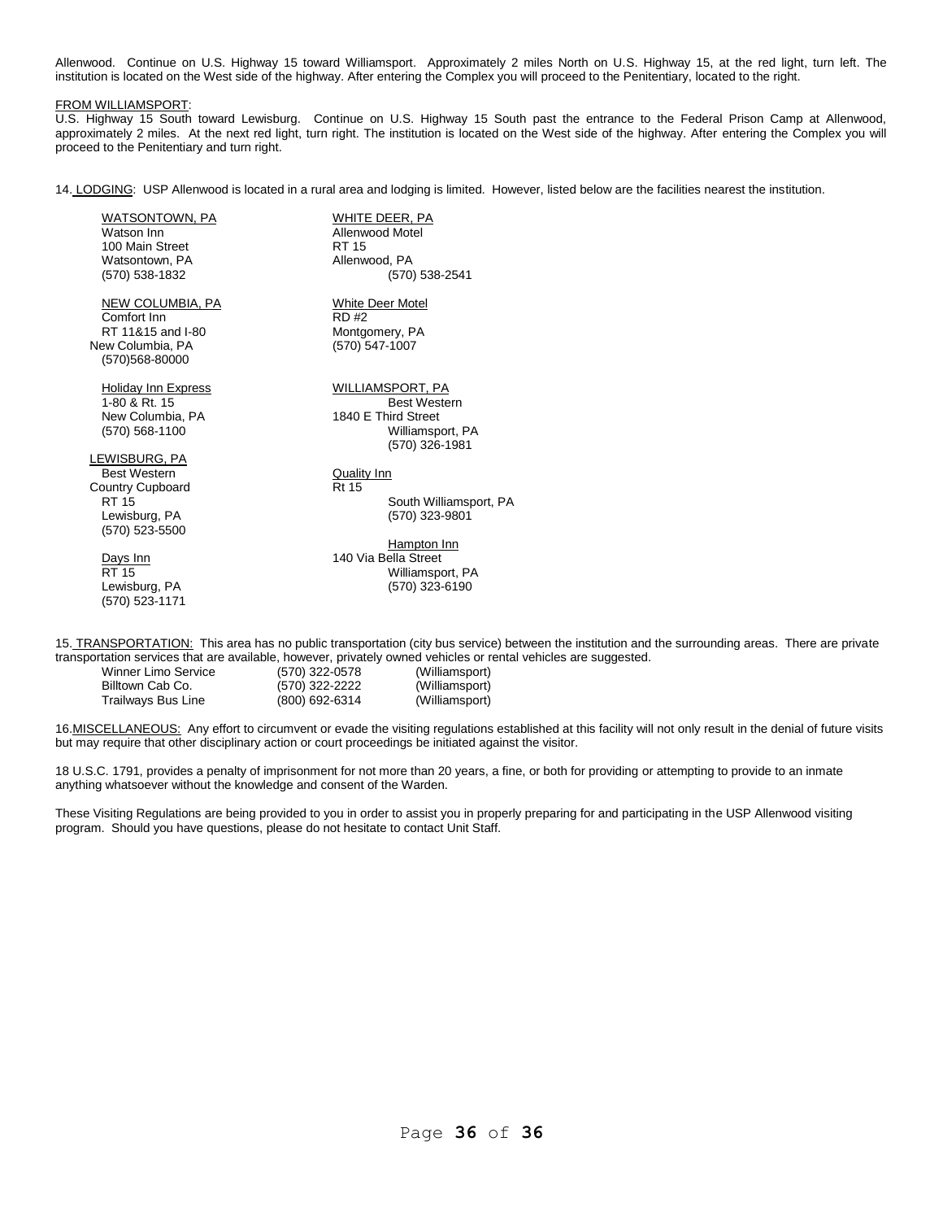Allenwood. Continue on U.S. Highway 15 toward Williamsport. Approximately 2 miles North on U.S. Highway 15, at the red light, turn left. The institution is located on the West side of the highway. After entering the Complex you will proceed to the Penitentiary, located to the right.

FROM WILLIAMSPORT:

U.S. Highway 15 South toward Lewisburg. Continue on U.S. Highway 15 South past the entrance to the Federal Prison Camp at Allenwood, approximately 2 miles. At the next red light, turn right. The institution is located on the West side of the highway. After entering the Complex you will proceed to the Penitentiary and turn right.

14. LODGING: USP Allenwood is located in a rural area and lodging is limited. However, listed below are the facilities nearest the institution.

WATSONTOWN, PA
Watson Inn
100 Main Street
Watsontown, PA
(570) 538-1832

NEW COLUMBIA, PA
Comfort Inn
RT 11&15 and I-80
New Columbia, PA
(570)568-80000

Holiday Inn Express
1-80 & Rt. 15
New Columbia, PA
(570) 568-1100

LEWISBURG, PA
Best Western
Country Cupboard
RT 15
Lewisburg, PA
(570) 523-5500

Days Inn
RT 15
Lewisburg, PA
(570) 523-1171

WHITE DEER, PA
Allenwood Motel
RT 15
Allenwood, PA
(570) 538-2541

White Deer Motel
RD #2
Montgomery, PA
(570) 547-1007

WILLIAMSPORT, PA
Best Western
1840 E Third Street
Williamsport, PA
(570) 326-1981

Quality Inn
Rt 15
South Williamsport, PA
(570) 323-9801

Hampton Inn
140 Via Bella Street
Williamsport, PA
(570) 323-6190

15. TRANSPORTATION: This area has no public transportation (city bus service) between the institution and the surrounding areas. There are private transportation services that are available, however, privately owned vehicles or rental vehicles are suggested.

| | | |
|---|---|---|
| Winner Limo Service | (570) 322-0578 | (Williamsport) |
| Billtown Cab Co. | (570) 322-2222 | (Williamsport) |
| Trailways Bus Line | (800) 692-6314 | (Williamsport) |

16. MISCELLANEOUS: Any effort to circumvent or evade the visiting regulations established at this facility will not only result in the denial of future visits but may require that other disciplinary action or court proceedings be initiated against the visitor.

18 U.S.C. 1791, provides a penalty of imprisonment for not more than 20 years, a fine, or both for providing or attempting to provide to an inmate anything whatsoever without the knowledge and consent of the Warden.

These Visiting Regulations are being provided to you in order to assist you in properly preparing for and participating in the USP Allenwood visiting program. Should you have questions, please do not hesitate to contact Unit Staff.